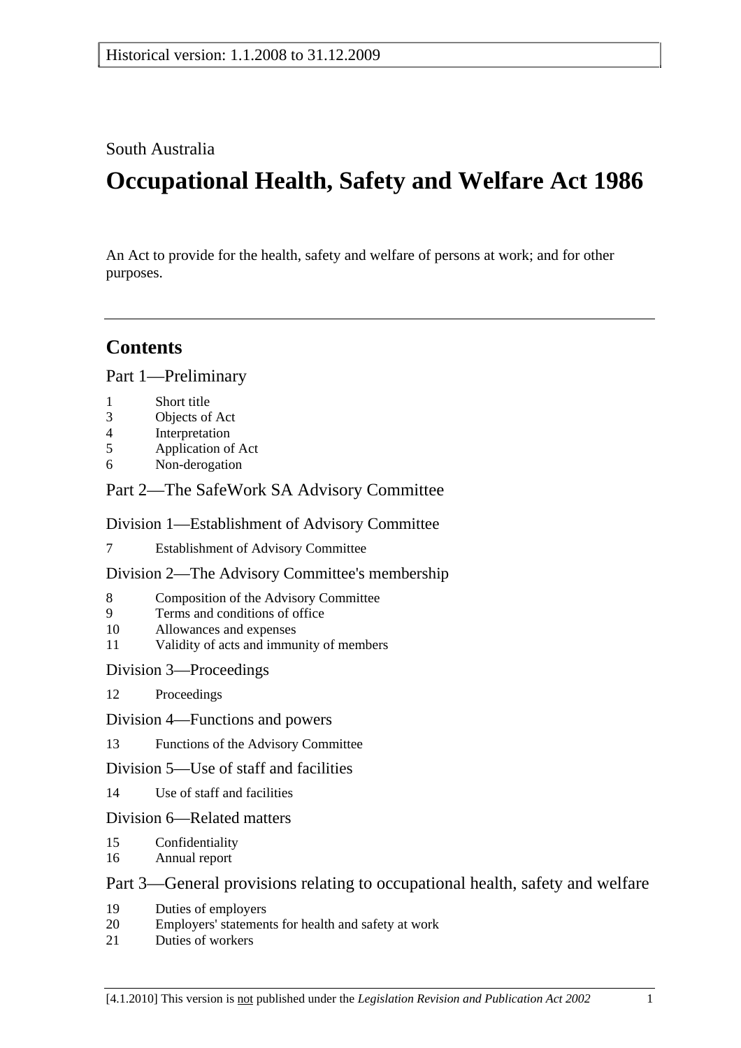Historical version: 1.1.2008 to 31.12.2009

South Australia

# Occupational Health, Safety and Welfare Act 1986

An Act to provide for the health, safety and welfare of persons at work; and for other purposes.

---

## Contents

Part 1—Preliminary

1 Short title
3 Objects of Act
4 Interpretation
5 Application of Act
6 Non-derogation

Part 2—The SafeWork SA Advisory Committee

Division 1—Establishment of Advisory Committee

7 Establishment of Advisory Committee

Division 2—The Advisory Committee's membership

8 Composition of the Advisory Committee
9 Terms and conditions of office
10 Allowances and expenses
11 Validity of acts and immunity of members

Division 3—Proceedings

12 Proceedings

Division 4—Functions and powers

13 Functions of the Advisory Committee

Division 5—Use of staff and facilities

14 Use of staff and facilities

Division 6—Related matters

15 Confidentiality
16 Annual report

Part 3—General provisions relating to occupational health, safety and welfare

19 Duties of employers
20 Employers' statements for health and safety at work
21 Duties of workers

[4.1.2010] This version is not published under the *Legislation Revision and Publication Act 2002*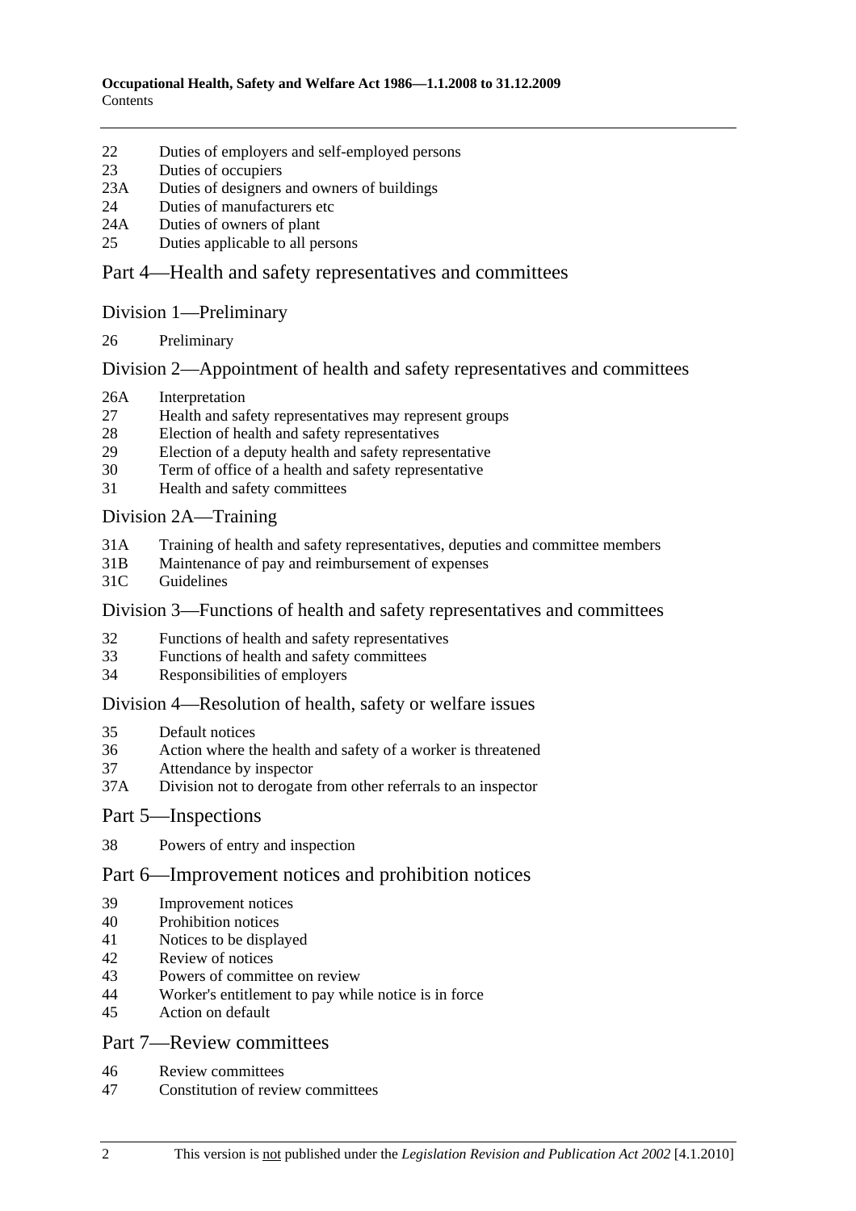22 Duties of employers and self-employed persons
23 Duties of occupiers
23A Duties of designers and owners of buildings
24 Duties of manufacturers etc
24A Duties of owners of plant
25 Duties applicable to all persons

## Part 4—Health and safety representatives and committees

### Division 1—Preliminary

26 Preliminary

### Division 2—Appointment of health and safety representatives and committees

26A Interpretation
27 Health and safety representatives may represent groups
28 Election of health and safety representatives
29 Election of a deputy health and safety representative
30 Term of office of a health and safety representative
31 Health and safety committees

### Division 2A—Training

31A Training of health and safety representatives, deputies and committee members
31B Maintenance of pay and reimbursement of expenses
31C Guidelines

### Division 3—Functions of health and safety representatives and committees

32 Functions of health and safety representatives
33 Functions of health and safety committees
34 Responsibilities of employers

### Division 4—Resolution of health, safety or welfare issues

35 Default notices
36 Action where the health and safety of a worker is threatened
37 Attendance by inspector
37A Division not to derogate from other referrals to an inspector

## Part 5—Inspections

38 Powers of entry and inspection

## Part 6—Improvement notices and prohibition notices

39 Improvement notices
40 Prohibition notices
41 Notices to be displayed
42 Review of notices
43 Powers of committee on review
44 Worker's entitlement to pay while notice is in force
45 Action on default

## Part 7—Review committees

46 Review committees
47 Constitution of review committees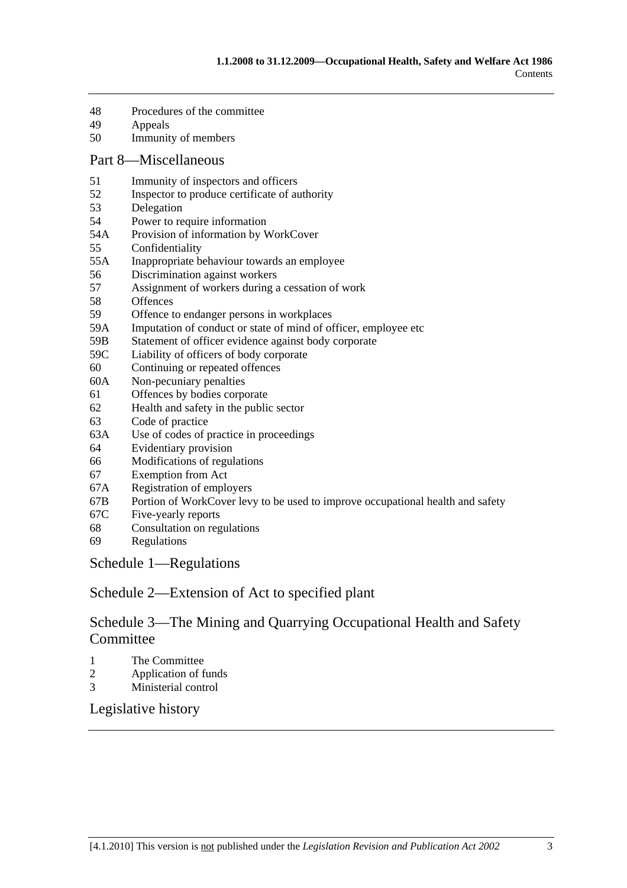48	Procedures of the committee
49	Appeals
50	Immunity of members

## Part 8—Miscellaneous

51	Immunity of inspectors and officers
52	Inspector to produce certificate of authority
53	Delegation
54	Power to require information
54A	Provision of information by WorkCover
55	Confidentiality
55A	Inappropriate behaviour towards an employee
56	Discrimination against workers
57	Assignment of workers during a cessation of work
58	Offences
59	Offence to endanger persons in workplaces
59A	Imputation of conduct or state of mind of officer, employee etc
59B	Statement of officer evidence against body corporate
59C	Liability of officers of body corporate
60	Continuing or repeated offences
60A	Non-pecuniary penalties
61	Offences by bodies corporate
62	Health and safety in the public sector
63	Code of practice
63A	Use of codes of practice in proceedings
64	Evidentiary provision
66	Modifications of regulations
67	Exemption from Act
67A	Registration of employers
67B	Portion of WorkCover levy to be used to improve occupational health and safety
67C	Five-yearly reports
68	Consultation on regulations
69	Regulations

## Schedule 1—Regulations

## Schedule 2—Extension of Act to specified plant

## Schedule 3—The Mining and Quarrying Occupational Health and Safety Committee

1	The Committee
2	Application of funds
3	Ministerial control

## Legislative history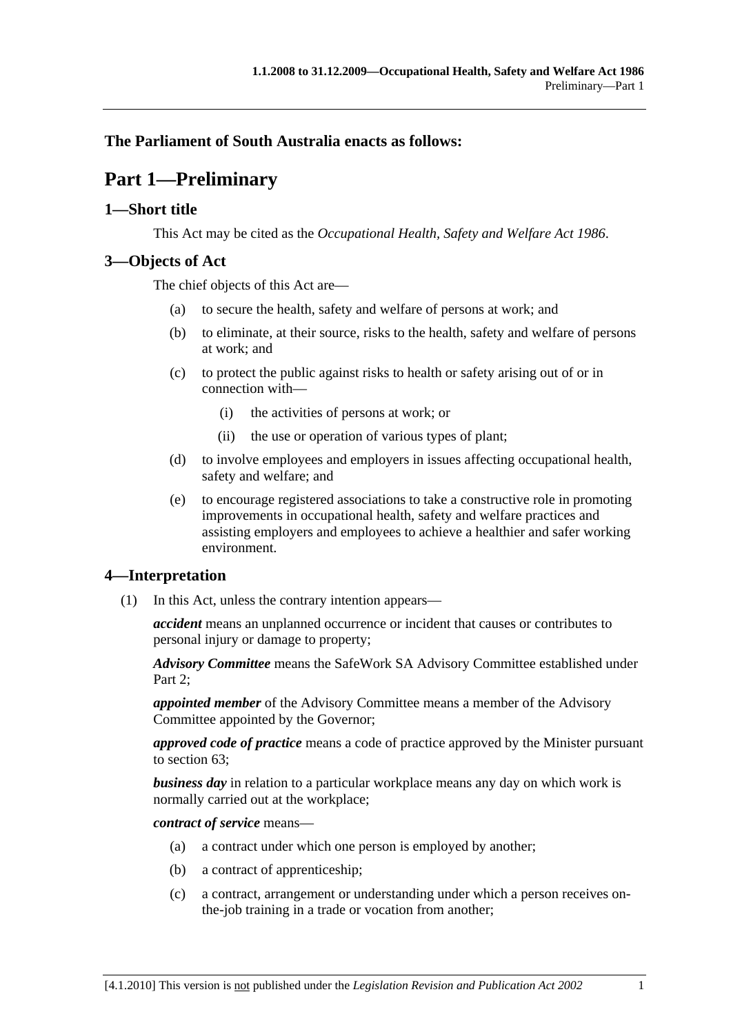**The Parliament of South Australia enacts as follows:**

# Part 1—Preliminary

## 1—Short title

This Act may be cited as the *Occupational Health, Safety and Welfare Act 1986*.

## 3—Objects of Act

The chief objects of this Act are—

- (a) to secure the health, safety and welfare of persons at work; and
- (b) to eliminate, at their source, risks to the health, safety and welfare of persons at work; and
- (c) to protect the public against risks to health or safety arising out of or in connection with—
  - (i) the activities of persons at work; or
  - (ii) the use or operation of various types of plant;
- (d) to involve employees and employers in issues affecting occupational health, safety and welfare; and
- (e) to encourage registered associations to take a constructive role in promoting improvements in occupational health, safety and welfare practices and assisting employers and employees to achieve a healthier and safer working environment.

## 4—Interpretation

(1) In this Act, unless the contrary intention appears—

***accident*** means an unplanned occurrence or incident that causes or contributes to personal injury or damage to property;

***Advisory Committee*** means the SafeWork SA Advisory Committee established under Part 2;

***appointed member*** of the Advisory Committee means a member of the Advisory Committee appointed by the Governor;

***approved code of practice*** means a code of practice approved by the Minister pursuant to section 63;

***business day*** in relation to a particular workplace means any day on which work is normally carried out at the workplace;

***contract of service*** means—

- (a) a contract under which one person is employed by another;
- (b) a contract of apprenticeship;
- (c) a contract, arrangement or understanding under which a person receives on-the-job training in a trade or vocation from another;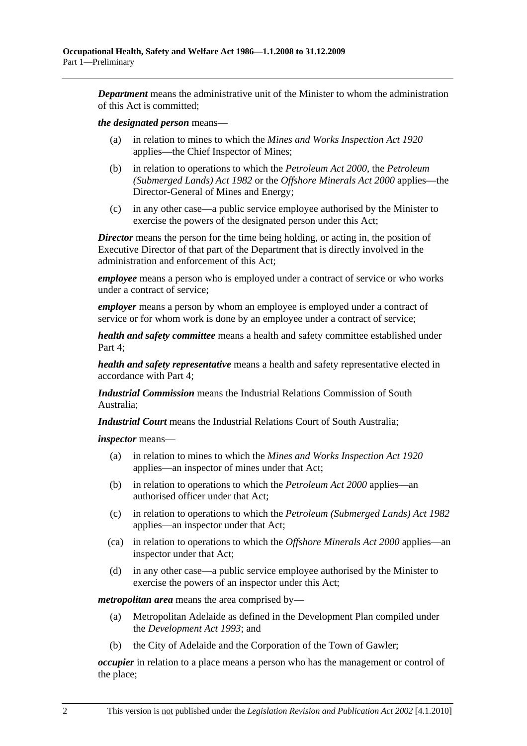***Department*** means the administrative unit of the Minister to whom the administration of this Act is committed;

***the designated person*** means—

(a) in relation to mines to which the *Mines and Works Inspection Act 1920* applies—the Chief Inspector of Mines;

(b) in relation to operations to which the *Petroleum Act 2000*, the *Petroleum (Submerged Lands) Act 1982* or the *Offshore Minerals Act 2000* applies—the Director-General of Mines and Energy;

(c) in any other case—a public service employee authorised by the Minister to exercise the powers of the designated person under this Act;

***Director*** means the person for the time being holding, or acting in, the position of Executive Director of that part of the Department that is directly involved in the administration and enforcement of this Act;

***employee*** means a person who is employed under a contract of service or who works under a contract of service;

***employer*** means a person by whom an employee is employed under a contract of service or for whom work is done by an employee under a contract of service;

***health and safety committee*** means a health and safety committee established under Part 4;

***health and safety representative*** means a health and safety representative elected in accordance with Part 4;

***Industrial Commission*** means the Industrial Relations Commission of South Australia;

***Industrial Court*** means the Industrial Relations Court of South Australia;

***inspector*** means—

(a) in relation to mines to which the *Mines and Works Inspection Act 1920* applies—an inspector of mines under that Act;

(b) in relation to operations to which the *Petroleum Act 2000* applies—an authorised officer under that Act;

(c) in relation to operations to which the *Petroleum (Submerged Lands) Act 1982* applies—an inspector under that Act;

(ca) in relation to operations to which the *Offshore Minerals Act 2000* applies—an inspector under that Act;

(d) in any other case—a public service employee authorised by the Minister to exercise the powers of an inspector under this Act;

***metropolitan area*** means the area comprised by—

(a) Metropolitan Adelaide as defined in the Development Plan compiled under the *Development Act 1993*; and

(b) the City of Adelaide and the Corporation of the Town of Gawler;

***occupier*** in relation to a place means a person who has the management or control of the place;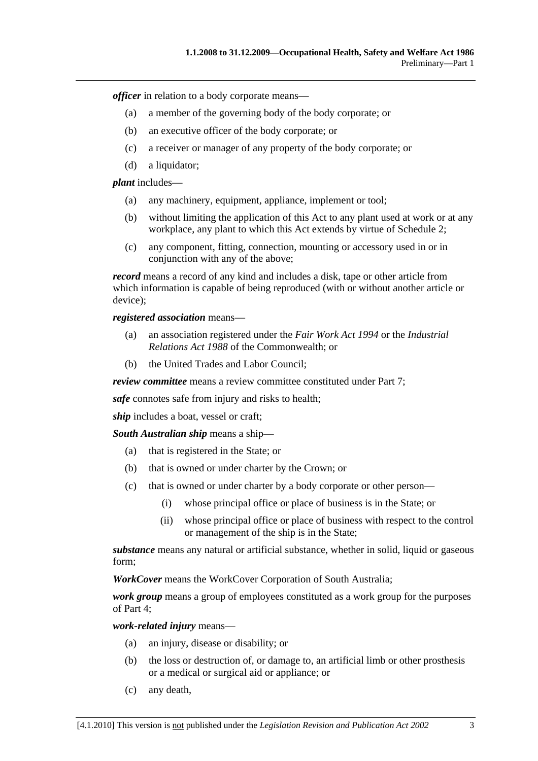***officer*** in relation to a body corporate means—

- (a) a member of the governing body of the body corporate; or
- (b) an executive officer of the body corporate; or
- (c) a receiver or manager of any property of the body corporate; or
- (d) a liquidator;

***plant*** includes—

- (a) any machinery, equipment, appliance, implement or tool;
- (b) without limiting the application of this Act to any plant used at work or at any workplace, any plant to which this Act extends by virtue of Schedule 2;
- (c) any component, fitting, connection, mounting or accessory used in or in conjunction with any of the above;

***record*** means a record of any kind and includes a disk, tape or other article from which information is capable of being reproduced (with or without another article or device);

***registered association*** means—

- (a) an association registered under the *Fair Work Act 1994* or the *Industrial Relations Act 1988* of the Commonwealth; or
- (b) the United Trades and Labor Council;

***review committee*** means a review committee constituted under Part 7;

***safe*** connotes safe from injury and risks to health;

***ship*** includes a boat, vessel or craft;

***South Australian ship*** means a ship—

- (a) that is registered in the State; or
- (b) that is owned or under charter by the Crown; or
- (c) that is owned or under charter by a body corporate or other person—
  - (i) whose principal office or place of business is in the State; or
  - (ii) whose principal office or place of business with respect to the control or management of the ship is in the State;

***substance*** means any natural or artificial substance, whether in solid, liquid or gaseous form;

***WorkCover*** means the WorkCover Corporation of South Australia;

***work group*** means a group of employees constituted as a work group for the purposes of Part 4;

***work-related injury*** means—

- (a) an injury, disease or disability; or
- (b) the loss or destruction of, or damage to, an artificial limb or other prosthesis or a medical or surgical aid or appliance; or
- (c) any death,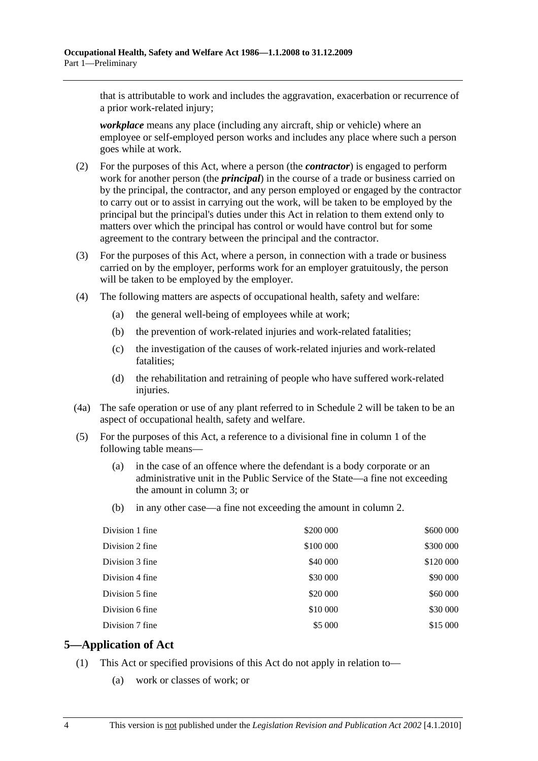that is attributable to work and includes the aggravation, exacerbation or recurrence of a prior work-related injury;

***workplace*** means any place (including any aircraft, ship or vehicle) where an employee or self-employed person works and includes any place where such a person goes while at work.

(2) For the purposes of this Act, where a person (the ***contractor***) is engaged to perform work for another person (the ***principal***) in the course of a trade or business carried on by the principal, the contractor, and any person employed or engaged by the contractor to carry out or to assist in carrying out the work, will be taken to be employed by the principal but the principal's duties under this Act in relation to them extend only to matters over which the principal has control or would have control but for some agreement to the contrary between the principal and the contractor.

(3) For the purposes of this Act, where a person, in connection with a trade or business carried on by the employer, performs work for an employer gratuitously, the person will be taken to be employed by the employer.

(4) The following matters are aspects of occupational health, safety and welfare:

(a) the general well-being of employees while at work;

(b) the prevention of work-related injuries and work-related fatalities;

(c) the investigation of the causes of work-related injuries and work-related fatalities;

(d) the rehabilitation and retraining of people who have suffered work-related injuries.

(4a) The safe operation or use of any plant referred to in Schedule 2 will be taken to be an aspect of occupational health, safety and welfare.

(5) For the purposes of this Act, a reference to a divisional fine in column 1 of the following table means—

(a) in the case of an offence where the defendant is a body corporate or an administrative unit in the Public Service of the State—a fine not exceeding the amount in column 3; or

(b) in any other case—a fine not exceeding the amount in column 2.

| | | |
|---|---|---|
| Division 1 fine | \$200 000 | \$600 000 |
| Division 2 fine | \$100 000 | \$300 000 |
| Division 3 fine | \$40 000 | \$120 000 |
| Division 4 fine | \$30 000 | \$90 000 |
| Division 5 fine | \$20 000 | \$60 000 |
| Division 6 fine | \$10 000 | \$30 000 |
| Division 7 fine | \$5 000 | \$15 000 |

## 5—Application of Act

(1) This Act or specified provisions of this Act do not apply in relation to—

(a) work or classes of work; or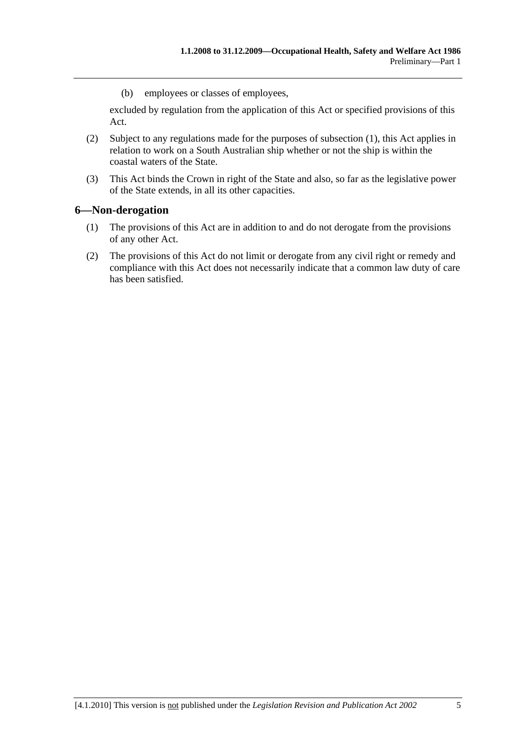(b) employees or classes of employees,

excluded by regulation from the application of this Act or specified provisions of this Act.

(2) Subject to any regulations made for the purposes of subsection (1), this Act applies in relation to work on a South Australian ship whether or not the ship is within the coastal waters of the State.

(3) This Act binds the Crown in right of the State and also, so far as the legislative power of the State extends, in all its other capacities.

## 6—Non-derogation

(1) The provisions of this Act are in addition to and do not derogate from the provisions of any other Act.

(2) The provisions of this Act do not limit or derogate from any civil right or remedy and compliance with this Act does not necessarily indicate that a common law duty of care has been satisfied.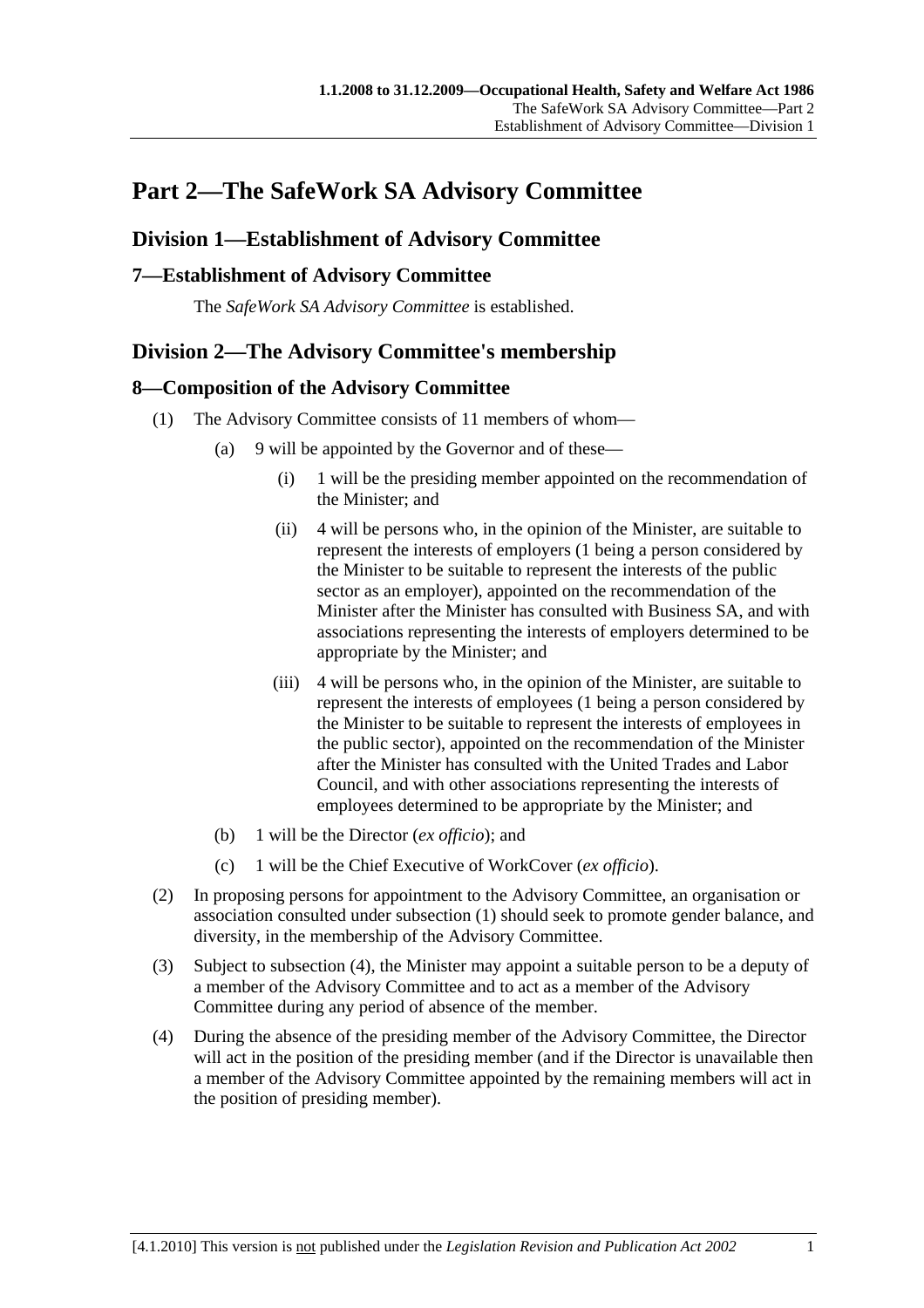# Part 2—The SafeWork SA Advisory Committee

## Division 1—Establishment of Advisory Committee

### 7—Establishment of Advisory Committee

The *SafeWork SA Advisory Committee* is established.

## Division 2—The Advisory Committee's membership

### 8—Composition of the Advisory Committee

(1) The Advisory Committee consists of 11 members of whom—

(a) 9 will be appointed by the Governor and of these—

(i) 1 will be the presiding member appointed on the recommendation of the Minister; and

(ii) 4 will be persons who, in the opinion of the Minister, are suitable to represent the interests of employers (1 being a person considered by the Minister to be suitable to represent the interests of the public sector as an employer), appointed on the recommendation of the Minister after the Minister has consulted with Business SA, and with associations representing the interests of employers determined to be appropriate by the Minister; and

(iii) 4 will be persons who, in the opinion of the Minister, are suitable to represent the interests of employees (1 being a person considered by the Minister to be suitable to represent the interests of employees in the public sector), appointed on the recommendation of the Minister after the Minister has consulted with the United Trades and Labor Council, and with other associations representing the interests of employees determined to be appropriate by the Minister; and

(b) 1 will be the Director (*ex officio*); and

(c) 1 will be the Chief Executive of WorkCover (*ex officio*).

(2) In proposing persons for appointment to the Advisory Committee, an organisation or association consulted under subsection (1) should seek to promote gender balance, and diversity, in the membership of the Advisory Committee.

(3) Subject to subsection (4), the Minister may appoint a suitable person to be a deputy of a member of the Advisory Committee and to act as a member of the Advisory Committee during any period of absence of the member.

(4) During the absence of the presiding member of the Advisory Committee, the Director will act in the position of the presiding member (and if the Director is unavailable then a member of the Advisory Committee appointed by the remaining members will act in the position of presiding member).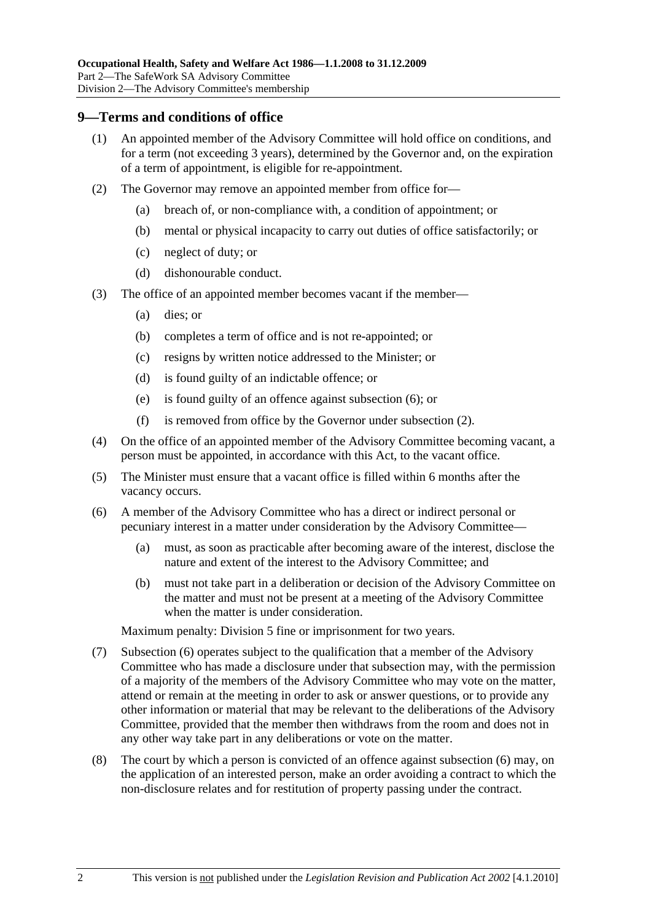## 9—Terms and conditions of office

(1) An appointed member of the Advisory Committee will hold office on conditions, and for a term (not exceeding 3 years), determined by the Governor and, on the expiration of a term of appointment, is eligible for re-appointment.

(2) The Governor may remove an appointed member from office for—

(a) breach of, or non-compliance with, a condition of appointment; or

(b) mental or physical incapacity to carry out duties of office satisfactorily; or

(c) neglect of duty; or

(d) dishonourable conduct.

(3) The office of an appointed member becomes vacant if the member—

(a) dies; or

(b) completes a term of office and is not re-appointed; or

(c) resigns by written notice addressed to the Minister; or

(d) is found guilty of an indictable offence; or

(e) is found guilty of an offence against subsection (6); or

(f) is removed from office by the Governor under subsection (2).

(4) On the office of an appointed member of the Advisory Committee becoming vacant, a person must be appointed, in accordance with this Act, to the vacant office.

(5) The Minister must ensure that a vacant office is filled within 6 months after the vacancy occurs.

(6) A member of the Advisory Committee who has a direct or indirect personal or pecuniary interest in a matter under consideration by the Advisory Committee—

(a) must, as soon as practicable after becoming aware of the interest, disclose the nature and extent of the interest to the Advisory Committee; and

(b) must not take part in a deliberation or decision of the Advisory Committee on the matter and must not be present at a meeting of the Advisory Committee when the matter is under consideration.

Maximum penalty: Division 5 fine or imprisonment for two years.

(7) Subsection (6) operates subject to the qualification that a member of the Advisory Committee who has made a disclosure under that subsection may, with the permission of a majority of the members of the Advisory Committee who may vote on the matter, attend or remain at the meeting in order to ask or answer questions, or to provide any other information or material that may be relevant to the deliberations of the Advisory Committee, provided that the member then withdraws from the room and does not in any other way take part in any deliberations or vote on the matter.

(8) The court by which a person is convicted of an offence against subsection (6) may, on the application of an interested person, make an order avoiding a contract to which the non-disclosure relates and for restitution of property passing under the contract.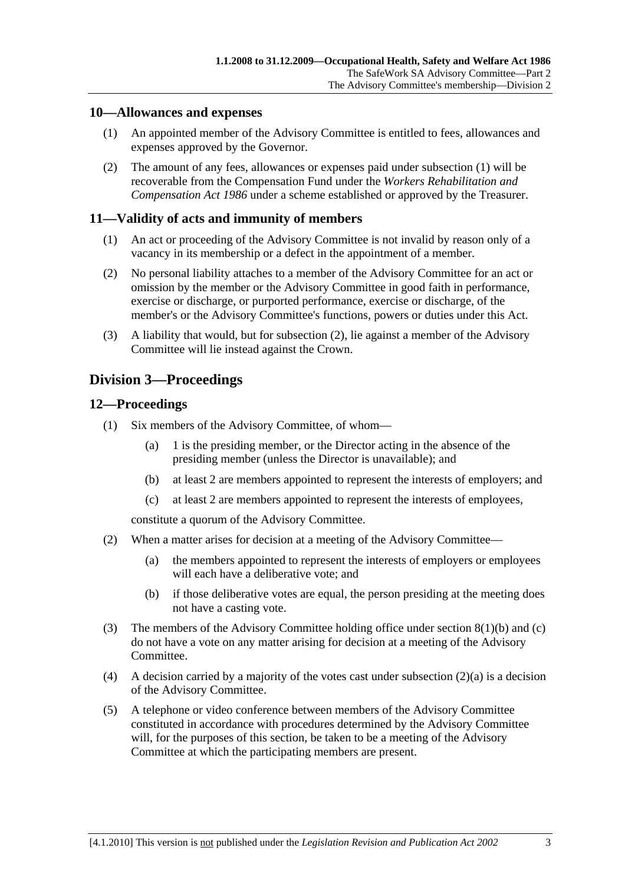## 10—Allowances and expenses

(1) An appointed member of the Advisory Committee is entitled to fees, allowances and expenses approved by the Governor.

(2) The amount of any fees, allowances or expenses paid under subsection (1) will be recoverable from the Compensation Fund under the *Workers Rehabilitation and Compensation Act 1986* under a scheme established or approved by the Treasurer.

## 11—Validity of acts and immunity of members

(1) An act or proceeding of the Advisory Committee is not invalid by reason only of a vacancy in its membership or a defect in the appointment of a member.

(2) No personal liability attaches to a member of the Advisory Committee for an act or omission by the member or the Advisory Committee in good faith in performance, exercise or discharge, or purported performance, exercise or discharge, of the member's or the Advisory Committee's functions, powers or duties under this Act.

(3) A liability that would, but for subsection (2), lie against a member of the Advisory Committee will lie instead against the Crown.

# Division 3—Proceedings

## 12—Proceedings

(1) Six members of the Advisory Committee, of whom—

(a) 1 is the presiding member, or the Director acting in the absence of the presiding member (unless the Director is unavailable); and

(b) at least 2 are members appointed to represent the interests of employers; and

(c) at least 2 are members appointed to represent the interests of employees,

constitute a quorum of the Advisory Committee.

(2) When a matter arises for decision at a meeting of the Advisory Committee—

(a) the members appointed to represent the interests of employers or employees will each have a deliberative vote; and

(b) if those deliberative votes are equal, the person presiding at the meeting does not have a casting vote.

(3) The members of the Advisory Committee holding office under section 8(1)(b) and (c) do not have a vote on any matter arising for decision at a meeting of the Advisory Committee.

(4) A decision carried by a majority of the votes cast under subsection (2)(a) is a decision of the Advisory Committee.

(5) A telephone or video conference between members of the Advisory Committee constituted in accordance with procedures determined by the Advisory Committee will, for the purposes of this section, be taken to be a meeting of the Advisory Committee at which the participating members are present.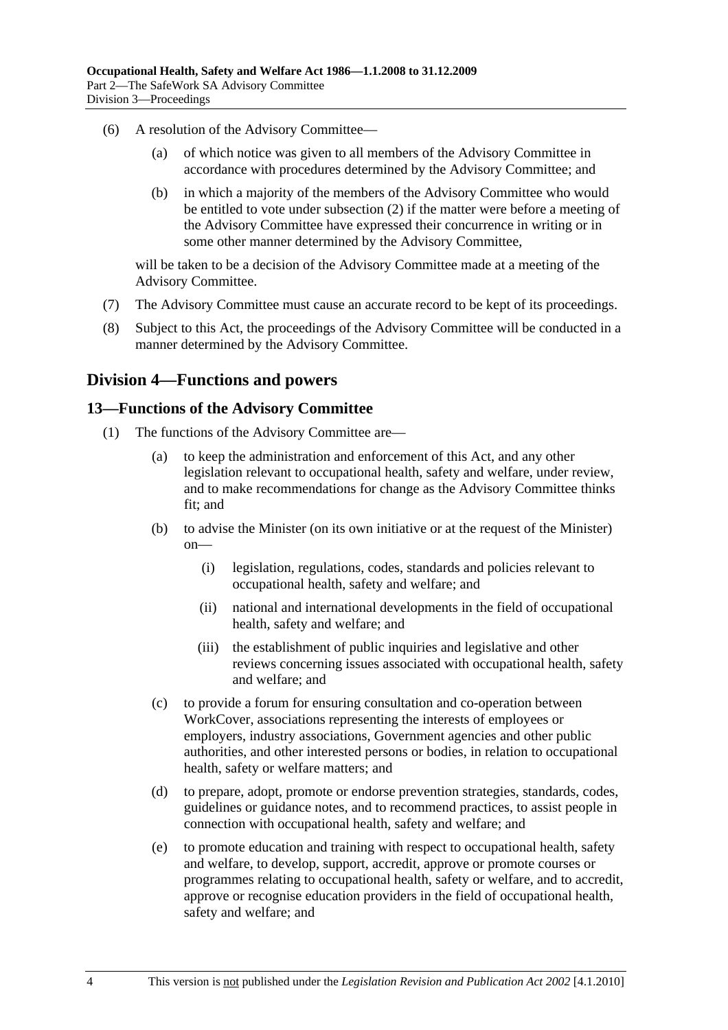(6) A resolution of the Advisory Committee—

(a) of which notice was given to all members of the Advisory Committee in accordance with procedures determined by the Advisory Committee; and

(b) in which a majority of the members of the Advisory Committee who would be entitled to vote under subsection (2) if the matter were before a meeting of the Advisory Committee have expressed their concurrence in writing or in some other manner determined by the Advisory Committee,

will be taken to be a decision of the Advisory Committee made at a meeting of the Advisory Committee.

(7) The Advisory Committee must cause an accurate record to be kept of its proceedings.

(8) Subject to this Act, the proceedings of the Advisory Committee will be conducted in a manner determined by the Advisory Committee.

## Division 4—Functions and powers

### 13—Functions of the Advisory Committee

(1) The functions of the Advisory Committee are—

(a) to keep the administration and enforcement of this Act, and any other legislation relevant to occupational health, safety and welfare, under review, and to make recommendations for change as the Advisory Committee thinks fit; and

(b) to advise the Minister (on its own initiative or at the request of the Minister) on—

(i) legislation, regulations, codes, standards and policies relevant to occupational health, safety and welfare; and

(ii) national and international developments in the field of occupational health, safety and welfare; and

(iii) the establishment of public inquiries and legislative and other reviews concerning issues associated with occupational health, safety and welfare; and

(c) to provide a forum for ensuring consultation and co-operation between WorkCover, associations representing the interests of employees or employers, industry associations, Government agencies and other public authorities, and other interested persons or bodies, in relation to occupational health, safety or welfare matters; and

(d) to prepare, adopt, promote or endorse prevention strategies, standards, codes, guidelines or guidance notes, and to recommend practices, to assist people in connection with occupational health, safety and welfare; and

(e) to promote education and training with respect to occupational health, safety and welfare, to develop, support, accredit, approve or promote courses or programmes relating to occupational health, safety or welfare, and to accredit, approve or recognise education providers in the field of occupational health, safety and welfare; and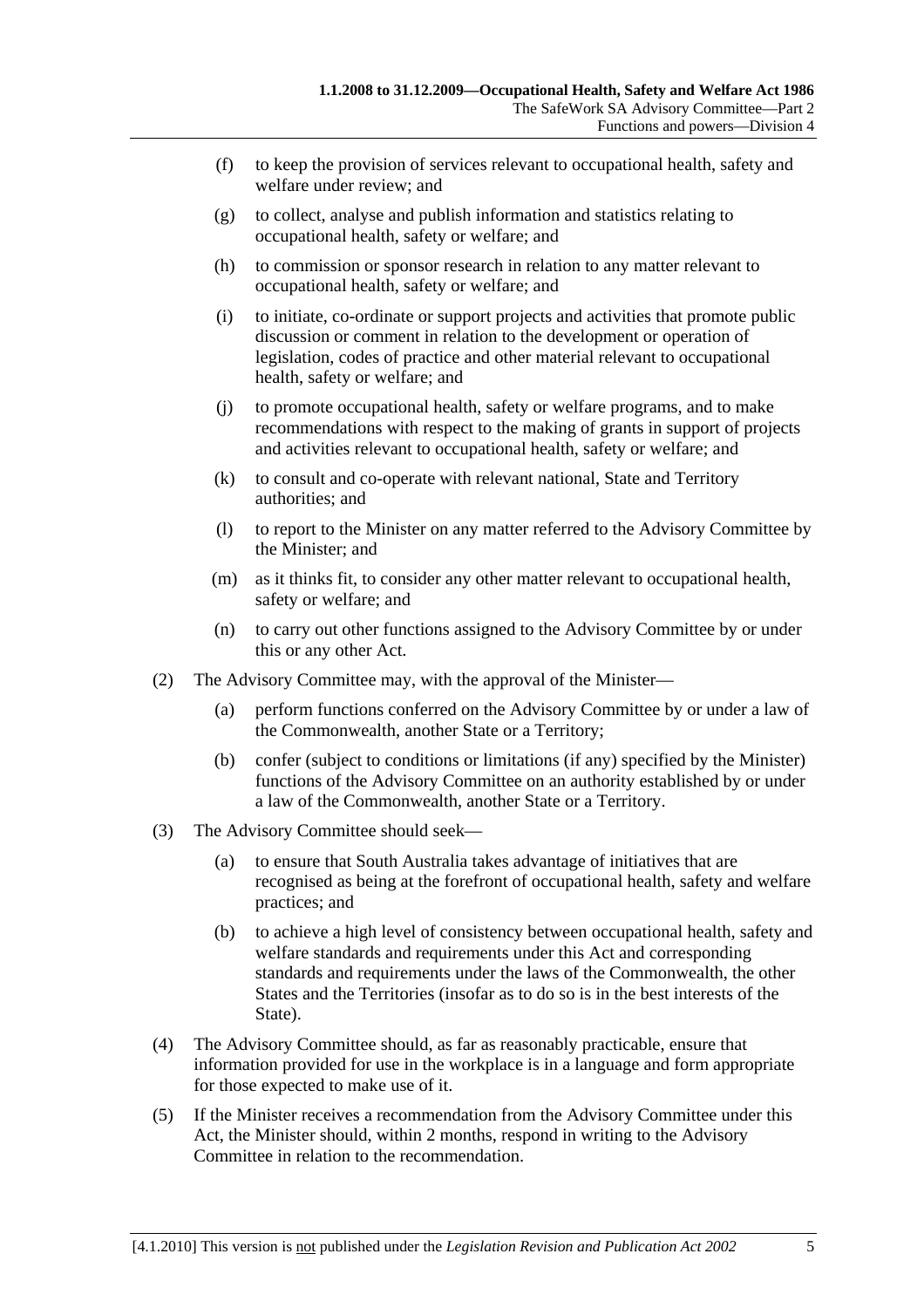(f) to keep the provision of services relevant to occupational health, safety and welfare under review; and

(g) to collect, analyse and publish information and statistics relating to occupational health, safety or welfare; and

(h) to commission or sponsor research in relation to any matter relevant to occupational health, safety or welfare; and

(i) to initiate, co-ordinate or support projects and activities that promote public discussion or comment in relation to the development or operation of legislation, codes of practice and other material relevant to occupational health, safety or welfare; and

(j) to promote occupational health, safety or welfare programs, and to make recommendations with respect to the making of grants in support of projects and activities relevant to occupational health, safety or welfare; and

(k) to consult and co-operate with relevant national, State and Territory authorities; and

(l) to report to the Minister on any matter referred to the Advisory Committee by the Minister; and

(m) as it thinks fit, to consider any other matter relevant to occupational health, safety or welfare; and

(n) to carry out other functions assigned to the Advisory Committee by or under this or any other Act.

(2) The Advisory Committee may, with the approval of the Minister—

(a) perform functions conferred on the Advisory Committee by or under a law of the Commonwealth, another State or a Territory;

(b) confer (subject to conditions or limitations (if any) specified by the Minister) functions of the Advisory Committee on an authority established by or under a law of the Commonwealth, another State or a Territory.

(3) The Advisory Committee should seek—

(a) to ensure that South Australia takes advantage of initiatives that are recognised as being at the forefront of occupational health, safety and welfare practices; and

(b) to achieve a high level of consistency between occupational health, safety and welfare standards and requirements under this Act and corresponding standards and requirements under the laws of the Commonwealth, the other States and the Territories (insofar as to do so is in the best interests of the State).

(4) The Advisory Committee should, as far as reasonably practicable, ensure that information provided for use in the workplace is in a language and form appropriate for those expected to make use of it.

(5) If the Minister receives a recommendation from the Advisory Committee under this Act, the Minister should, within 2 months, respond in writing to the Advisory Committee in relation to the recommendation.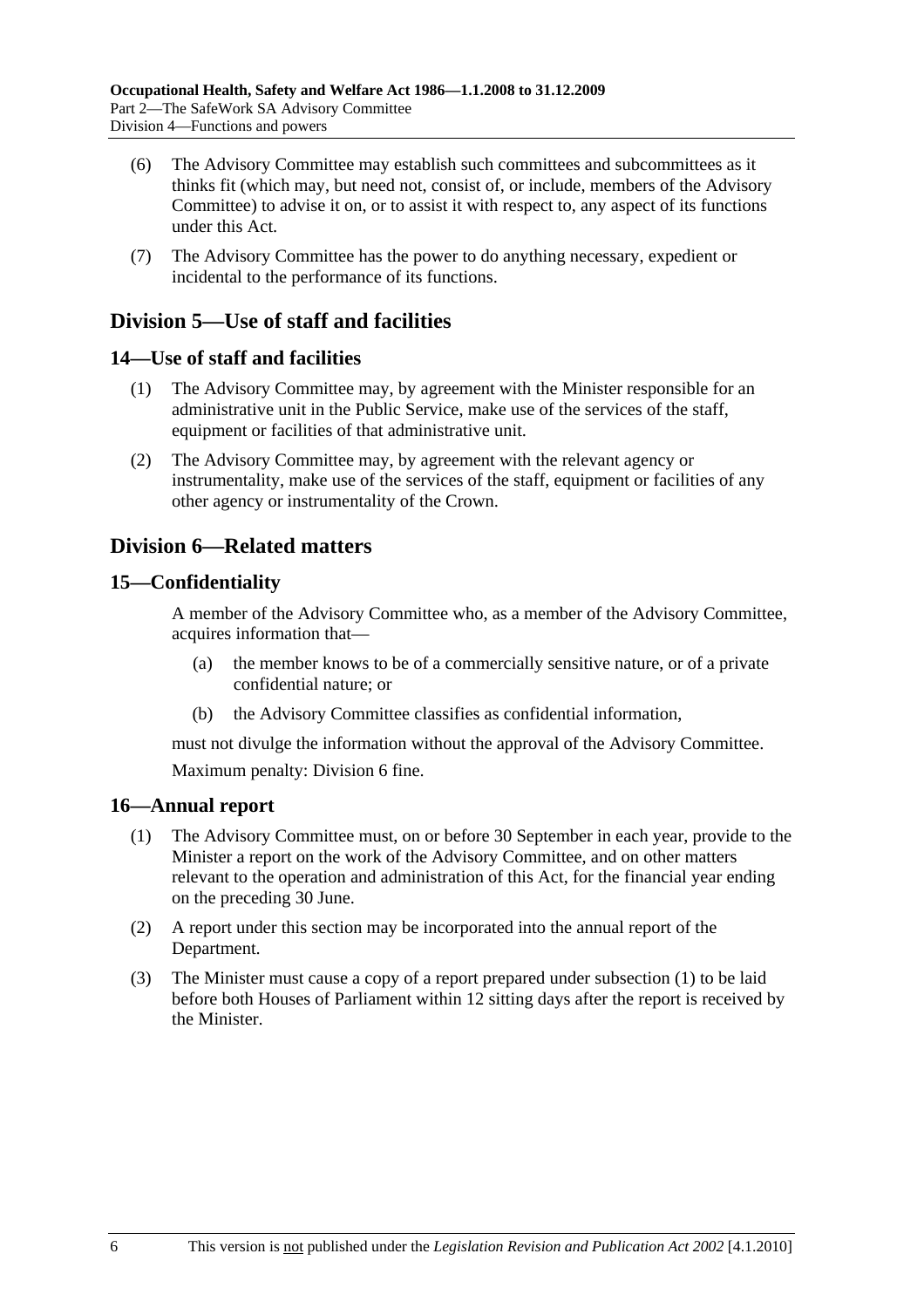(6) The Advisory Committee may establish such committees and subcommittees as it thinks fit (which may, but need not, consist of, or include, members of the Advisory Committee) to advise it on, or to assist it with respect to, any aspect of its functions under this Act.

(7) The Advisory Committee has the power to do anything necessary, expedient or incidental to the performance of its functions.

## Division 5—Use of staff and facilities

### 14—Use of staff and facilities

(1) The Advisory Committee may, by agreement with the Minister responsible for an administrative unit in the Public Service, make use of the services of the staff, equipment or facilities of that administrative unit.

(2) The Advisory Committee may, by agreement with the relevant agency or instrumentality, make use of the services of the staff, equipment or facilities of any other agency or instrumentality of the Crown.

## Division 6—Related matters

### 15—Confidentiality

A member of the Advisory Committee who, as a member of the Advisory Committee, acquires information that—

(a) the member knows to be of a commercially sensitive nature, or of a private confidential nature; or

(b) the Advisory Committee classifies as confidential information,

must not divulge the information without the approval of the Advisory Committee.

Maximum penalty: Division 6 fine.

### 16—Annual report

(1) The Advisory Committee must, on or before 30 September in each year, provide to the Minister a report on the work of the Advisory Committee, and on other matters relevant to the operation and administration of this Act, for the financial year ending on the preceding 30 June.

(2) A report under this section may be incorporated into the annual report of the Department.

(3) The Minister must cause a copy of a report prepared under subsection (1) to be laid before both Houses of Parliament within 12 sitting days after the report is received by the Minister.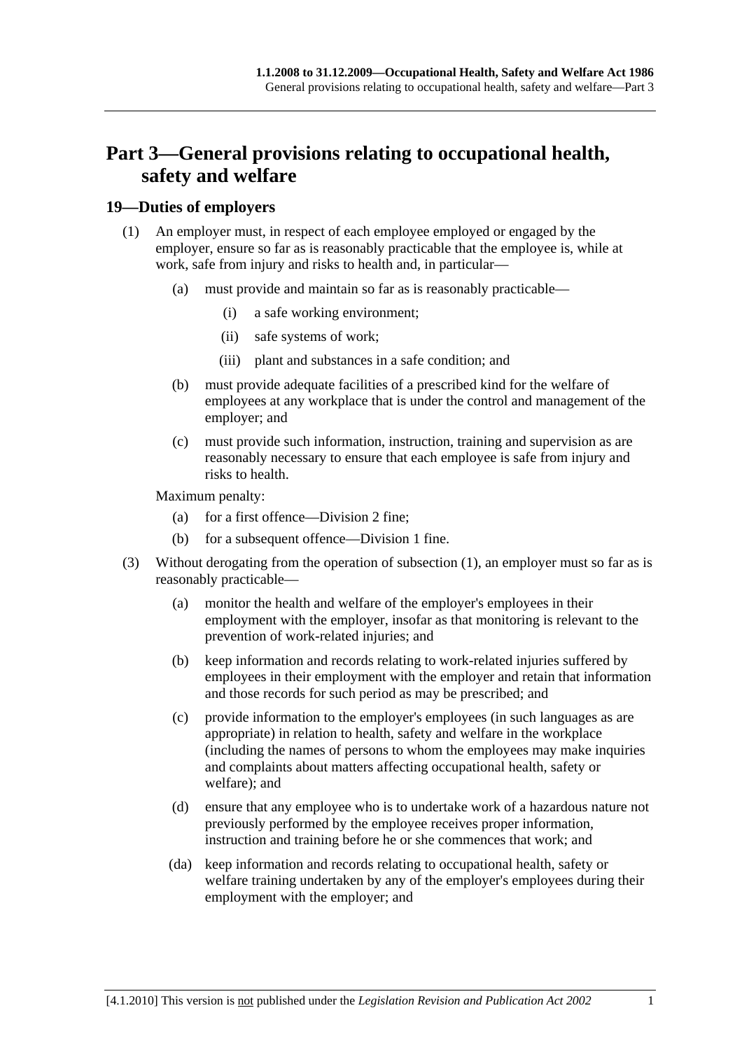# Part 3—General provisions relating to occupational health, safety and welfare

## 19—Duties of employers

(1) An employer must, in respect of each employee employed or engaged by the employer, ensure so far as is reasonably practicable that the employee is, while at work, safe from injury and risks to health and, in particular—

   (a) must provide and maintain so far as is reasonably practicable—

      (i) a safe working environment;

      (ii) safe systems of work;

      (iii) plant and substances in a safe condition; and

   (b) must provide adequate facilities of a prescribed kind for the welfare of employees at any workplace that is under the control and management of the employer; and

   (c) must provide such information, instruction, training and supervision as are reasonably necessary to ensure that each employee is safe from injury and risks to health.

   Maximum penalty:

   (a) for a first offence—Division 2 fine;

   (b) for a subsequent offence—Division 1 fine.

(3) Without derogating from the operation of subsection (1), an employer must so far as is reasonably practicable—

   (a) monitor the health and welfare of the employer's employees in their employment with the employer, insofar as that monitoring is relevant to the prevention of work-related injuries; and

   (b) keep information and records relating to work-related injuries suffered by employees in their employment with the employer and retain that information and those records for such period as may be prescribed; and

   (c) provide information to the employer's employees (in such languages as are appropriate) in relation to health, safety and welfare in the workplace (including the names of persons to whom the employees may make inquiries and complaints about matters affecting occupational health, safety or welfare); and

   (d) ensure that any employee who is to undertake work of a hazardous nature not previously performed by the employee receives proper information, instruction and training before he or she commences that work; and

   (da) keep information and records relating to occupational health, safety or welfare training undertaken by any of the employer's employees during their employment with the employer; and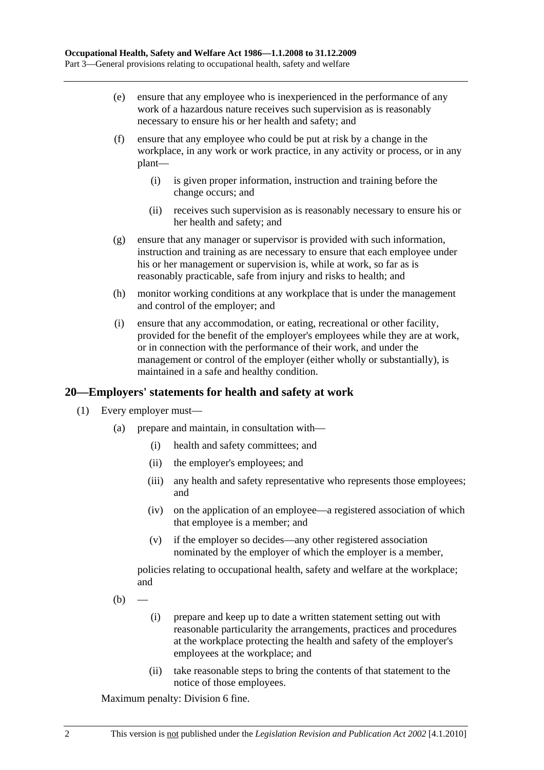(e) ensure that any employee who is inexperienced in the performance of any work of a hazardous nature receives such supervision as is reasonably necessary to ensure his or her health and safety; and

(f) ensure that any employee who could be put at risk by a change in the workplace, in any work or work practice, in any activity or process, or in any plant—

  (i) is given proper information, instruction and training before the change occurs; and

  (ii) receives such supervision as is reasonably necessary to ensure his or her health and safety; and

(g) ensure that any manager or supervisor is provided with such information, instruction and training as are necessary to ensure that each employee under his or her management or supervision is, while at work, so far as is reasonably practicable, safe from injury and risks to health; and

(h) monitor working conditions at any workplace that is under the management and control of the employer; and

(i) ensure that any accommodation, or eating, recreational or other facility, provided for the benefit of the employer's employees while they are at work, or in connection with the performance of their work, and under the management or control of the employer (either wholly or substantially), is maintained in a safe and healthy condition.

## 20—Employers' statements for health and safety at work

(1) Every employer must—

  (a) prepare and maintain, in consultation with—

    (i) health and safety committees; and

    (ii) the employer's employees; and

    (iii) any health and safety representative who represents those employees; and

    (iv) on the application of an employee—a registered association of which that employee is a member; and

    (v) if the employer so decides—any other registered association nominated by the employer of which the employer is a member,

  policies relating to occupational health, safety and welfare at the workplace; and

  (b) —

    (i) prepare and keep up to date a written statement setting out with reasonable particularity the arrangements, practices and procedures at the workplace protecting the health and safety of the employer's employees at the workplace; and

    (ii) take reasonable steps to bring the contents of that statement to the notice of those employees.

Maximum penalty: Division 6 fine.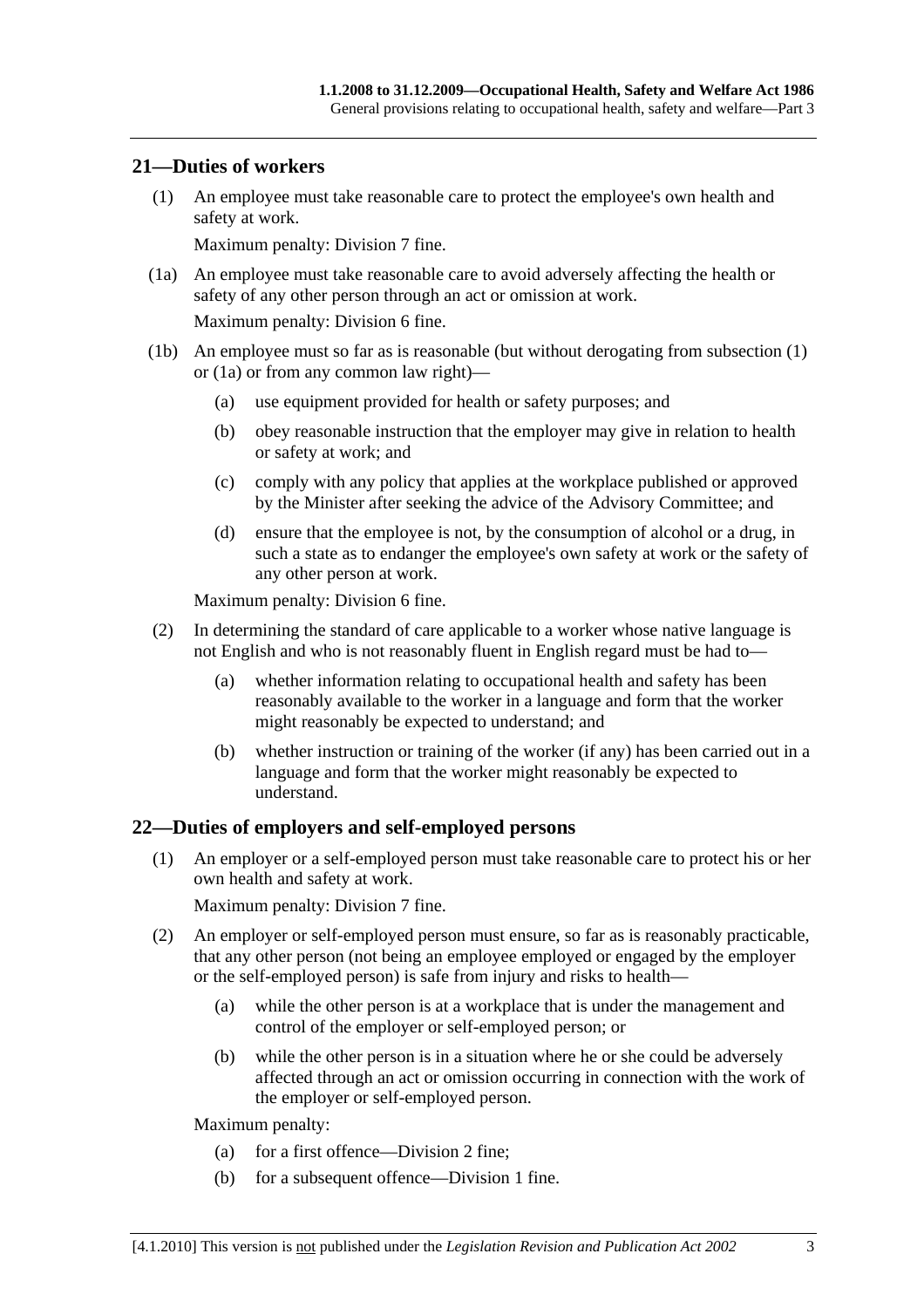## 21—Duties of workers

(1) An employee must take reasonable care to protect the employee's own health and safety at work.

Maximum penalty: Division 7 fine.

(1a) An employee must take reasonable care to avoid adversely affecting the health or safety of any other person through an act or omission at work.

Maximum penalty: Division 6 fine.

(1b) An employee must so far as is reasonable (but without derogating from subsection (1) or (1a) or from any common law right)—

- (a) use equipment provided for health or safety purposes; and
- (b) obey reasonable instruction that the employer may give in relation to health or safety at work; and
- (c) comply with any policy that applies at the workplace published or approved by the Minister after seeking the advice of the Advisory Committee; and
- (d) ensure that the employee is not, by the consumption of alcohol or a drug, in such a state as to endanger the employee's own safety at work or the safety of any other person at work.

Maximum penalty: Division 6 fine.

(2) In determining the standard of care applicable to a worker whose native language is not English and who is not reasonably fluent in English regard must be had to—

- (a) whether information relating to occupational health and safety has been reasonably available to the worker in a language and form that the worker might reasonably be expected to understand; and
- (b) whether instruction or training of the worker (if any) has been carried out in a language and form that the worker might reasonably be expected to understand.

## 22—Duties of employers and self-employed persons

(1) An employer or a self-employed person must take reasonable care to protect his or her own health and safety at work.

Maximum penalty: Division 7 fine.

(2) An employer or self-employed person must ensure, so far as is reasonably practicable, that any other person (not being an employee employed or engaged by the employer or the self-employed person) is safe from injury and risks to health—

- (a) while the other person is at a workplace that is under the management and control of the employer or self-employed person; or
- (b) while the other person is in a situation where he or she could be adversely affected through an act or omission occurring in connection with the work of the employer or self-employed person.

Maximum penalty:

- (a) for a first offence—Division 2 fine;
- (b) for a subsequent offence—Division 1 fine.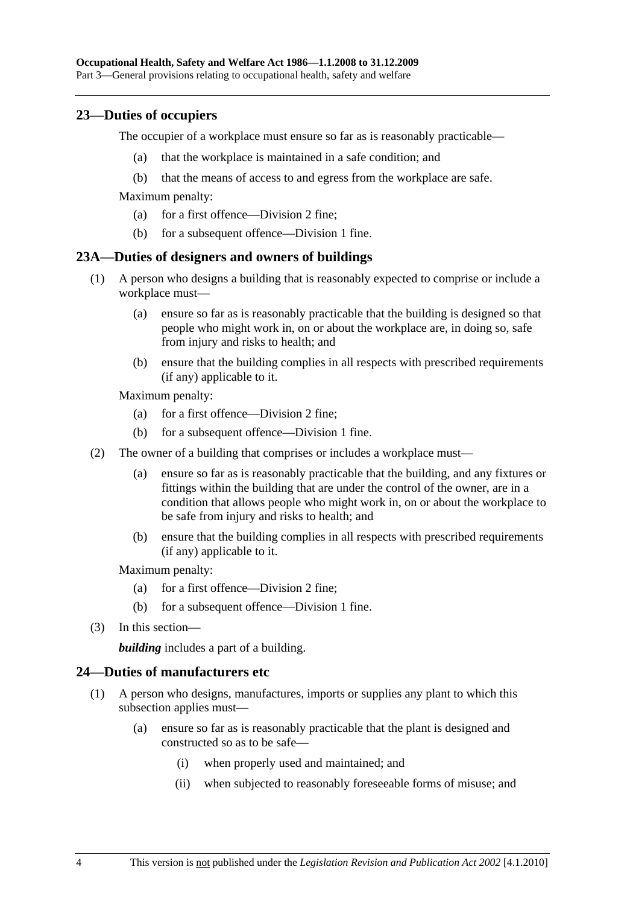## 23—Duties of occupiers

The occupier of a workplace must ensure so far as is reasonably practicable—

(a) that the workplace is maintained in a safe condition; and

(b) that the means of access to and egress from the workplace are safe.

Maximum penalty:

(a) for a first offence—Division 2 fine;

(b) for a subsequent offence—Division 1 fine.

## 23A—Duties of designers and owners of buildings

(1) A person who designs a building that is reasonably expected to comprise or include a workplace must—

(a) ensure so far as is reasonably practicable that the building is designed so that people who might work in, on or about the workplace are, in doing so, safe from injury and risks to health; and

(b) ensure that the building complies in all respects with prescribed requirements (if any) applicable to it.

Maximum penalty:

(a) for a first offence—Division 2 fine;

(b) for a subsequent offence—Division 1 fine.

(2) The owner of a building that comprises or includes a workplace must—

(a) ensure so far as is reasonably practicable that the building, and any fixtures or fittings within the building that are under the control of the owner, are in a condition that allows people who might work in, on or about the workplace to be safe from injury and risks to health; and

(b) ensure that the building complies in all respects with prescribed requirements (if any) applicable to it.

Maximum penalty:

(a) for a first offence—Division 2 fine;

(b) for a subsequent offence—Division 1 fine.

(3) In this section—

***building*** includes a part of a building.

## 24—Duties of manufacturers etc

(1) A person who designs, manufactures, imports or supplies any plant to which this subsection applies must—

(a) ensure so far as is reasonably practicable that the plant is designed and constructed so as to be safe—

(i) when properly used and maintained; and

(ii) when subjected to reasonably foreseeable forms of misuse; and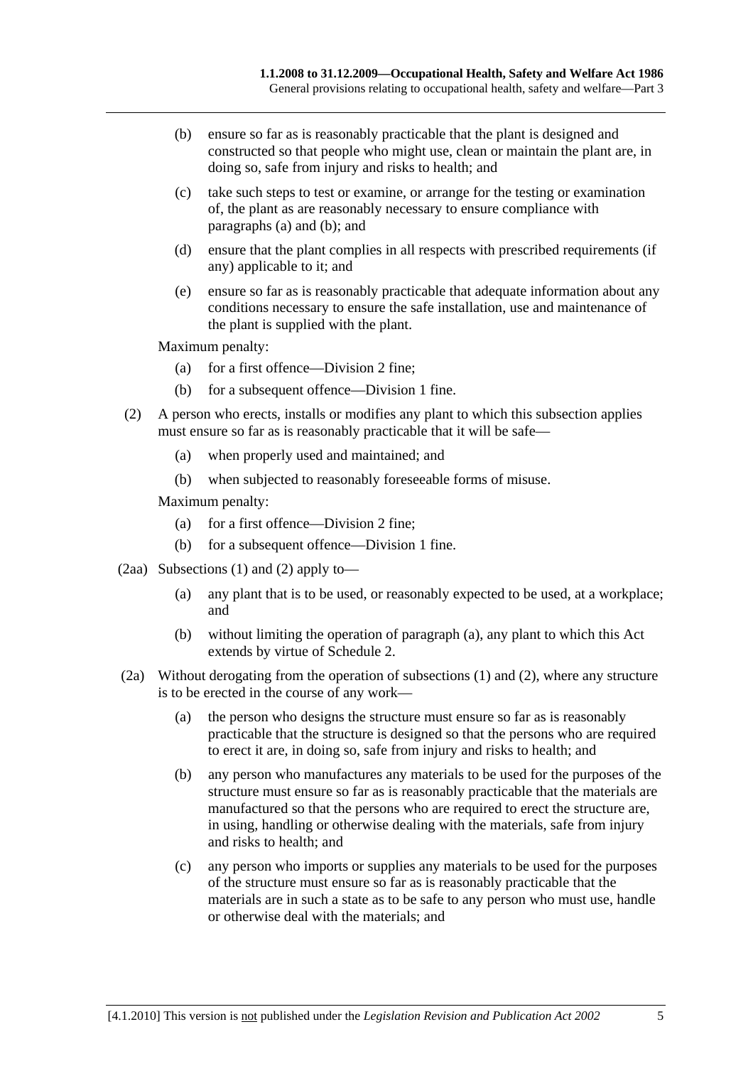(b) ensure so far as is reasonably practicable that the plant is designed and constructed so that people who might use, clean or maintain the plant are, in doing so, safe from injury and risks to health; and

(c) take such steps to test or examine, or arrange for the testing or examination of, the plant as are reasonably necessary to ensure compliance with paragraphs (a) and (b); and

(d) ensure that the plant complies in all respects with prescribed requirements (if any) applicable to it; and

(e) ensure so far as is reasonably practicable that adequate information about any conditions necessary to ensure the safe installation, use and maintenance of the plant is supplied with the plant.

Maximum penalty:

(a) for a first offence—Division 2 fine;

(b) for a subsequent offence—Division 1 fine.

(2) A person who erects, installs or modifies any plant to which this subsection applies must ensure so far as is reasonably practicable that it will be safe—

(a) when properly used and maintained; and

(b) when subjected to reasonably foreseeable forms of misuse.

Maximum penalty:

(a) for a first offence—Division 2 fine;

(b) for a subsequent offence—Division 1 fine.

(2aa) Subsections (1) and (2) apply to—

(a) any plant that is to be used, or reasonably expected to be used, at a workplace; and

(b) without limiting the operation of paragraph (a), any plant to which this Act extends by virtue of Schedule 2.

(2a) Without derogating from the operation of subsections (1) and (2), where any structure is to be erected in the course of any work—

(a) the person who designs the structure must ensure so far as is reasonably practicable that the structure is designed so that the persons who are required to erect it are, in doing so, safe from injury and risks to health; and

(b) any person who manufactures any materials to be used for the purposes of the structure must ensure so far as is reasonably practicable that the materials are manufactured so that the persons who are required to erect the structure are, in using, handling or otherwise dealing with the materials, safe from injury and risks to health; and

(c) any person who imports or supplies any materials to be used for the purposes of the structure must ensure so far as is reasonably practicable that the materials are in such a state as to be safe to any person who must use, handle or otherwise deal with the materials; and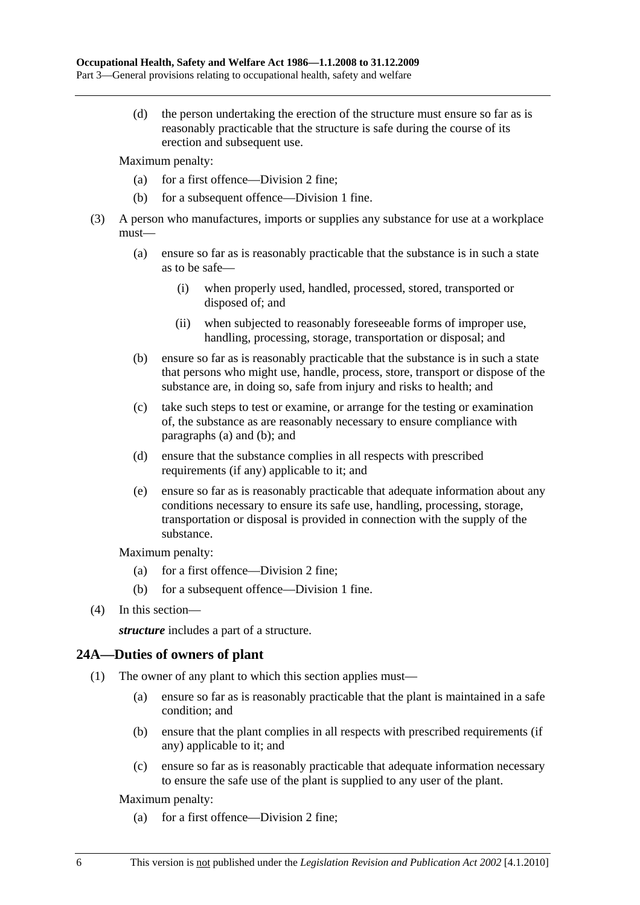(d) the person undertaking the erection of the structure must ensure so far as is reasonably practicable that the structure is safe during the course of its erection and subsequent use.

Maximum penalty:

(a) for a first offence—Division 2 fine;

(b) for a subsequent offence—Division 1 fine.

(3) A person who manufactures, imports or supplies any substance for use at a workplace must—

(a) ensure so far as is reasonably practicable that the substance is in such a state as to be safe—

(i) when properly used, handled, processed, stored, transported or disposed of; and

(ii) when subjected to reasonably foreseeable forms of improper use, handling, processing, storage, transportation or disposal; and

(b) ensure so far as is reasonably practicable that the substance is in such a state that persons who might use, handle, process, store, transport or dispose of the substance are, in doing so, safe from injury and risks to health; and

(c) take such steps to test or examine, or arrange for the testing or examination of, the substance as are reasonably necessary to ensure compliance with paragraphs (a) and (b); and

(d) ensure that the substance complies in all respects with prescribed requirements (if any) applicable to it; and

(e) ensure so far as is reasonably practicable that adequate information about any conditions necessary to ensure its safe use, handling, processing, storage, transportation or disposal is provided in connection with the supply of the substance.

Maximum penalty:

(a) for a first offence—Division 2 fine;

(b) for a subsequent offence—Division 1 fine.

(4) In this section—

***structure*** includes a part of a structure.

## 24A—Duties of owners of plant

(1) The owner of any plant to which this section applies must—

(a) ensure so far as is reasonably practicable that the plant is maintained in a safe condition; and

(b) ensure that the plant complies in all respects with prescribed requirements (if any) applicable to it; and

(c) ensure so far as is reasonably practicable that adequate information necessary to ensure the safe use of the plant is supplied to any user of the plant.

Maximum penalty:

(a) for a first offence—Division 2 fine;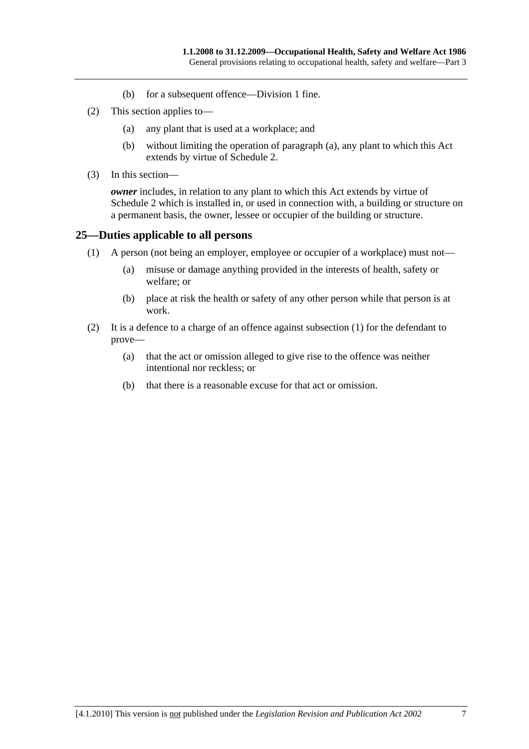(b) for a subsequent offence—Division 1 fine.

(2) This section applies to—

(a) any plant that is used at a workplace; and

(b) without limiting the operation of paragraph (a), any plant to which this Act extends by virtue of Schedule 2.

(3) In this section—

***owner*** includes, in relation to any plant to which this Act extends by virtue of Schedule 2 which is installed in, or used in connection with, a building or structure on a permanent basis, the owner, lessee or occupier of the building or structure.

## 25—Duties applicable to all persons

(1) A person (not being an employer, employee or occupier of a workplace) must not—

(a) misuse or damage anything provided in the interests of health, safety or welfare; or

(b) place at risk the health or safety of any other person while that person is at work.

(2) It is a defence to a charge of an offence against subsection (1) for the defendant to prove—

(a) that the act or omission alleged to give rise to the offence was neither intentional nor reckless; or

(b) that there is a reasonable excuse for that act or omission.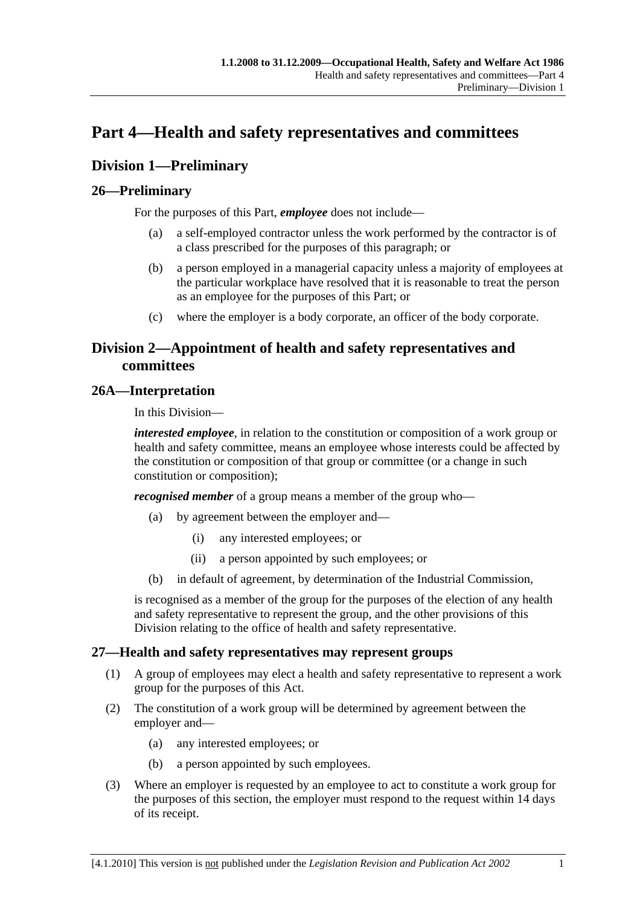# Part 4—Health and safety representatives and committees

## Division 1—Preliminary

### 26—Preliminary

For the purposes of this Part, ***employee*** does not include—

- (a) a self-employed contractor unless the work performed by the contractor is of a class prescribed for the purposes of this paragraph; or
- (b) a person employed in a managerial capacity unless a majority of employees at the particular workplace have resolved that it is reasonable to treat the person as an employee for the purposes of this Part; or
- (c) where the employer is a body corporate, an officer of the body corporate.

## Division 2—Appointment of health and safety representatives and committees

### 26A—Interpretation

In this Division—

***interested employee***, in relation to the constitution or composition of a work group or health and safety committee, means an employee whose interests could be affected by the constitution or composition of that group or committee (or a change in such constitution or composition);

***recognised member*** of a group means a member of the group who—

- (a) by agreement between the employer and—
  - (i) any interested employees; or
  - (ii) a person appointed by such employees; or
- (b) in default of agreement, by determination of the Industrial Commission,

is recognised as a member of the group for the purposes of the election of any health and safety representative to represent the group, and the other provisions of this Division relating to the office of health and safety representative.

### 27—Health and safety representatives may represent groups

(1) A group of employees may elect a health and safety representative to represent a work group for the purposes of this Act.

(2) The constitution of a work group will be determined by agreement between the employer and—

- (a) any interested employees; or
- (b) a person appointed by such employees.

(3) Where an employer is requested by an employee to act to constitute a work group for the purposes of this section, the employer must respond to the request within 14 days of its receipt.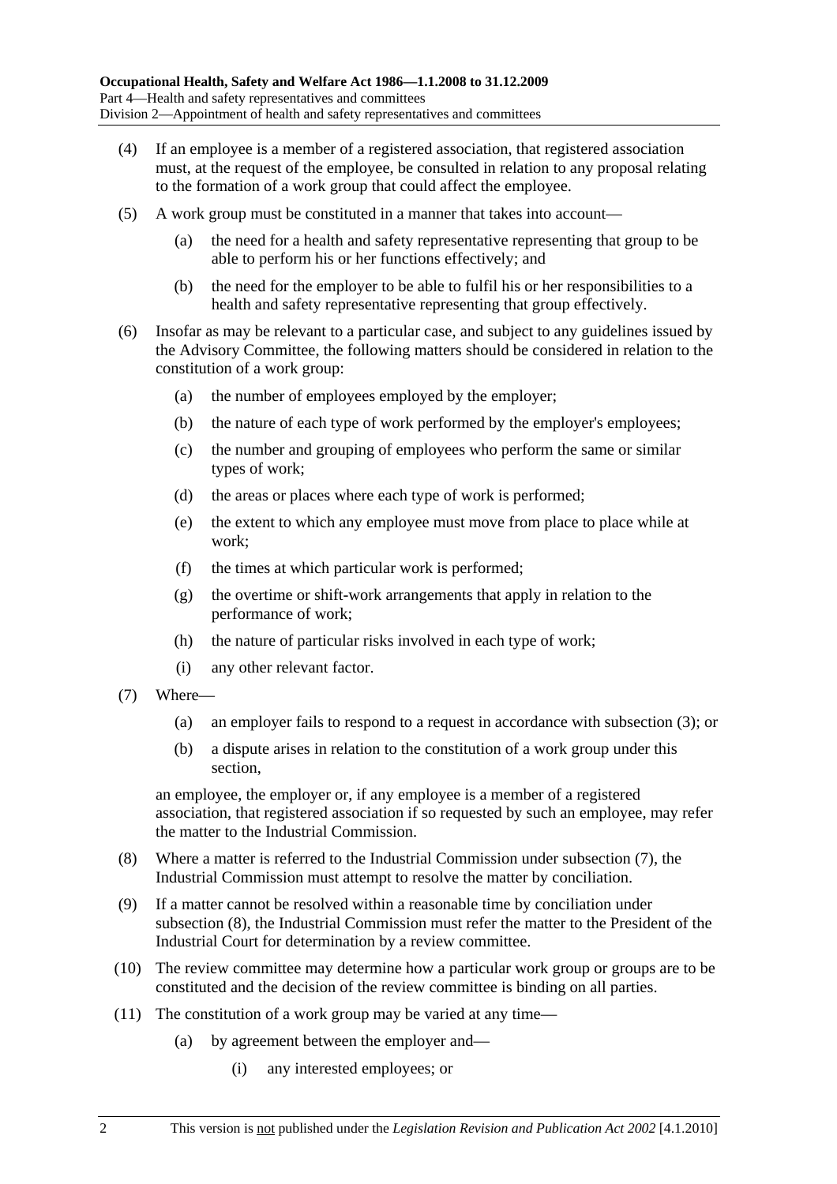(4) If an employee is a member of a registered association, that registered association must, at the request of the employee, be consulted in relation to any proposal relating to the formation of a work group that could affect the employee.

(5) A work group must be constituted in a manner that takes into account—

 (a) the need for a health and safety representative representing that group to be able to perform his or her functions effectively; and

 (b) the need for the employer to be able to fulfil his or her responsibilities to a health and safety representative representing that group effectively.

(6) Insofar as may be relevant to a particular case, and subject to any guidelines issued by the Advisory Committee, the following matters should be considered in relation to the constitution of a work group:

 (a) the number of employees employed by the employer;

 (b) the nature of each type of work performed by the employer's employees;

 (c) the number and grouping of employees who perform the same or similar types of work;

 (d) the areas or places where each type of work is performed;

 (e) the extent to which any employee must move from place to place while at work;

 (f) the times at which particular work is performed;

 (g) the overtime or shift-work arrangements that apply in relation to the performance of work;

 (h) the nature of particular risks involved in each type of work;

 (i) any other relevant factor.

(7) Where—

 (a) an employer fails to respond to a request in accordance with subsection (3); or

 (b) a dispute arises in relation to the constitution of a work group under this section,

 an employee, the employer or, if any employee is a member of a registered association, that registered association if so requested by such an employee, may refer the matter to the Industrial Commission.

(8) Where a matter is referred to the Industrial Commission under subsection (7), the Industrial Commission must attempt to resolve the matter by conciliation.

(9) If a matter cannot be resolved within a reasonable time by conciliation under subsection (8), the Industrial Commission must refer the matter to the President of the Industrial Court for determination by a review committee.

(10) The review committee may determine how a particular work group or groups are to be constituted and the decision of the review committee is binding on all parties.

(11) The constitution of a work group may be varied at any time—

 (a) by agreement between the employer and—

  (i) any interested employees; or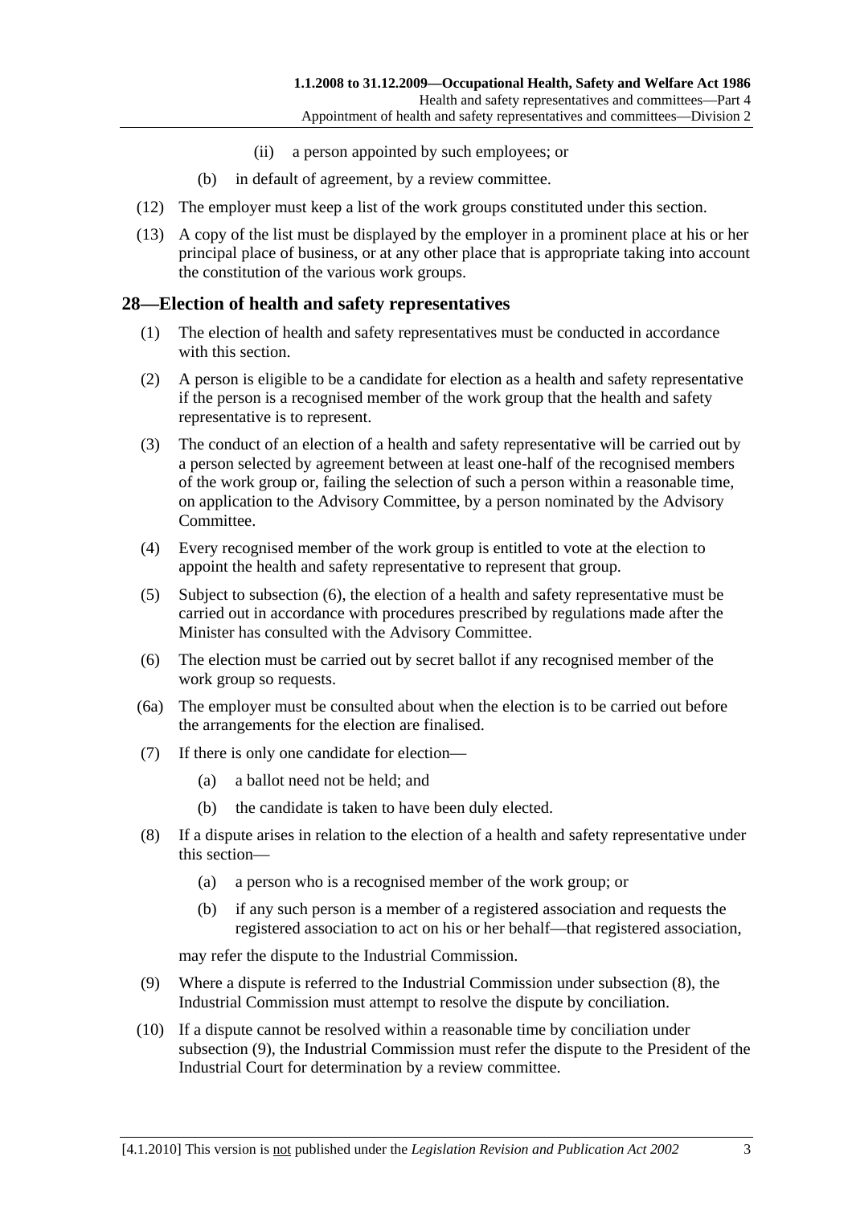(ii) a person appointed by such employees; or

(b) in default of agreement, by a review committee.

(12) The employer must keep a list of the work groups constituted under this section.

(13) A copy of the list must be displayed by the employer in a prominent place at his or her principal place of business, or at any other place that is appropriate taking into account the constitution of the various work groups.

## 28—Election of health and safety representatives

(1) The election of health and safety representatives must be conducted in accordance with this section.

(2) A person is eligible to be a candidate for election as a health and safety representative if the person is a recognised member of the work group that the health and safety representative is to represent.

(3) The conduct of an election of a health and safety representative will be carried out by a person selected by agreement between at least one-half of the recognised members of the work group or, failing the selection of such a person within a reasonable time, on application to the Advisory Committee, by a person nominated by the Advisory Committee.

(4) Every recognised member of the work group is entitled to vote at the election to appoint the health and safety representative to represent that group.

(5) Subject to subsection (6), the election of a health and safety representative must be carried out in accordance with procedures prescribed by regulations made after the Minister has consulted with the Advisory Committee.

(6) The election must be carried out by secret ballot if any recognised member of the work group so requests.

(6a) The employer must be consulted about when the election is to be carried out before the arrangements for the election are finalised.

(7) If there is only one candidate for election—

(a) a ballot need not be held; and

(b) the candidate is taken to have been duly elected.

(8) If a dispute arises in relation to the election of a health and safety representative under this section—

(a) a person who is a recognised member of the work group; or

(b) if any such person is a member of a registered association and requests the registered association to act on his or her behalf—that registered association,

may refer the dispute to the Industrial Commission.

(9) Where a dispute is referred to the Industrial Commission under subsection (8), the Industrial Commission must attempt to resolve the dispute by conciliation.

(10) If a dispute cannot be resolved within a reasonable time by conciliation under subsection (9), the Industrial Commission must refer the dispute to the President of the Industrial Court for determination by a review committee.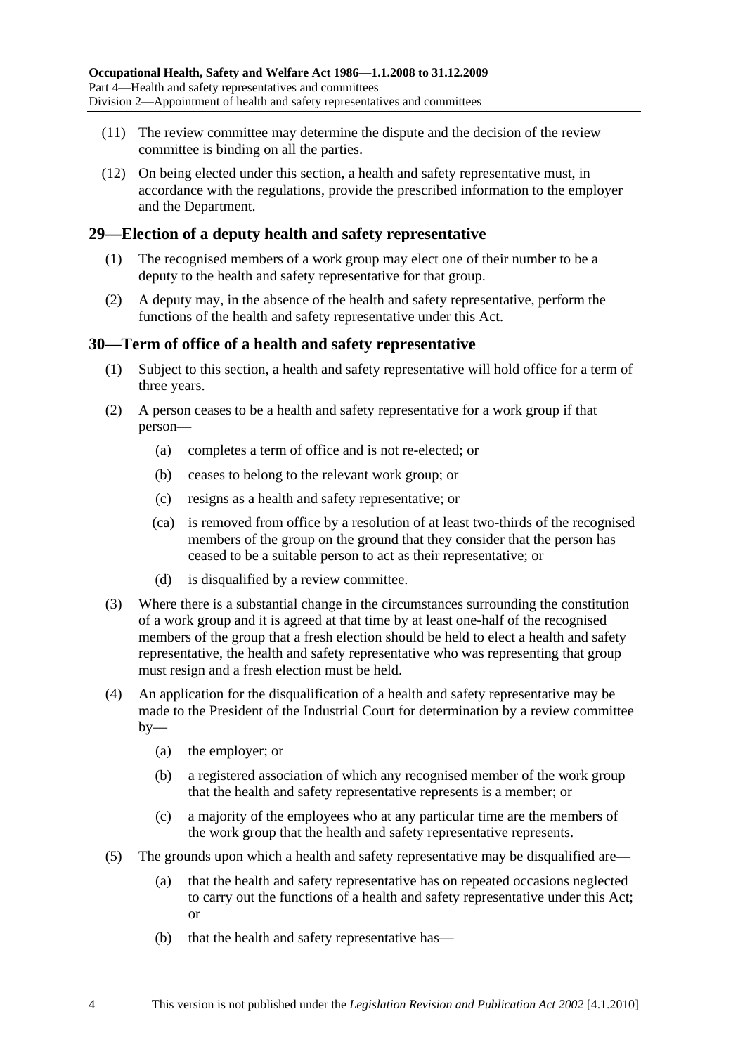(11) The review committee may determine the dispute and the decision of the review committee is binding on all the parties.

(12) On being elected under this section, a health and safety representative must, in accordance with the regulations, provide the prescribed information to the employer and the Department.

## 29—Election of a deputy health and safety representative

(1) The recognised members of a work group may elect one of their number to be a deputy to the health and safety representative for that group.

(2) A deputy may, in the absence of the health and safety representative, perform the functions of the health and safety representative under this Act.

## 30—Term of office of a health and safety representative

(1) Subject to this section, a health and safety representative will hold office for a term of three years.

(2) A person ceases to be a health and safety representative for a work group if that person—

- (a) completes a term of office and is not re-elected; or
- (b) ceases to belong to the relevant work group; or
- (c) resigns as a health and safety representative; or
- (ca) is removed from office by a resolution of at least two-thirds of the recognised members of the group on the ground that they consider that the person has ceased to be a suitable person to act as their representative; or
- (d) is disqualified by a review committee.

(3) Where there is a substantial change in the circumstances surrounding the constitution of a work group and it is agreed at that time by at least one-half of the recognised members of the group that a fresh election should be held to elect a health and safety representative, the health and safety representative who was representing that group must resign and a fresh election must be held.

(4) An application for the disqualification of a health and safety representative may be made to the President of the Industrial Court for determination by a review committee by—

- (a) the employer; or
- (b) a registered association of which any recognised member of the work group that the health and safety representative represents is a member; or
- (c) a majority of the employees who at any particular time are the members of the work group that the health and safety representative represents.

(5) The grounds upon which a health and safety representative may be disqualified are—

- (a) that the health and safety representative has on repeated occasions neglected to carry out the functions of a health and safety representative under this Act; or
- (b) that the health and safety representative has—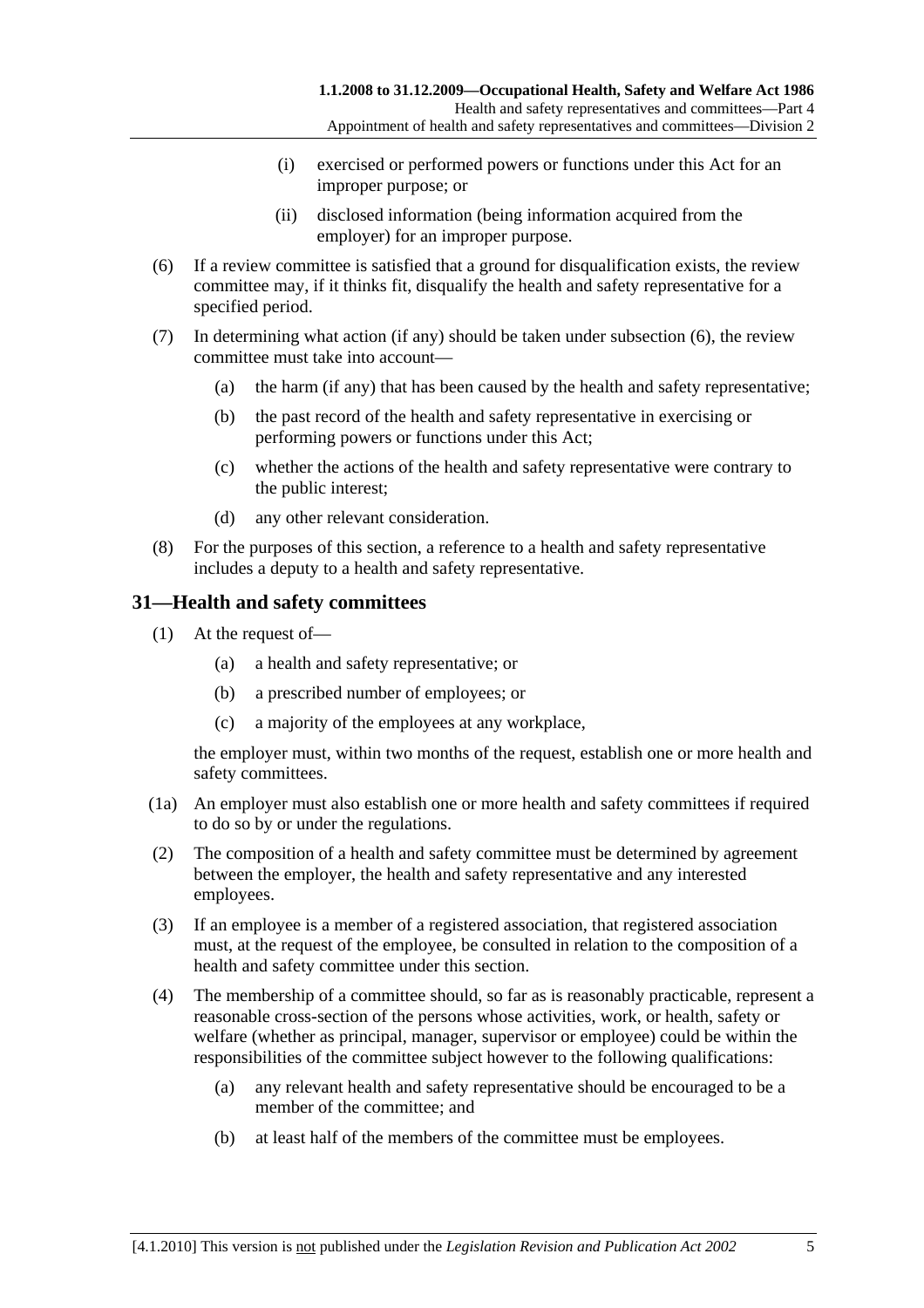(i) exercised or performed powers or functions under this Act for an improper purpose; or

(ii) disclosed information (being information acquired from the employer) for an improper purpose.

(6) If a review committee is satisfied that a ground for disqualification exists, the review committee may, if it thinks fit, disqualify the health and safety representative for a specified period.

(7) In determining what action (if any) should be taken under subsection (6), the review committee must take into account—

(a) the harm (if any) that has been caused by the health and safety representative;

(b) the past record of the health and safety representative in exercising or performing powers or functions under this Act;

(c) whether the actions of the health and safety representative were contrary to the public interest;

(d) any other relevant consideration.

(8) For the purposes of this section, a reference to a health and safety representative includes a deputy to a health and safety representative.

## 31—Health and safety committees

(1) At the request of—

(a) a health and safety representative; or

(b) a prescribed number of employees; or

(c) a majority of the employees at any workplace,

the employer must, within two months of the request, establish one or more health and safety committees.

(1a) An employer must also establish one or more health and safety committees if required to do so by or under the regulations.

(2) The composition of a health and safety committee must be determined by agreement between the employer, the health and safety representative and any interested employees.

(3) If an employee is a member of a registered association, that registered association must, at the request of the employee, be consulted in relation to the composition of a health and safety committee under this section.

(4) The membership of a committee should, so far as is reasonably practicable, represent a reasonable cross-section of the persons whose activities, work, or health, safety or welfare (whether as principal, manager, supervisor or employee) could be within the responsibilities of the committee subject however to the following qualifications:

(a) any relevant health and safety representative should be encouraged to be a member of the committee; and

(b) at least half of the members of the committee must be employees.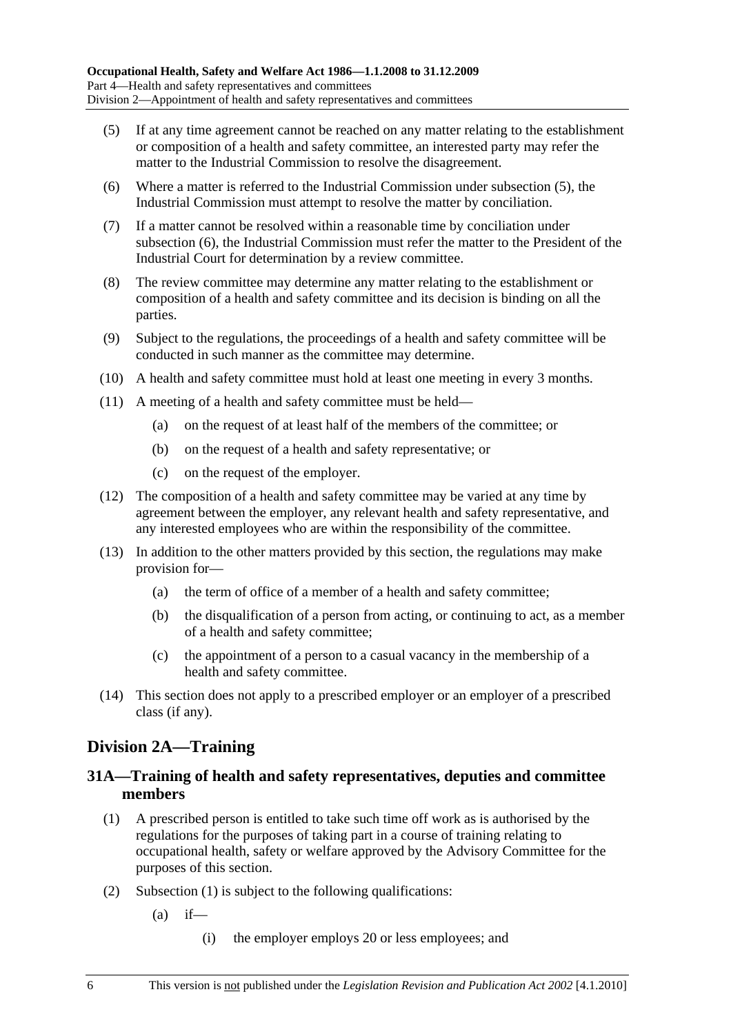(5) If at any time agreement cannot be reached on any matter relating to the establishment or composition of a health and safety committee, an interested party may refer the matter to the Industrial Commission to resolve the disagreement.

(6) Where a matter is referred to the Industrial Commission under subsection (5), the Industrial Commission must attempt to resolve the matter by conciliation.

(7) If a matter cannot be resolved within a reasonable time by conciliation under subsection (6), the Industrial Commission must refer the matter to the President of the Industrial Court for determination by a review committee.

(8) The review committee may determine any matter relating to the establishment or composition of a health and safety committee and its decision is binding on all the parties.

(9) Subject to the regulations, the proceedings of a health and safety committee will be conducted in such manner as the committee may determine.

(10) A health and safety committee must hold at least one meeting in every 3 months.

(11) A meeting of a health and safety committee must be held—

- (a) on the request of at least half of the members of the committee; or
- (b) on the request of a health and safety representative; or
- (c) on the request of the employer.

(12) The composition of a health and safety committee may be varied at any time by agreement between the employer, any relevant health and safety representative, and any interested employees who are within the responsibility of the committee.

(13) In addition to the other matters provided by this section, the regulations may make provision for—

- (a) the term of office of a member of a health and safety committee;
- (b) the disqualification of a person from acting, or continuing to act, as a member of a health and safety committee;
- (c) the appointment of a person to a casual vacancy in the membership of a health and safety committee.

(14) This section does not apply to a prescribed employer or an employer of a prescribed class (if any).

## Division 2A—Training

### 31A—Training of health and safety representatives, deputies and committee members

(1) A prescribed person is entitled to take such time off work as is authorised by the regulations for the purposes of taking part in a course of training relating to occupational health, safety or welfare approved by the Advisory Committee for the purposes of this section.

(2) Subsection (1) is subject to the following qualifications:

- (a) if—
  - (i) the employer employs 20 or less employees; and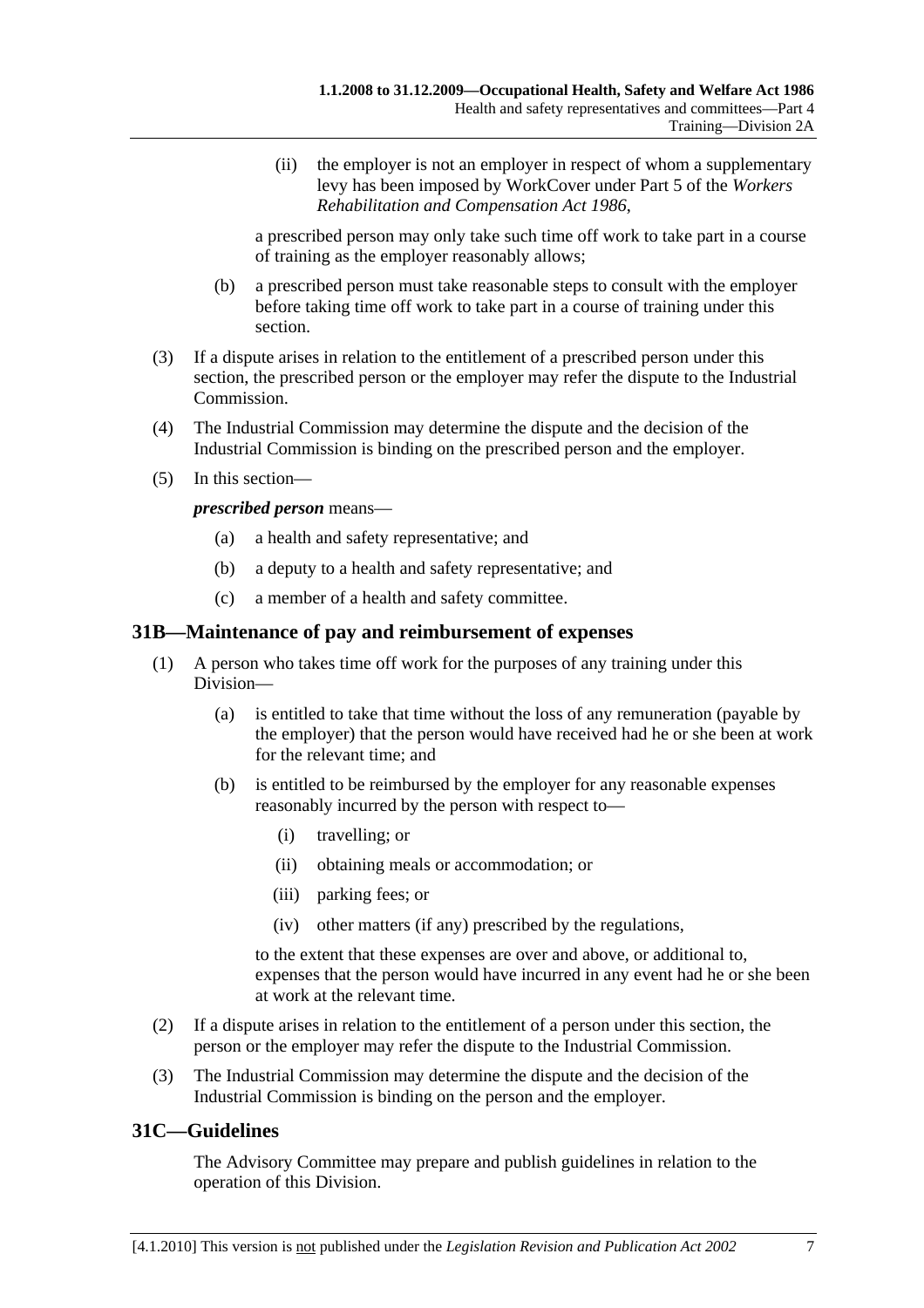(ii) the employer is not an employer in respect of whom a supplementary levy has been imposed by WorkCover under Part 5 of the *Workers Rehabilitation and Compensation Act 1986*,

a prescribed person may only take such time off work to take part in a course of training as the employer reasonably allows;

(b) a prescribed person must take reasonable steps to consult with the employer before taking time off work to take part in a course of training under this section.

(3) If a dispute arises in relation to the entitlement of a prescribed person under this section, the prescribed person or the employer may refer the dispute to the Industrial Commission.

(4) The Industrial Commission may determine the dispute and the decision of the Industrial Commission is binding on the prescribed person and the employer.

(5) In this section—

***prescribed person*** means—

(a) a health and safety representative; and

(b) a deputy to a health and safety representative; and

(c) a member of a health and safety committee.

## 31B—Maintenance of pay and reimbursement of expenses

(1) A person who takes time off work for the purposes of any training under this Division—

(a) is entitled to take that time without the loss of any remuneration (payable by the employer) that the person would have received had he or she been at work for the relevant time; and

(b) is entitled to be reimbursed by the employer for any reasonable expenses reasonably incurred by the person with respect to—

(i) travelling; or

(ii) obtaining meals or accommodation; or

(iii) parking fees; or

(iv) other matters (if any) prescribed by the regulations,

to the extent that these expenses are over and above, or additional to, expenses that the person would have incurred in any event had he or she been at work at the relevant time.

(2) If a dispute arises in relation to the entitlement of a person under this section, the person or the employer may refer the dispute to the Industrial Commission.

(3) The Industrial Commission may determine the dispute and the decision of the Industrial Commission is binding on the person and the employer.

## 31C—Guidelines

The Advisory Committee may prepare and publish guidelines in relation to the operation of this Division.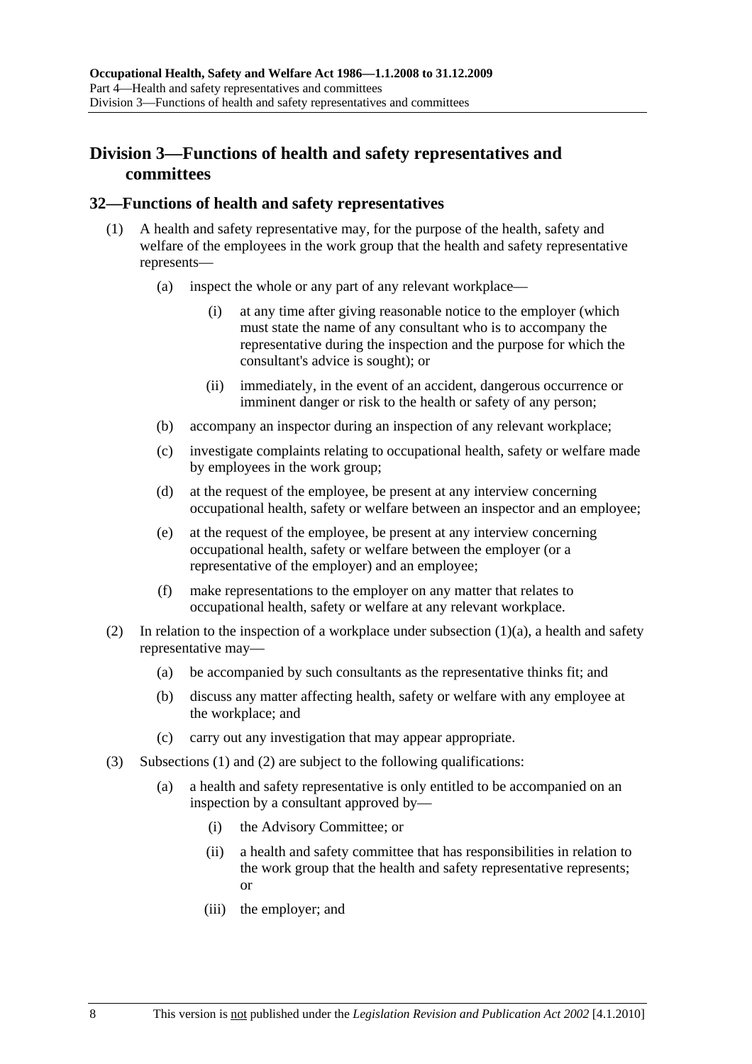## Division 3—Functions of health and safety representatives and committees

### 32—Functions of health and safety representatives

(1) A health and safety representative may, for the purpose of the health, safety and welfare of the employees in the work group that the health and safety representative represents—

(a) inspect the whole or any part of any relevant workplace—

(i) at any time after giving reasonable notice to the employer (which must state the name of any consultant who is to accompany the representative during the inspection and the purpose for which the consultant's advice is sought); or

(ii) immediately, in the event of an accident, dangerous occurrence or imminent danger or risk to the health or safety of any person;

(b) accompany an inspector during an inspection of any relevant workplace;

(c) investigate complaints relating to occupational health, safety or welfare made by employees in the work group;

(d) at the request of the employee, be present at any interview concerning occupational health, safety or welfare between an inspector and an employee;

(e) at the request of the employee, be present at any interview concerning occupational health, safety or welfare between the employer (or a representative of the employer) and an employee;

(f) make representations to the employer on any matter that relates to occupational health, safety or welfare at any relevant workplace.

(2) In relation to the inspection of a workplace under subsection (1)(a), a health and safety representative may—

(a) be accompanied by such consultants as the representative thinks fit; and

(b) discuss any matter affecting health, safety or welfare with any employee at the workplace; and

(c) carry out any investigation that may appear appropriate.

(3) Subsections (1) and (2) are subject to the following qualifications:

(a) a health and safety representative is only entitled to be accompanied on an inspection by a consultant approved by—

(i) the Advisory Committee; or

(ii) a health and safety committee that has responsibilities in relation to the work group that the health and safety representative represents; or

(iii) the employer; and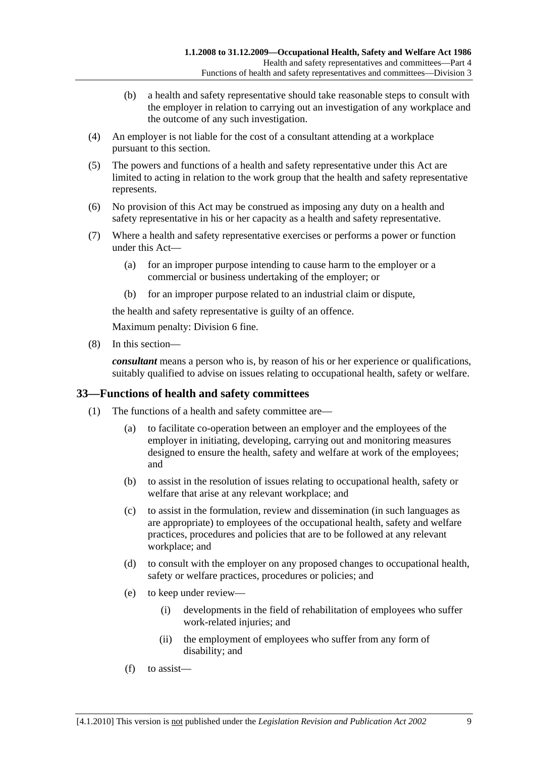(b) a health and safety representative should take reasonable steps to consult with the employer in relation to carrying out an investigation of any workplace and the outcome of any such investigation.

(4) An employer is not liable for the cost of a consultant attending at a workplace pursuant to this section.

(5) The powers and functions of a health and safety representative under this Act are limited to acting in relation to the work group that the health and safety representative represents.

(6) No provision of this Act may be construed as imposing any duty on a health and safety representative in his or her capacity as a health and safety representative.

(7) Where a health and safety representative exercises or performs a power or function under this Act—

(a) for an improper purpose intending to cause harm to the employer or a commercial or business undertaking of the employer; or

(b) for an improper purpose related to an industrial claim or dispute,

the health and safety representative is guilty of an offence.

Maximum penalty: Division 6 fine.

(8) In this section—

***consultant*** means a person who is, by reason of his or her experience or qualifications, suitably qualified to advise on issues relating to occupational health, safety or welfare.

## 33—Functions of health and safety committees

(1) The functions of a health and safety committee are—

(a) to facilitate co-operation between an employer and the employees of the employer in initiating, developing, carrying out and monitoring measures designed to ensure the health, safety and welfare at work of the employees; and

(b) to assist in the resolution of issues relating to occupational health, safety or welfare that arise at any relevant workplace; and

(c) to assist in the formulation, review and dissemination (in such languages as are appropriate) to employees of the occupational health, safety and welfare practices, procedures and policies that are to be followed at any relevant workplace; and

(d) to consult with the employer on any proposed changes to occupational health, safety or welfare practices, procedures or policies; and

(e) to keep under review—

(i) developments in the field of rehabilitation of employees who suffer work-related injuries; and

(ii) the employment of employees who suffer from any form of disability; and

(f) to assist—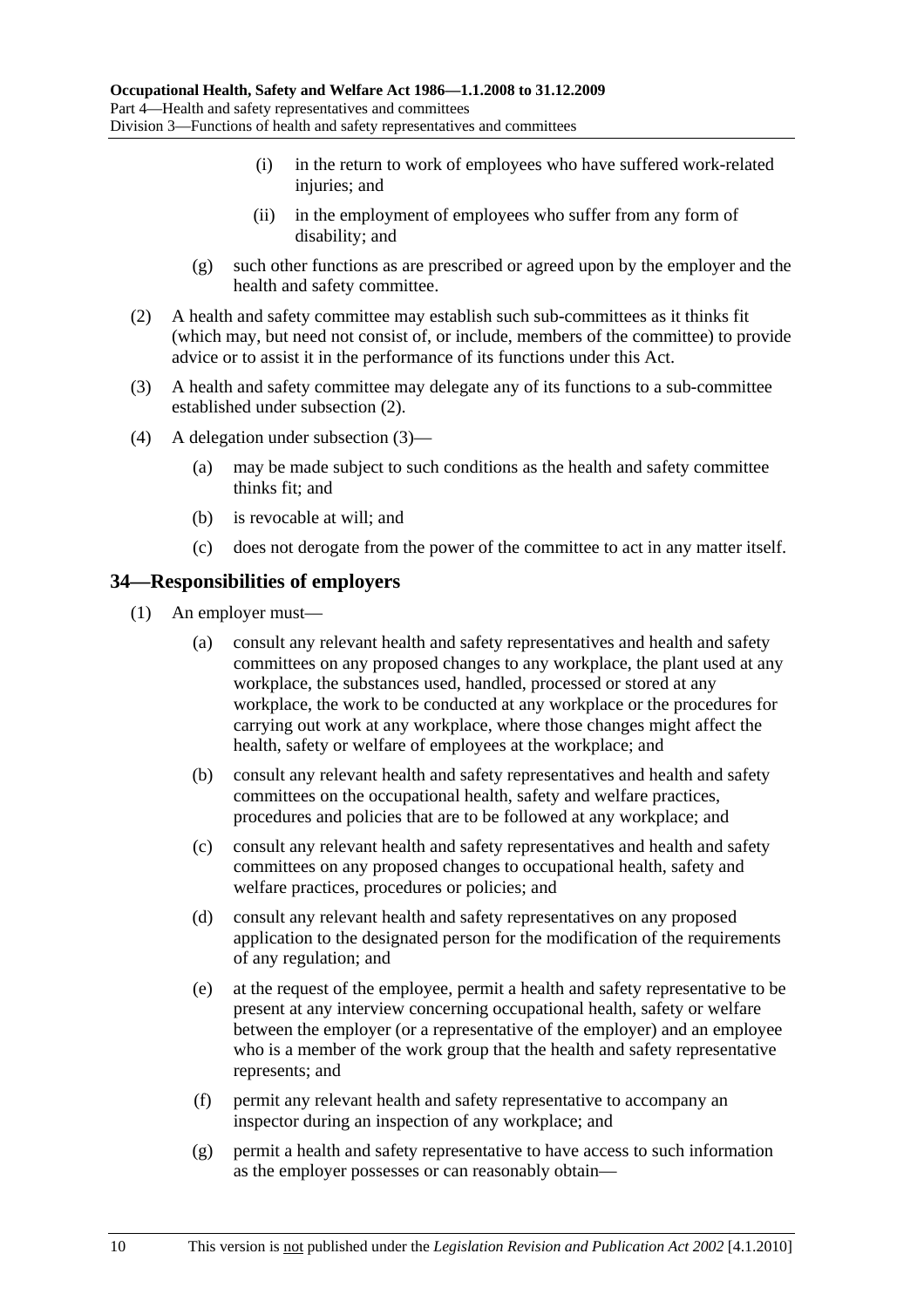- (i) in the return to work of employees who have suffered work-related injuries; and
- (ii) in the employment of employees who suffer from any form of disability; and

(g) such other functions as are prescribed or agreed upon by the employer and the health and safety committee.

(2) A health and safety committee may establish such sub-committees as it thinks fit (which may, but need not consist of, or include, members of the committee) to provide advice or to assist it in the performance of its functions under this Act.

(3) A health and safety committee may delegate any of its functions to a sub-committee established under subsection (2).

(4) A delegation under subsection (3)—

- (a) may be made subject to such conditions as the health and safety committee thinks fit; and
- (b) is revocable at will; and
- (c) does not derogate from the power of the committee to act in any matter itself.

## 34—Responsibilities of employers

(1) An employer must—

- (a) consult any relevant health and safety representatives and health and safety committees on any proposed changes to any workplace, the plant used at any workplace, the substances used, handled, processed or stored at any workplace, the work to be conducted at any workplace or the procedures for carrying out work at any workplace, where those changes might affect the health, safety or welfare of employees at the workplace; and
- (b) consult any relevant health and safety representatives and health and safety committees on the occupational health, safety and welfare practices, procedures and policies that are to be followed at any workplace; and
- (c) consult any relevant health and safety representatives and health and safety committees on any proposed changes to occupational health, safety and welfare practices, procedures or policies; and
- (d) consult any relevant health and safety representatives on any proposed application to the designated person for the modification of the requirements of any regulation; and
- (e) at the request of the employee, permit a health and safety representative to be present at any interview concerning occupational health, safety or welfare between the employer (or a representative of the employer) and an employee who is a member of the work group that the health and safety representative represents; and
- (f) permit any relevant health and safety representative to accompany an inspector during an inspection of any workplace; and
- (g) permit a health and safety representative to have access to such information as the employer possesses or can reasonably obtain—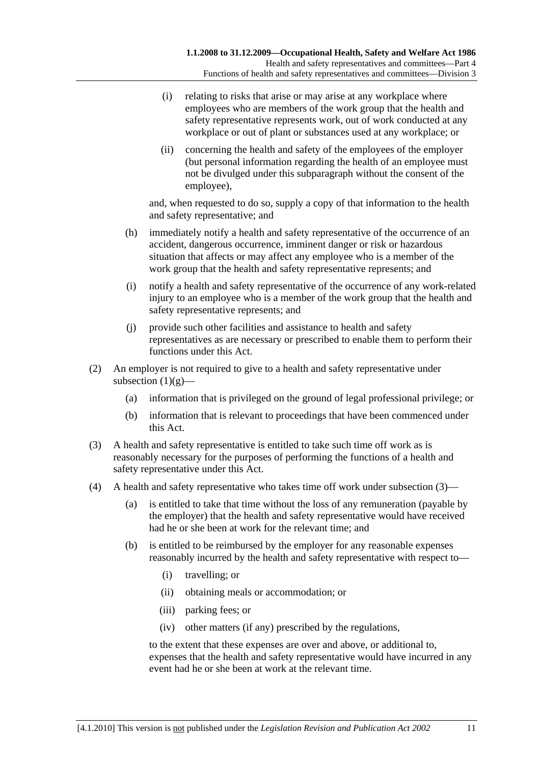(i) relating to risks that arise or may arise at any workplace where employees who are members of the work group that the health and safety representative represents work, out of work conducted at any workplace or out of plant or substances used at any workplace; or

(ii) concerning the health and safety of the employees of the employer (but personal information regarding the health of an employee must not be divulged under this subparagraph without the consent of the employee),

and, when requested to do so, supply a copy of that information to the health and safety representative; and

(h) immediately notify a health and safety representative of the occurrence of an accident, dangerous occurrence, imminent danger or risk or hazardous situation that affects or may affect any employee who is a member of the work group that the health and safety representative represents; and

(i) notify a health and safety representative of the occurrence of any work-related injury to an employee who is a member of the work group that the health and safety representative represents; and

(j) provide such other facilities and assistance to health and safety representatives as are necessary or prescribed to enable them to perform their functions under this Act.

(2) An employer is not required to give to a health and safety representative under subsection (1)(g)—

(a) information that is privileged on the ground of legal professional privilege; or

(b) information that is relevant to proceedings that have been commenced under this Act.

(3) A health and safety representative is entitled to take such time off work as is reasonably necessary for the purposes of performing the functions of a health and safety representative under this Act.

(4) A health and safety representative who takes time off work under subsection (3)—

(a) is entitled to take that time without the loss of any remuneration (payable by the employer) that the health and safety representative would have received had he or she been at work for the relevant time; and

(b) is entitled to be reimbursed by the employer for any reasonable expenses reasonably incurred by the health and safety representative with respect to—

(i) travelling; or

(ii) obtaining meals or accommodation; or

(iii) parking fees; or

(iv) other matters (if any) prescribed by the regulations,

to the extent that these expenses are over and above, or additional to, expenses that the health and safety representative would have incurred in any event had he or she been at work at the relevant time.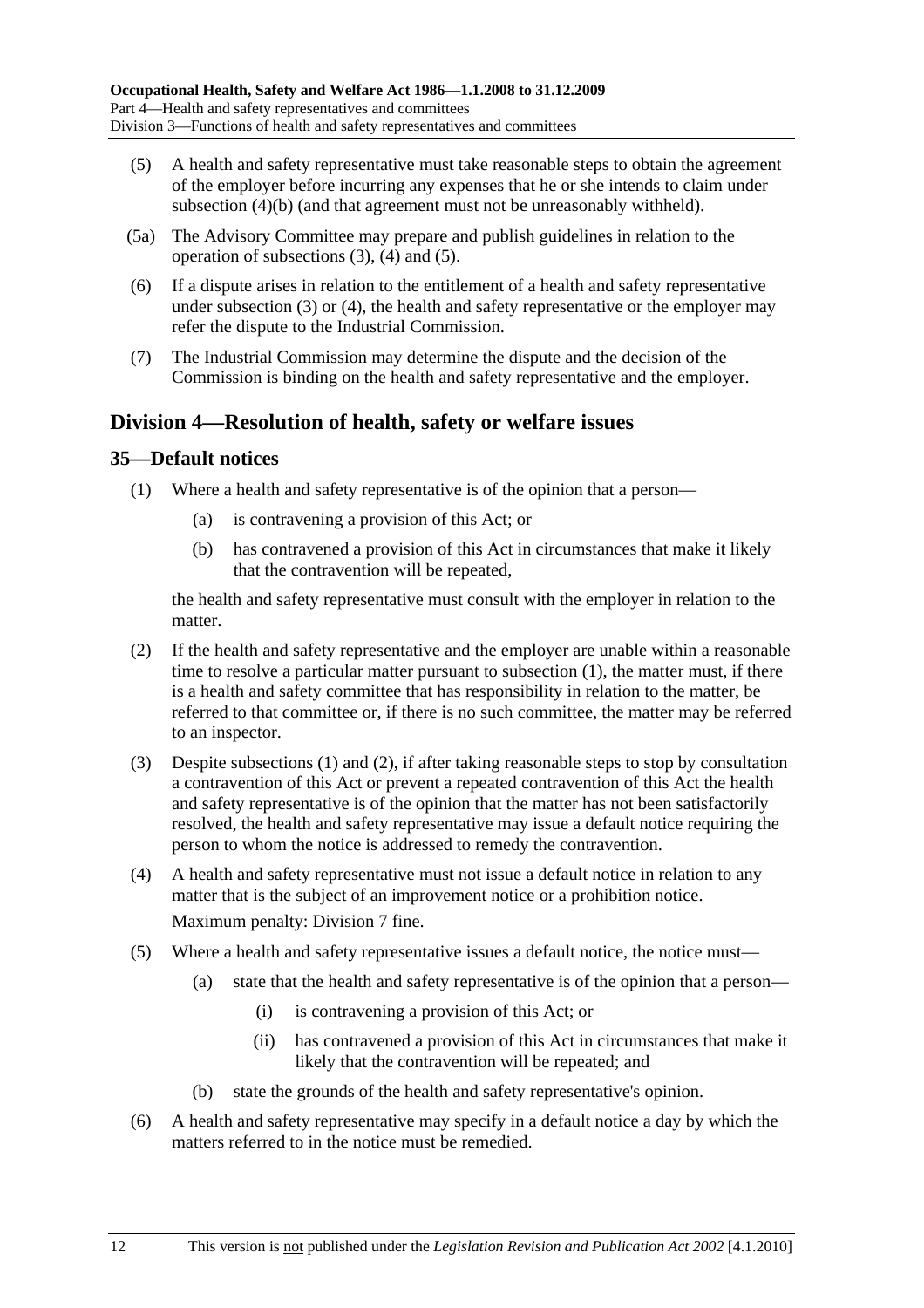(5) A health and safety representative must take reasonable steps to obtain the agreement of the employer before incurring any expenses that he or she intends to claim under subsection (4)(b) (and that agreement must not be unreasonably withheld).

(5a) The Advisory Committee may prepare and publish guidelines in relation to the operation of subsections (3), (4) and (5).

(6) If a dispute arises in relation to the entitlement of a health and safety representative under subsection (3) or (4), the health and safety representative or the employer may refer the dispute to the Industrial Commission.

(7) The Industrial Commission may determine the dispute and the decision of the Commission is binding on the health and safety representative and the employer.

## Division 4—Resolution of health, safety or welfare issues

### 35—Default notices

(1) Where a health and safety representative is of the opinion that a person—

(a) is contravening a provision of this Act; or

(b) has contravened a provision of this Act in circumstances that make it likely that the contravention will be repeated,

the health and safety representative must consult with the employer in relation to the matter.

(2) If the health and safety representative and the employer are unable within a reasonable time to resolve a particular matter pursuant to subsection (1), the matter must, if there is a health and safety committee that has responsibility in relation to the matter, be referred to that committee or, if there is no such committee, the matter may be referred to an inspector.

(3) Despite subsections (1) and (2), if after taking reasonable steps to stop by consultation a contravention of this Act or prevent a repeated contravention of this Act the health and safety representative is of the opinion that the matter has not been satisfactorily resolved, the health and safety representative may issue a default notice requiring the person to whom the notice is addressed to remedy the contravention.

(4) A health and safety representative must not issue a default notice in relation to any matter that is the subject of an improvement notice or a prohibition notice.

Maximum penalty: Division 7 fine.

(5) Where a health and safety representative issues a default notice, the notice must—

(a) state that the health and safety representative is of the opinion that a person—

(i) is contravening a provision of this Act; or

(ii) has contravened a provision of this Act in circumstances that make it likely that the contravention will be repeated; and

(b) state the grounds of the health and safety representative's opinion.

(6) A health and safety representative may specify in a default notice a day by which the matters referred to in the notice must be remedied.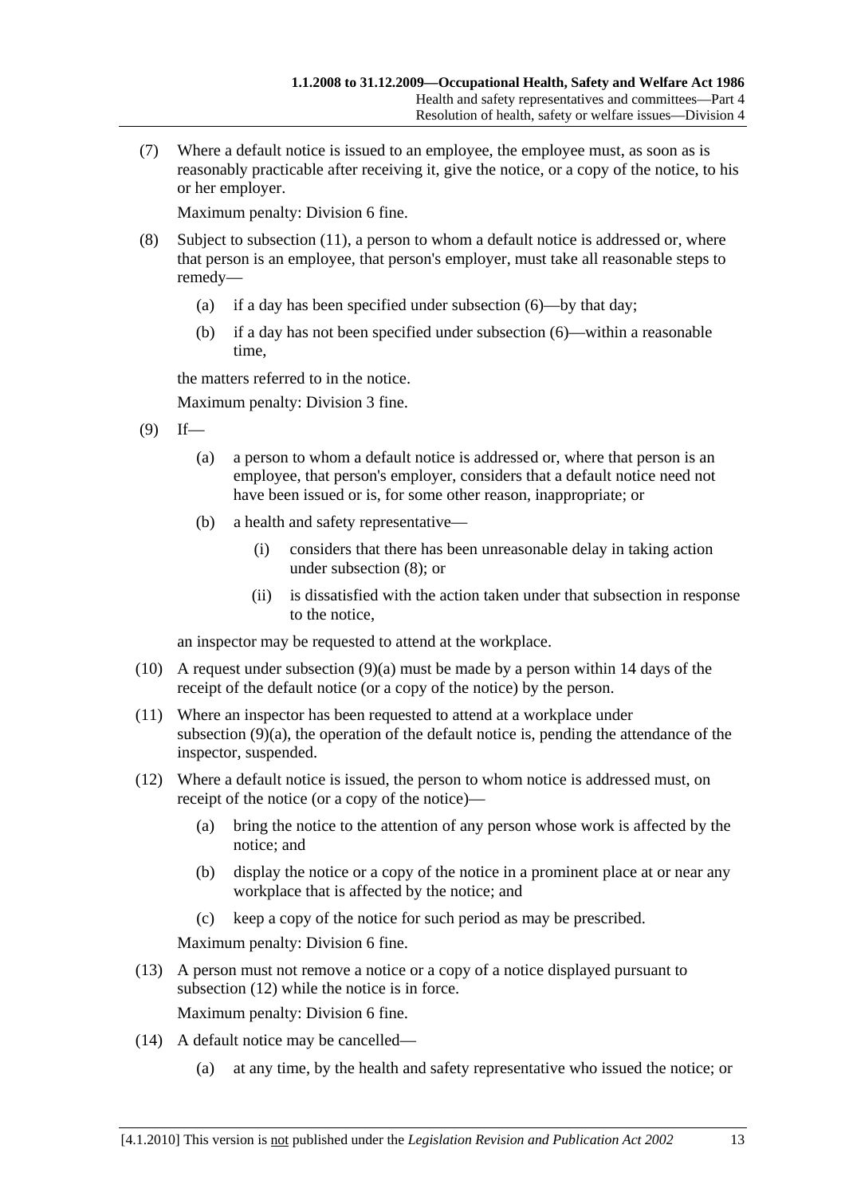(7) Where a default notice is issued to an employee, the employee must, as soon as is reasonably practicable after receiving it, give the notice, or a copy of the notice, to his or her employer.

Maximum penalty: Division 6 fine.

(8) Subject to subsection (11), a person to whom a default notice is addressed or, where that person is an employee, that person's employer, must take all reasonable steps to remedy—

(a) if a day has been specified under subsection (6)—by that day;

(b) if a day has not been specified under subsection (6)—within a reasonable time,

the matters referred to in the notice.

Maximum penalty: Division 3 fine.

(9) If—

(a) a person to whom a default notice is addressed or, where that person is an employee, that person's employer, considers that a default notice need not have been issued or is, for some other reason, inappropriate; or

(b) a health and safety representative—

(i) considers that there has been unreasonable delay in taking action under subsection (8); or

(ii) is dissatisfied with the action taken under that subsection in response to the notice,

an inspector may be requested to attend at the workplace.

(10) A request under subsection (9)(a) must be made by a person within 14 days of the receipt of the default notice (or a copy of the notice) by the person.

(11) Where an inspector has been requested to attend at a workplace under subsection (9)(a), the operation of the default notice is, pending the attendance of the inspector, suspended.

(12) Where a default notice is issued, the person to whom notice is addressed must, on receipt of the notice (or a copy of the notice)—

(a) bring the notice to the attention of any person whose work is affected by the notice; and

(b) display the notice or a copy of the notice in a prominent place at or near any workplace that is affected by the notice; and

(c) keep a copy of the notice for such period as may be prescribed.

Maximum penalty: Division 6 fine.

(13) A person must not remove a notice or a copy of a notice displayed pursuant to subsection (12) while the notice is in force.

Maximum penalty: Division 6 fine.

(14) A default notice may be cancelled—

(a) at any time, by the health and safety representative who issued the notice; or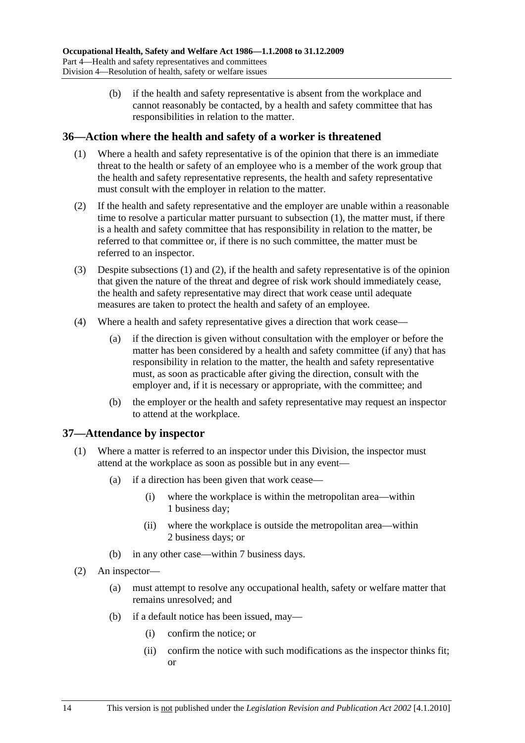(b) if the health and safety representative is absent from the workplace and cannot reasonably be contacted, by a health and safety committee that has responsibilities in relation to the matter.

## 36—Action where the health and safety of a worker is threatened

(1) Where a health and safety representative is of the opinion that there is an immediate threat to the health or safety of an employee who is a member of the work group that the health and safety representative represents, the health and safety representative must consult with the employer in relation to the matter.

(2) If the health and safety representative and the employer are unable within a reasonable time to resolve a particular matter pursuant to subsection (1), the matter must, if there is a health and safety committee that has responsibility in relation to the matter, be referred to that committee or, if there is no such committee, the matter must be referred to an inspector.

(3) Despite subsections (1) and (2), if the health and safety representative is of the opinion that given the nature of the threat and degree of risk work should immediately cease, the health and safety representative may direct that work cease until adequate measures are taken to protect the health and safety of an employee.

(4) Where a health and safety representative gives a direction that work cease—

(a) if the direction is given without consultation with the employer or before the matter has been considered by a health and safety committee (if any) that has responsibility in relation to the matter, the health and safety representative must, as soon as practicable after giving the direction, consult with the employer and, if it is necessary or appropriate, with the committee; and

(b) the employer or the health and safety representative may request an inspector to attend at the workplace.

## 37—Attendance by inspector

(1) Where a matter is referred to an inspector under this Division, the inspector must attend at the workplace as soon as possible but in any event—

(a) if a direction has been given that work cease—

(i) where the workplace is within the metropolitan area—within 1 business day;

(ii) where the workplace is outside the metropolitan area—within 2 business days; or

(b) in any other case—within 7 business days.

(2) An inspector—

(a) must attempt to resolve any occupational health, safety or welfare matter that remains unresolved; and

(b) if a default notice has been issued, may—

(i) confirm the notice; or

(ii) confirm the notice with such modifications as the inspector thinks fit; or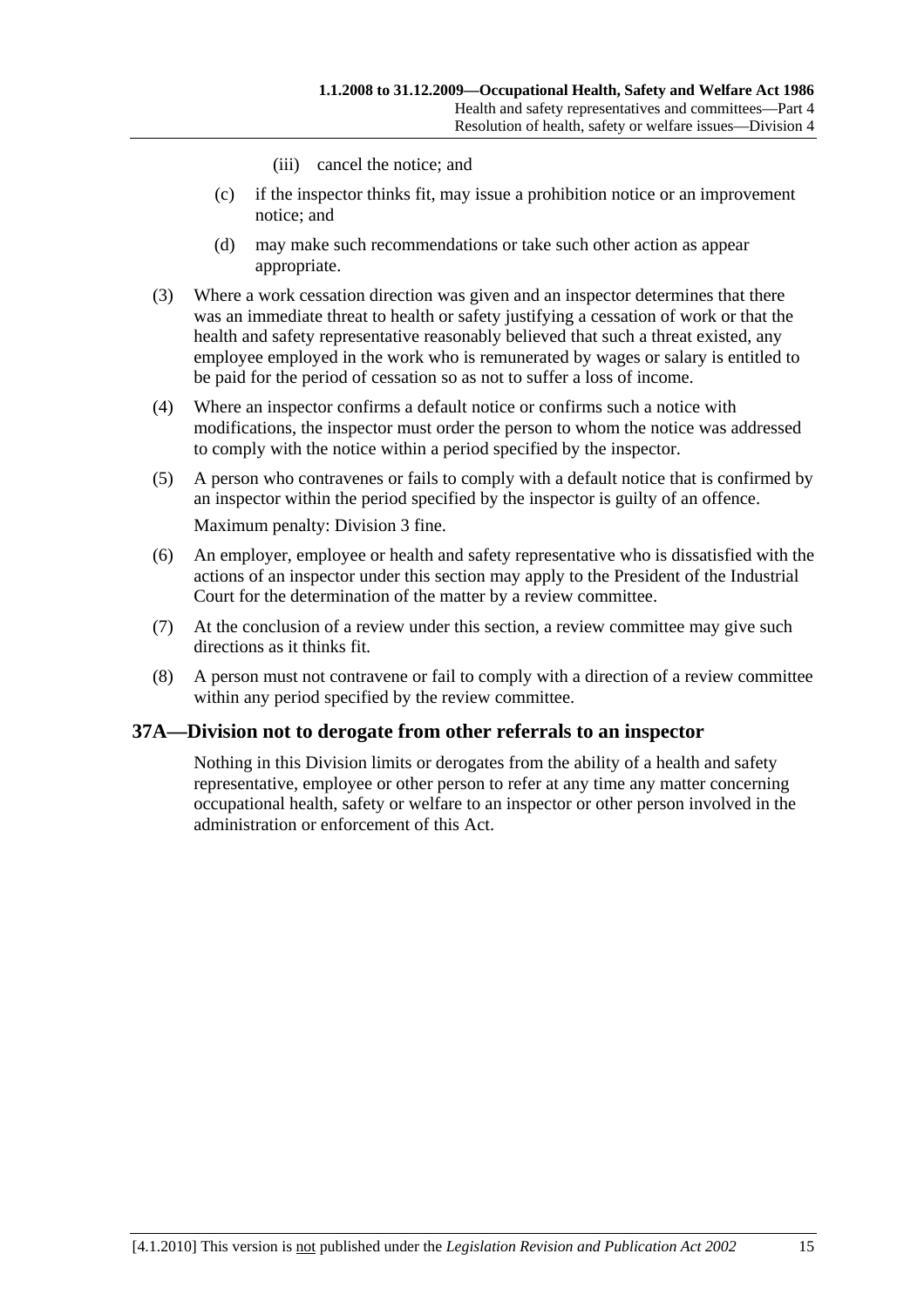(iii) cancel the notice; and

(c) if the inspector thinks fit, may issue a prohibition notice or an improvement notice; and

(d) may make such recommendations or take such other action as appear appropriate.

(3) Where a work cessation direction was given and an inspector determines that there was an immediate threat to health or safety justifying a cessation of work or that the health and safety representative reasonably believed that such a threat existed, any employee employed in the work who is remunerated by wages or salary is entitled to be paid for the period of cessation so as not to suffer a loss of income.

(4) Where an inspector confirms a default notice or confirms such a notice with modifications, the inspector must order the person to whom the notice was addressed to comply with the notice within a period specified by the inspector.

(5) A person who contravenes or fails to comply with a default notice that is confirmed by an inspector within the period specified by the inspector is guilty of an offence.

Maximum penalty: Division 3 fine.

(6) An employer, employee or health and safety representative who is dissatisfied with the actions of an inspector under this section may apply to the President of the Industrial Court for the determination of the matter by a review committee.

(7) At the conclusion of a review under this section, a review committee may give such directions as it thinks fit.

(8) A person must not contravene or fail to comply with a direction of a review committee within any period specified by the review committee.

## 37A—Division not to derogate from other referrals to an inspector

Nothing in this Division limits or derogates from the ability of a health and safety representative, employee or other person to refer at any time any matter concerning occupational health, safety or welfare to an inspector or other person involved in the administration or enforcement of this Act.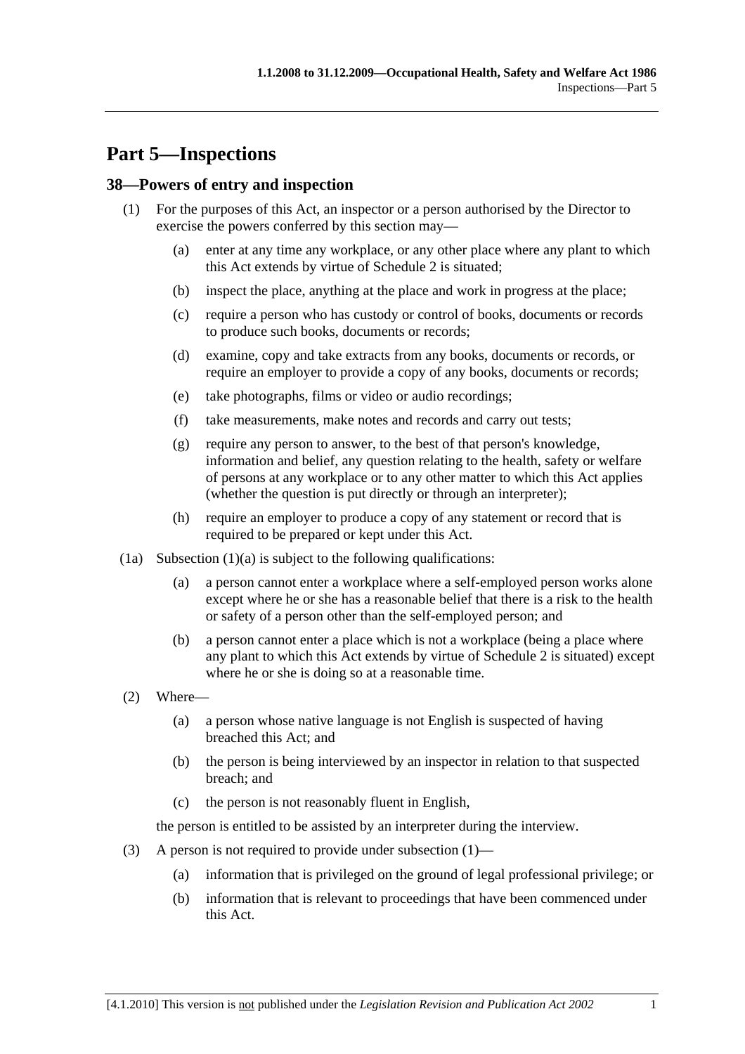# Part 5—Inspections

## 38—Powers of entry and inspection

(1) For the purposes of this Act, an inspector or a person authorised by the Director to exercise the powers conferred by this section may—

- (a) enter at any time any workplace, or any other place where any plant to which this Act extends by virtue of Schedule 2 is situated;
- (b) inspect the place, anything at the place and work in progress at the place;
- (c) require a person who has custody or control of books, documents or records to produce such books, documents or records;
- (d) examine, copy and take extracts from any books, documents or records, or require an employer to provide a copy of any books, documents or records;
- (e) take photographs, films or video or audio recordings;
- (f) take measurements, make notes and records and carry out tests;
- (g) require any person to answer, to the best of that person's knowledge, information and belief, any question relating to the health, safety or welfare of persons at any workplace or to any other matter to which this Act applies (whether the question is put directly or through an interpreter);
- (h) require an employer to produce a copy of any statement or record that is required to be prepared or kept under this Act.

(1a) Subsection (1)(a) is subject to the following qualifications:

- (a) a person cannot enter a workplace where a self-employed person works alone except where he or she has a reasonable belief that there is a risk to the health or safety of a person other than the self-employed person; and
- (b) a person cannot enter a place which is not a workplace (being a place where any plant to which this Act extends by virtue of Schedule 2 is situated) except where he or she is doing so at a reasonable time.

(2) Where—

- (a) a person whose native language is not English is suspected of having breached this Act; and
- (b) the person is being interviewed by an inspector in relation to that suspected breach; and
- (c) the person is not reasonably fluent in English,

the person is entitled to be assisted by an interpreter during the interview.

(3) A person is not required to provide under subsection (1)—

- (a) information that is privileged on the ground of legal professional privilege; or
- (b) information that is relevant to proceedings that have been commenced under this Act.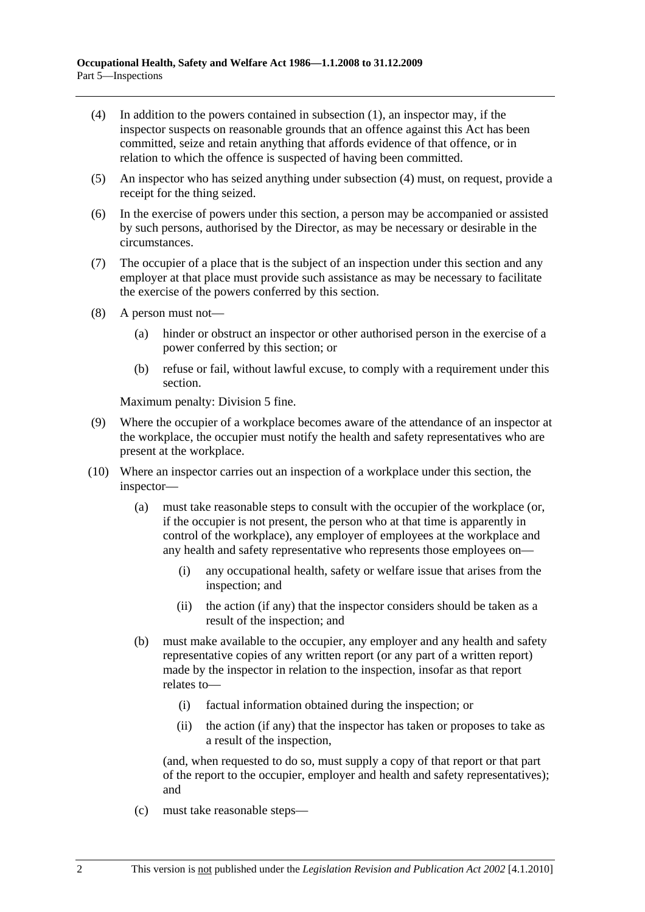(4) In addition to the powers contained in subsection (1), an inspector may, if the inspector suspects on reasonable grounds that an offence against this Act has been committed, seize and retain anything that affords evidence of that offence, or in relation to which the offence is suspected of having been committed.

(5) An inspector who has seized anything under subsection (4) must, on request, provide a receipt for the thing seized.

(6) In the exercise of powers under this section, a person may be accompanied or assisted by such persons, authorised by the Director, as may be necessary or desirable in the circumstances.

(7) The occupier of a place that is the subject of an inspection under this section and any employer at that place must provide such assistance as may be necessary to facilitate the exercise of the powers conferred by this section.

(8) A person must not—

- (a) hinder or obstruct an inspector or other authorised person in the exercise of a power conferred by this section; or
- (b) refuse or fail, without lawful excuse, to comply with a requirement under this section.

Maximum penalty: Division 5 fine.

(9) Where the occupier of a workplace becomes aware of the attendance of an inspector at the workplace, the occupier must notify the health and safety representatives who are present at the workplace.

(10) Where an inspector carries out an inspection of a workplace under this section, the inspector—

- (a) must take reasonable steps to consult with the occupier of the workplace (or, if the occupier is not present, the person who at that time is apparently in control of the workplace), any employer of employees at the workplace and any health and safety representative who represents those employees on—
  - (i) any occupational health, safety or welfare issue that arises from the inspection; and
  - (ii) the action (if any) that the inspector considers should be taken as a result of the inspection; and
- (b) must make available to the occupier, any employer and any health and safety representative copies of any written report (or any part of a written report) made by the inspector in relation to the inspection, insofar as that report relates to—
  - (i) factual information obtained during the inspection; or
  - (ii) the action (if any) that the inspector has taken or proposes to take as a result of the inspection,

  (and, when requested to do so, must supply a copy of that report or that part of the report to the occupier, employer and health and safety representatives); and
- (c) must take reasonable steps—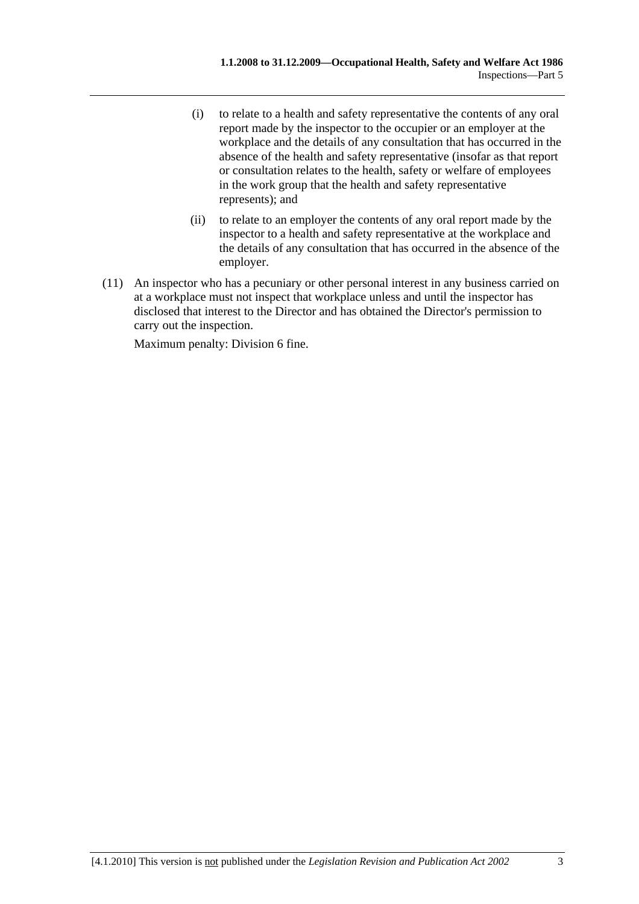(i) to relate to a health and safety representative the contents of any oral report made by the inspector to the occupier or an employer at the workplace and the details of any consultation that has occurred in the absence of the health and safety representative (insofar as that report or consultation relates to the health, safety or welfare of employees in the work group that the health and safety representative represents); and

(ii) to relate to an employer the contents of any oral report made by the inspector to a health and safety representative at the workplace and the details of any consultation that has occurred in the absence of the employer.

(11) An inspector who has a pecuniary or other personal interest in any business carried on at a workplace must not inspect that workplace unless and until the inspector has disclosed that interest to the Director and has obtained the Director's permission to carry out the inspection.

Maximum penalty: Division 6 fine.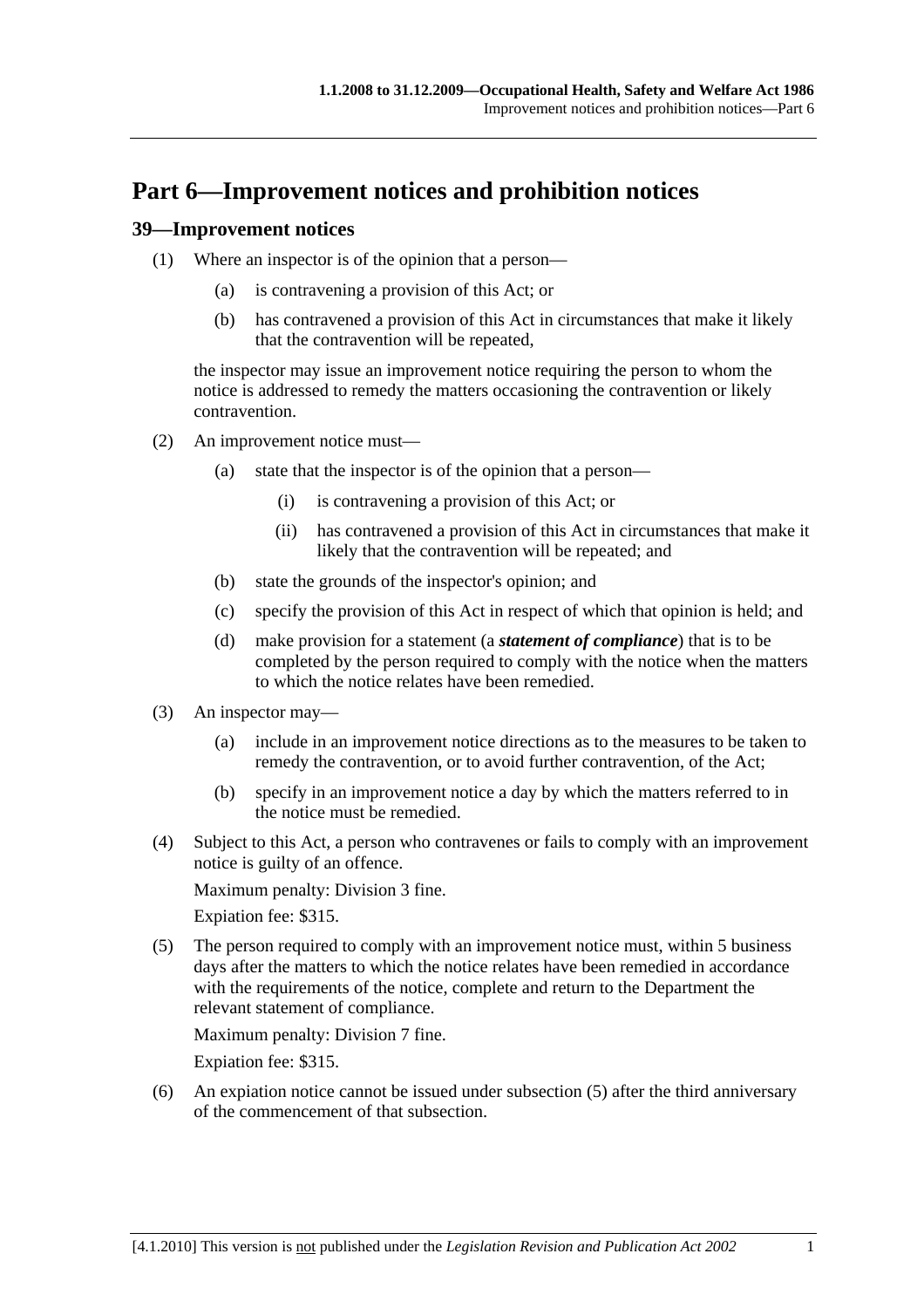# Part 6—Improvement notices and prohibition notices

## 39—Improvement notices

(1) Where an inspector is of the opinion that a person—

(a) is contravening a provision of this Act; or

(b) has contravened a provision of this Act in circumstances that make it likely that the contravention will be repeated,

the inspector may issue an improvement notice requiring the person to whom the notice is addressed to remedy the matters occasioning the contravention or likely contravention.

(2) An improvement notice must—

(a) state that the inspector is of the opinion that a person—

(i) is contravening a provision of this Act; or

(ii) has contravened a provision of this Act in circumstances that make it likely that the contravention will be repeated; and

(b) state the grounds of the inspector's opinion; and

(c) specify the provision of this Act in respect of which that opinion is held; and

(d) make provision for a statement (a ***statement of compliance***) that is to be completed by the person required to comply with the notice when the matters to which the notice relates have been remedied.

(3) An inspector may—

(a) include in an improvement notice directions as to the measures to be taken to remedy the contravention, or to avoid further contravention, of the Act;

(b) specify in an improvement notice a day by which the matters referred to in the notice must be remedied.

(4) Subject to this Act, a person who contravenes or fails to comply with an improvement notice is guilty of an offence.

Maximum penalty: Division 3 fine.

Expiation fee: $315.

(5) The person required to comply with an improvement notice must, within 5 business days after the matters to which the notice relates have been remedied in accordance with the requirements of the notice, complete and return to the Department the relevant statement of compliance.

Maximum penalty: Division 7 fine.

Expiation fee: $315.

(6) An expiation notice cannot be issued under subsection (5) after the third anniversary of the commencement of that subsection.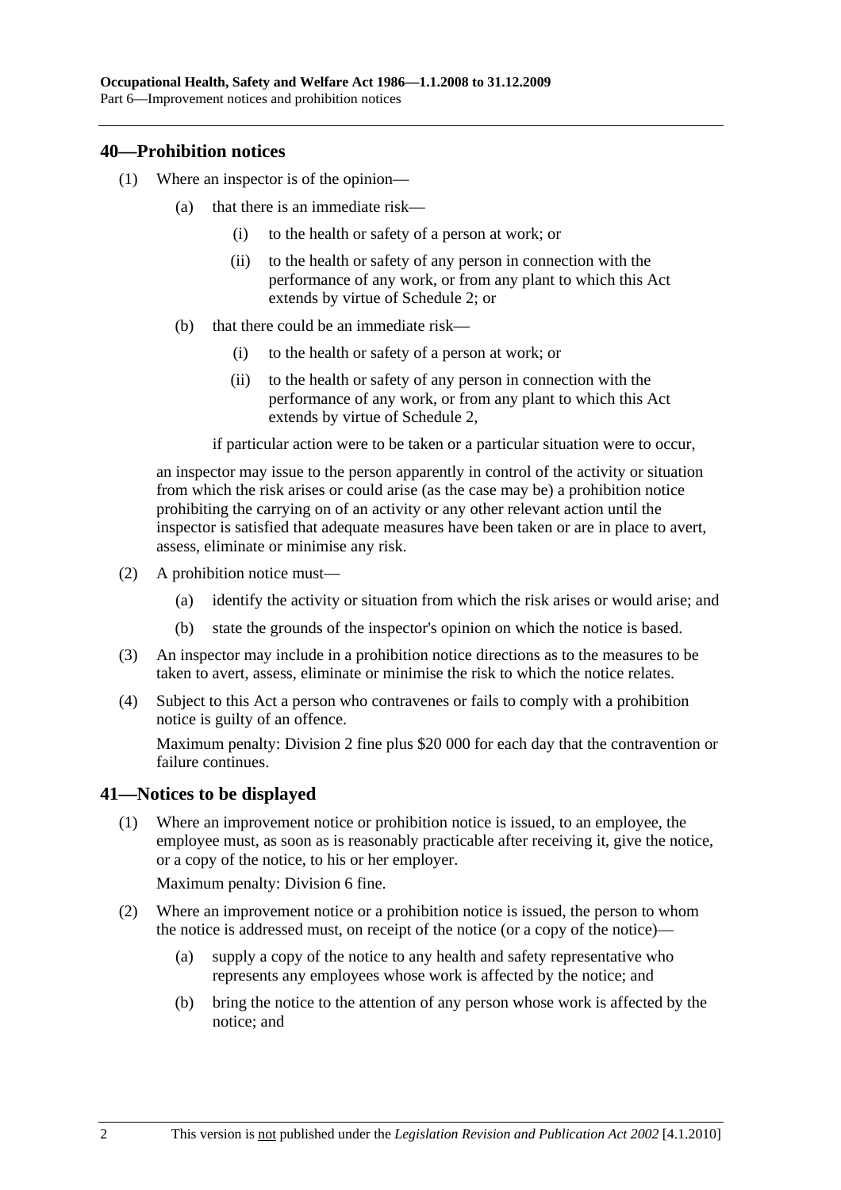## 40—Prohibition notices

(1) Where an inspector is of the opinion—

(a) that there is an immediate risk—

(i) to the health or safety of a person at work; or

(ii) to the health or safety of any person in connection with the performance of any work, or from any plant to which this Act extends by virtue of Schedule 2; or

(b) that there could be an immediate risk—

(i) to the health or safety of a person at work; or

(ii) to the health or safety of any person in connection with the performance of any work, or from any plant to which this Act extends by virtue of Schedule 2,

if particular action were to be taken or a particular situation were to occur,

an inspector may issue to the person apparently in control of the activity or situation from which the risk arises or could arise (as the case may be) a prohibition notice prohibiting the carrying on of an activity or any other relevant action until the inspector is satisfied that adequate measures have been taken or are in place to avert, assess, eliminate or minimise any risk.

(2) A prohibition notice must—

(a) identify the activity or situation from which the risk arises or would arise; and

(b) state the grounds of the inspector's opinion on which the notice is based.

(3) An inspector may include in a prohibition notice directions as to the measures to be taken to avert, assess, eliminate or minimise the risk to which the notice relates.

(4) Subject to this Act a person who contravenes or fails to comply with a prohibition notice is guilty of an offence.

Maximum penalty: Division 2 fine plus $20 000 for each day that the contravention or failure continues.

## 41—Notices to be displayed

(1) Where an improvement notice or prohibition notice is issued, to an employee, the employee must, as soon as is reasonably practicable after receiving it, give the notice, or a copy of the notice, to his or her employer.

Maximum penalty: Division 6 fine.

(2) Where an improvement notice or a prohibition notice is issued, the person to whom the notice is addressed must, on receipt of the notice (or a copy of the notice)—

(a) supply a copy of the notice to any health and safety representative who represents any employees whose work is affected by the notice; and

(b) bring the notice to the attention of any person whose work is affected by the notice; and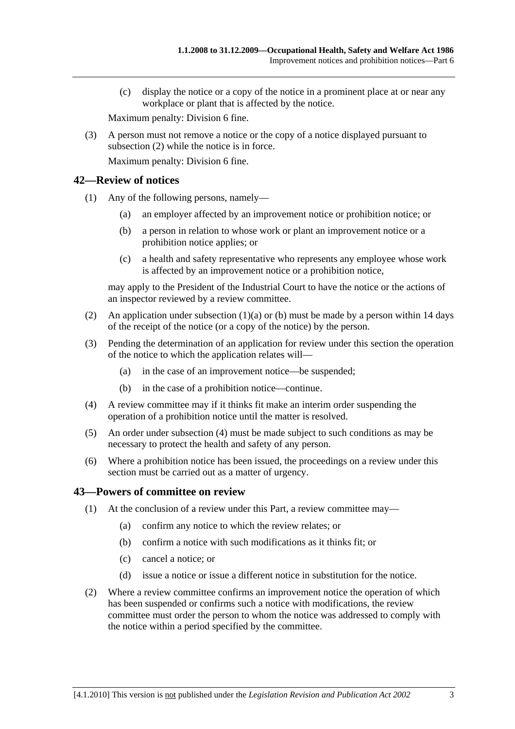(c) display the notice or a copy of the notice in a prominent place at or near any workplace or plant that is affected by the notice.

Maximum penalty: Division 6 fine.

(3) A person must not remove a notice or the copy of a notice displayed pursuant to subsection (2) while the notice is in force.

Maximum penalty: Division 6 fine.

## 42—Review of notices

(1) Any of the following persons, namely—

(a) an employer affected by an improvement notice or prohibition notice; or

(b) a person in relation to whose work or plant an improvement notice or a prohibition notice applies; or

(c) a health and safety representative who represents any employee whose work is affected by an improvement notice or a prohibition notice,

may apply to the President of the Industrial Court to have the notice or the actions of an inspector reviewed by a review committee.

(2) An application under subsection (1)(a) or (b) must be made by a person within 14 days of the receipt of the notice (or a copy of the notice) by the person.

(3) Pending the determination of an application for review under this section the operation of the notice to which the application relates will—

(a) in the case of an improvement notice—be suspended;

(b) in the case of a prohibition notice—continue.

(4) A review committee may if it thinks fit make an interim order suspending the operation of a prohibition notice until the matter is resolved.

(5) An order under subsection (4) must be made subject to such conditions as may be necessary to protect the health and safety of any person.

(6) Where a prohibition notice has been issued, the proceedings on a review under this section must be carried out as a matter of urgency.

## 43—Powers of committee on review

(1) At the conclusion of a review under this Part, a review committee may—

(a) confirm any notice to which the review relates; or

(b) confirm a notice with such modifications as it thinks fit; or

(c) cancel a notice; or

(d) issue a notice or issue a different notice in substitution for the notice.

(2) Where a review committee confirms an improvement notice the operation of which has been suspended or confirms such a notice with modifications, the review committee must order the person to whom the notice was addressed to comply with the notice within a period specified by the committee.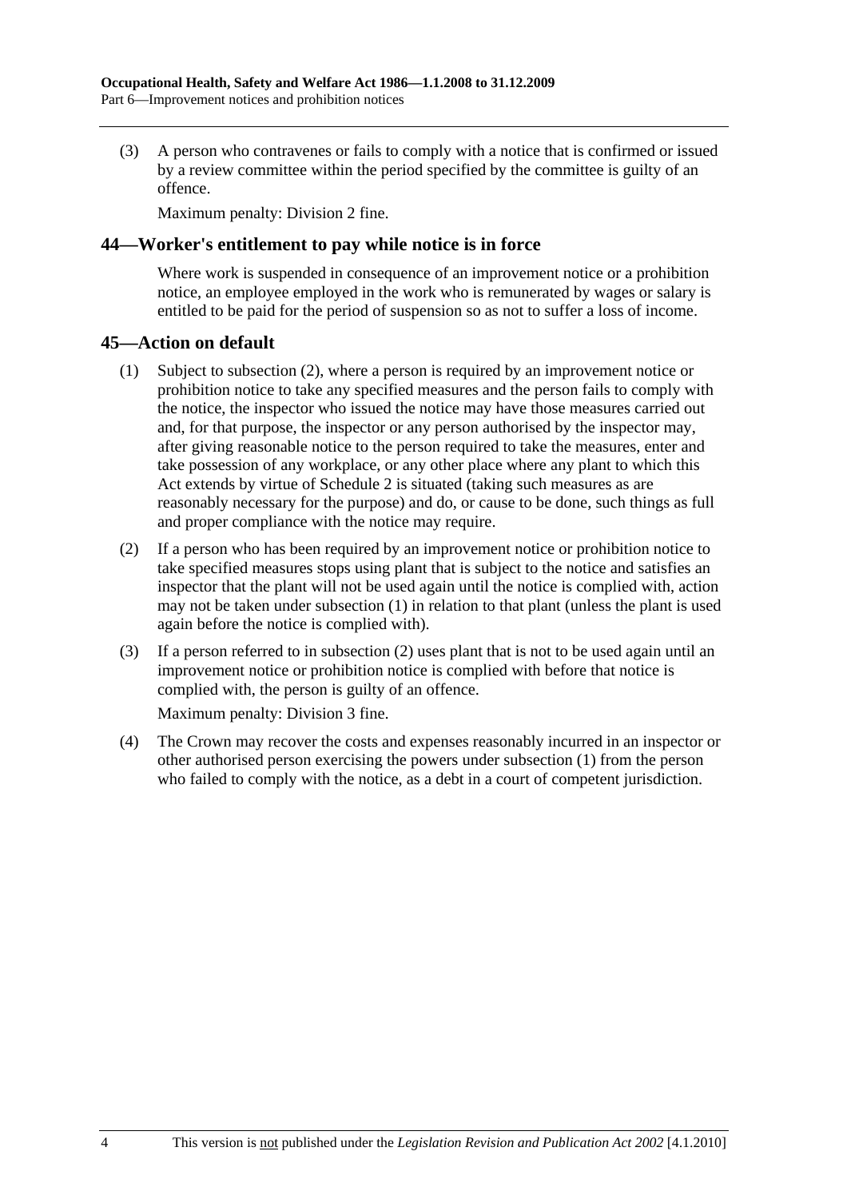(3) A person who contravenes or fails to comply with a notice that is confirmed or issued by a review committee within the period specified by the committee is guilty of an offence.

Maximum penalty: Division 2 fine.

## 44—Worker's entitlement to pay while notice is in force

Where work is suspended in consequence of an improvement notice or a prohibition notice, an employee employed in the work who is remunerated by wages or salary is entitled to be paid for the period of suspension so as not to suffer a loss of income.

## 45—Action on default

(1) Subject to subsection (2), where a person is required by an improvement notice or prohibition notice to take any specified measures and the person fails to comply with the notice, the inspector who issued the notice may have those measures carried out and, for that purpose, the inspector or any person authorised by the inspector may, after giving reasonable notice to the person required to take the measures, enter and take possession of any workplace, or any other place where any plant to which this Act extends by virtue of Schedule 2 is situated (taking such measures as are reasonably necessary for the purpose) and do, or cause to be done, such things as full and proper compliance with the notice may require.

(2) If a person who has been required by an improvement notice or prohibition notice to take specified measures stops using plant that is subject to the notice and satisfies an inspector that the plant will not be used again until the notice is complied with, action may not be taken under subsection (1) in relation to that plant (unless the plant is used again before the notice is complied with).

(3) If a person referred to in subsection (2) uses plant that is not to be used again until an improvement notice or prohibition notice is complied with before that notice is complied with, the person is guilty of an offence.

Maximum penalty: Division 3 fine.

(4) The Crown may recover the costs and expenses reasonably incurred in an inspector or other authorised person exercising the powers under subsection (1) from the person who failed to comply with the notice, as a debt in a court of competent jurisdiction.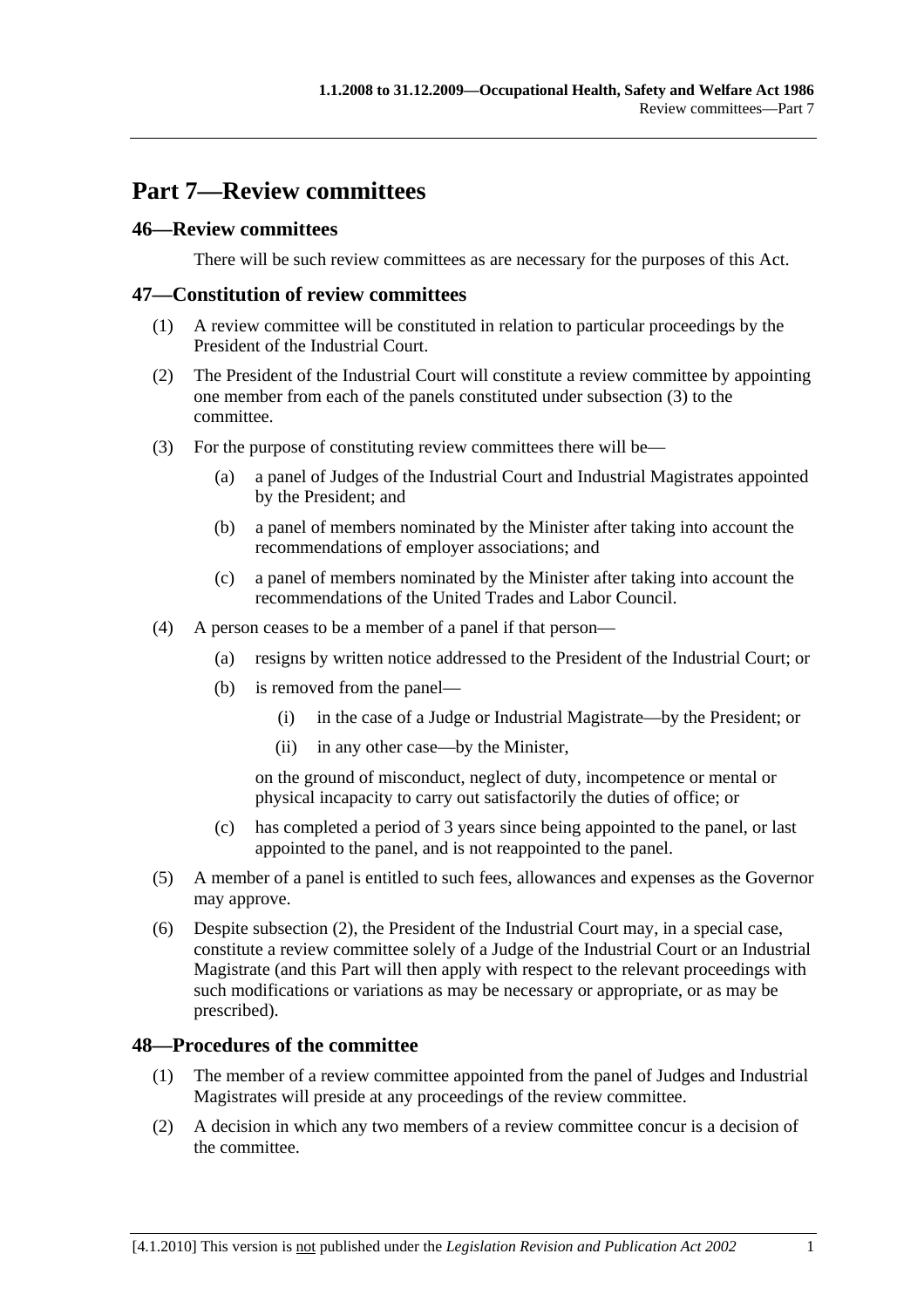# Part 7—Review committees

## 46—Review committees

There will be such review committees as are necessary for the purposes of this Act.

## 47—Constitution of review committees

(1) A review committee will be constituted in relation to particular proceedings by the President of the Industrial Court.

(2) The President of the Industrial Court will constitute a review committee by appointing one member from each of the panels constituted under subsection (3) to the committee.

(3) For the purpose of constituting review committees there will be—

- (a) a panel of Judges of the Industrial Court and Industrial Magistrates appointed by the President; and
- (b) a panel of members nominated by the Minister after taking into account the recommendations of employer associations; and
- (c) a panel of members nominated by the Minister after taking into account the recommendations of the United Trades and Labor Council.

(4) A person ceases to be a member of a panel if that person—

- (a) resigns by written notice addressed to the President of the Industrial Court; or
- (b) is removed from the panel—
  - (i) in the case of a Judge or Industrial Magistrate—by the President; or
  - (ii) in any other case—by the Minister,

  on the ground of misconduct, neglect of duty, incompetence or mental or physical incapacity to carry out satisfactorily the duties of office; or
- (c) has completed a period of 3 years since being appointed to the panel, or last appointed to the panel, and is not reappointed to the panel.

(5) A member of a panel is entitled to such fees, allowances and expenses as the Governor may approve.

(6) Despite subsection (2), the President of the Industrial Court may, in a special case, constitute a review committee solely of a Judge of the Industrial Court or an Industrial Magistrate (and this Part will then apply with respect to the relevant proceedings with such modifications or variations as may be necessary or appropriate, or as may be prescribed).

## 48—Procedures of the committee

(1) The member of a review committee appointed from the panel of Judges and Industrial Magistrates will preside at any proceedings of the review committee.

(2) A decision in which any two members of a review committee concur is a decision of the committee.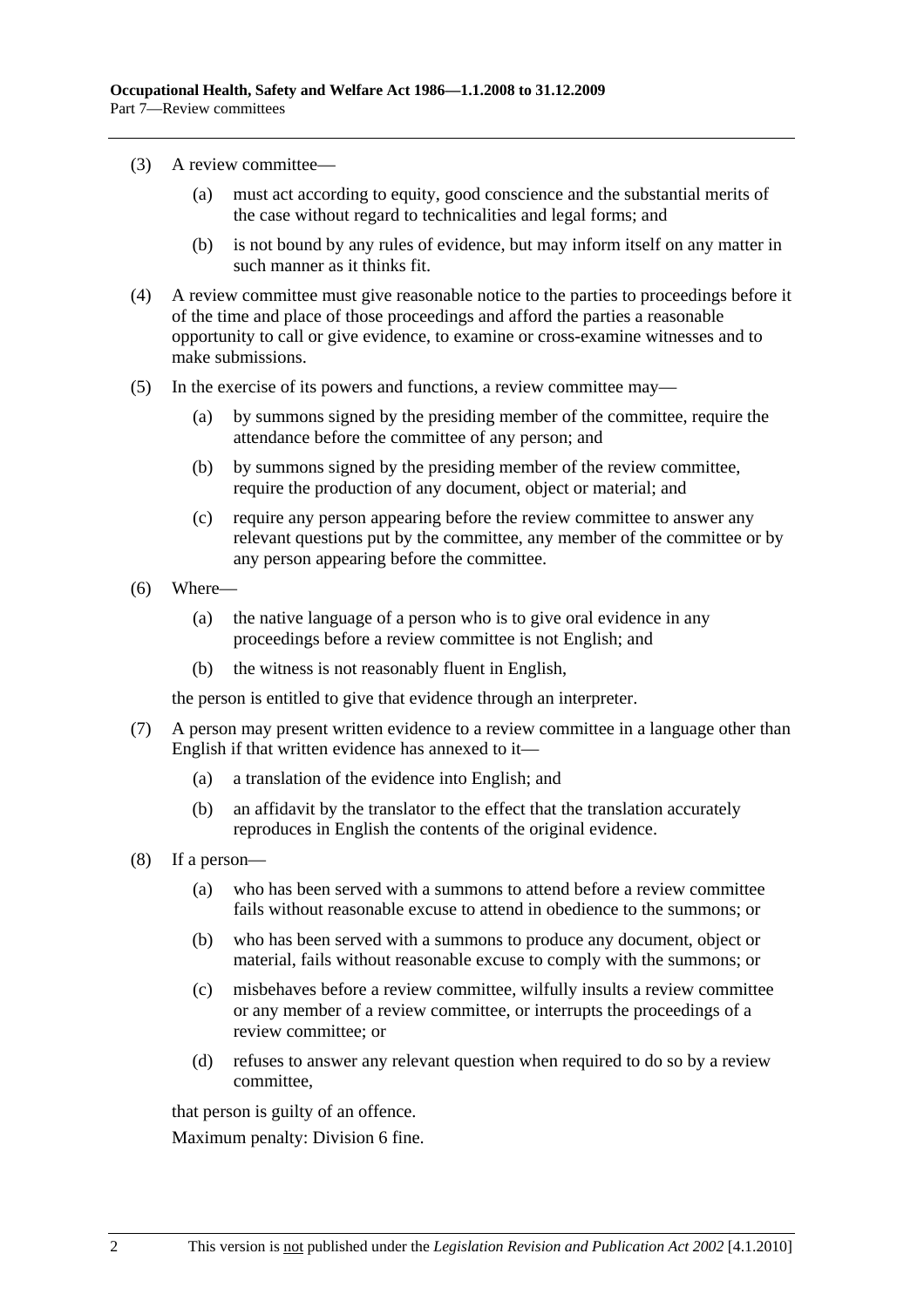(3) A review committee—

(a) must act according to equity, good conscience and the substantial merits of the case without regard to technicalities and legal forms; and

(b) is not bound by any rules of evidence, but may inform itself on any matter in such manner as it thinks fit.

(4) A review committee must give reasonable notice to the parties to proceedings before it of the time and place of those proceedings and afford the parties a reasonable opportunity to call or give evidence, to examine or cross-examine witnesses and to make submissions.

(5) In the exercise of its powers and functions, a review committee may—

(a) by summons signed by the presiding member of the committee, require the attendance before the committee of any person; and

(b) by summons signed by the presiding member of the review committee, require the production of any document, object or material; and

(c) require any person appearing before the review committee to answer any relevant questions put by the committee, any member of the committee or by any person appearing before the committee.

(6) Where—

(a) the native language of a person who is to give oral evidence in any proceedings before a review committee is not English; and

(b) the witness is not reasonably fluent in English,

the person is entitled to give that evidence through an interpreter.

(7) A person may present written evidence to a review committee in a language other than English if that written evidence has annexed to it—

(a) a translation of the evidence into English; and

(b) an affidavit by the translator to the effect that the translation accurately reproduces in English the contents of the original evidence.

(8) If a person—

(a) who has been served with a summons to attend before a review committee fails without reasonable excuse to attend in obedience to the summons; or

(b) who has been served with a summons to produce any document, object or material, fails without reasonable excuse to comply with the summons; or

(c) misbehaves before a review committee, wilfully insults a review committee or any member of a review committee, or interrupts the proceedings of a review committee; or

(d) refuses to answer any relevant question when required to do so by a review committee,

that person is guilty of an offence.

Maximum penalty: Division 6 fine.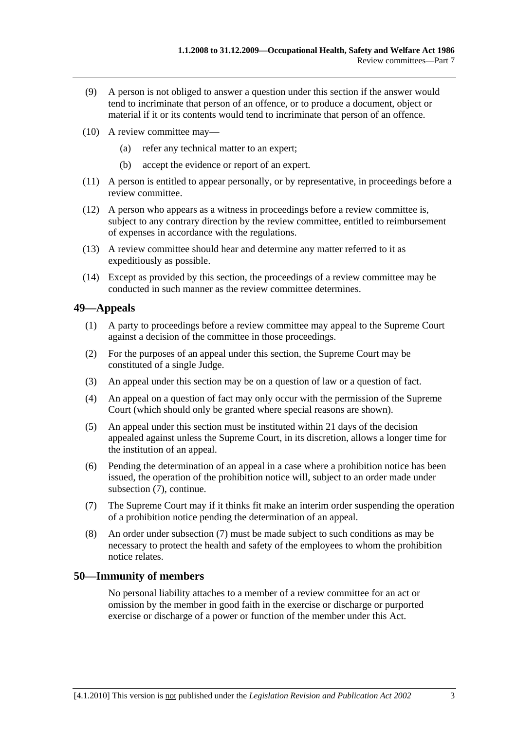(9) A person is not obliged to answer a question under this section if the answer would tend to incriminate that person of an offence, or to produce a document, object or material if it or its contents would tend to incriminate that person of an offence.

(10) A review committee may—

(a) refer any technical matter to an expert;

(b) accept the evidence or report of an expert.

(11) A person is entitled to appear personally, or by representative, in proceedings before a review committee.

(12) A person who appears as a witness in proceedings before a review committee is, subject to any contrary direction by the review committee, entitled to reimbursement of expenses in accordance with the regulations.

(13) A review committee should hear and determine any matter referred to it as expeditiously as possible.

(14) Except as provided by this section, the proceedings of a review committee may be conducted in such manner as the review committee determines.

## 49—Appeals

(1) A party to proceedings before a review committee may appeal to the Supreme Court against a decision of the committee in those proceedings.

(2) For the purposes of an appeal under this section, the Supreme Court may be constituted of a single Judge.

(3) An appeal under this section may be on a question of law or a question of fact.

(4) An appeal on a question of fact may only occur with the permission of the Supreme Court (which should only be granted where special reasons are shown).

(5) An appeal under this section must be instituted within 21 days of the decision appealed against unless the Supreme Court, in its discretion, allows a longer time for the institution of an appeal.

(6) Pending the determination of an appeal in a case where a prohibition notice has been issued, the operation of the prohibition notice will, subject to an order made under subsection (7), continue.

(7) The Supreme Court may if it thinks fit make an interim order suspending the operation of a prohibition notice pending the determination of an appeal.

(8) An order under subsection (7) must be made subject to such conditions as may be necessary to protect the health and safety of the employees to whom the prohibition notice relates.

## 50—Immunity of members

No personal liability attaches to a member of a review committee for an act or omission by the member in good faith in the exercise or discharge or purported exercise or discharge of a power or function of the member under this Act.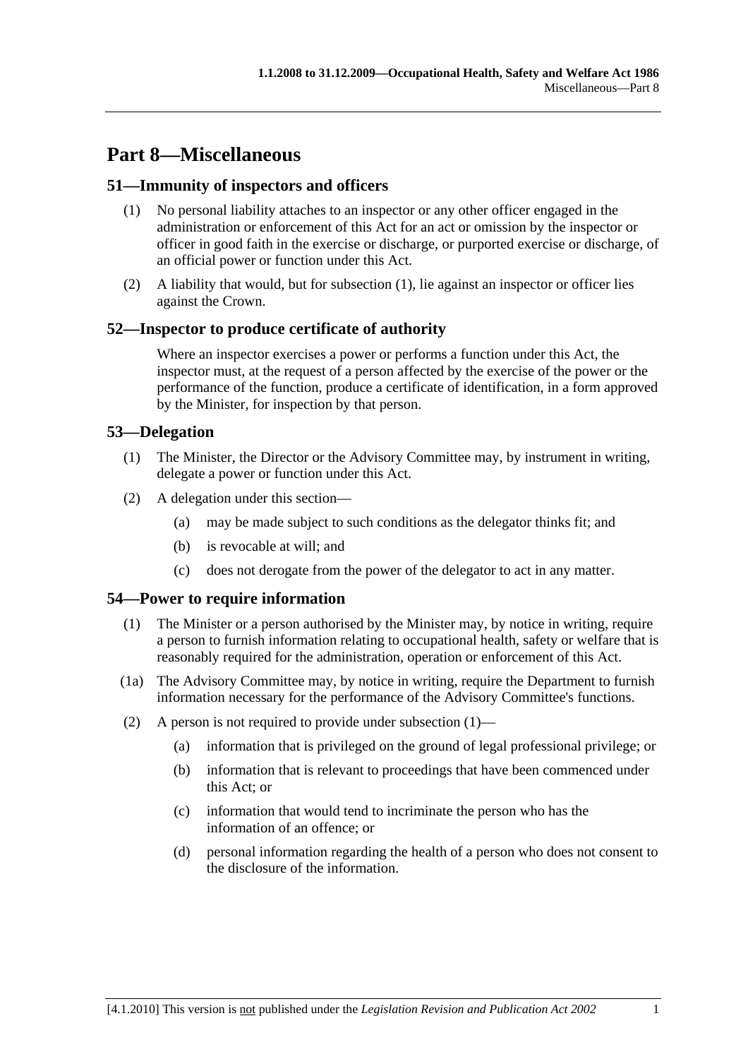# Part 8—Miscellaneous

## 51—Immunity of inspectors and officers

(1) No personal liability attaches to an inspector or any other officer engaged in the administration or enforcement of this Act for an act or omission by the inspector or officer in good faith in the exercise or discharge, or purported exercise or discharge, of an official power or function under this Act.

(2) A liability that would, but for subsection (1), lie against an inspector or officer lies against the Crown.

## 52—Inspector to produce certificate of authority

Where an inspector exercises a power or performs a function under this Act, the inspector must, at the request of a person affected by the exercise of the power or the performance of the function, produce a certificate of identification, in a form approved by the Minister, for inspection by that person.

## 53—Delegation

(1) The Minister, the Director or the Advisory Committee may, by instrument in writing, delegate a power or function under this Act.

(2) A delegation under this section—

- (a) may be made subject to such conditions as the delegator thinks fit; and
- (b) is revocable at will; and
- (c) does not derogate from the power of the delegator to act in any matter.

## 54—Power to require information

(1) The Minister or a person authorised by the Minister may, by notice in writing, require a person to furnish information relating to occupational health, safety or welfare that is reasonably required for the administration, operation or enforcement of this Act.

(1a) The Advisory Committee may, by notice in writing, require the Department to furnish information necessary for the performance of the Advisory Committee's functions.

(2) A person is not required to provide under subsection (1)—

- (a) information that is privileged on the ground of legal professional privilege; or
- (b) information that is relevant to proceedings that have been commenced under this Act; or
- (c) information that would tend to incriminate the person who has the information of an offence; or
- (d) personal information regarding the health of a person who does not consent to the disclosure of the information.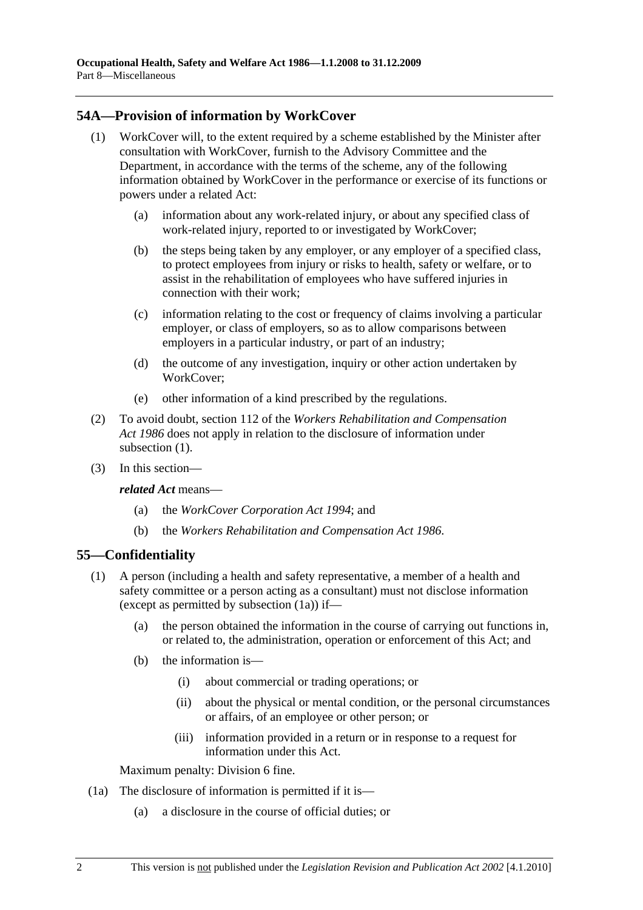## 54A—Provision of information by WorkCover

(1) WorkCover will, to the extent required by a scheme established by the Minister after consultation with WorkCover, furnish to the Advisory Committee and the Department, in accordance with the terms of the scheme, any of the following information obtained by WorkCover in the performance or exercise of its functions or powers under a related Act:

- (a) information about any work-related injury, or about any specified class of work-related injury, reported to or investigated by WorkCover;
- (b) the steps being taken by any employer, or any employer of a specified class, to protect employees from injury or risks to health, safety or welfare, or to assist in the rehabilitation of employees who have suffered injuries in connection with their work;
- (c) information relating to the cost or frequency of claims involving a particular employer, or class of employers, so as to allow comparisons between employers in a particular industry, or part of an industry;
- (d) the outcome of any investigation, inquiry or other action undertaken by WorkCover;
- (e) other information of a kind prescribed by the regulations.

(2) To avoid doubt, section 112 of the *Workers Rehabilitation and Compensation Act 1986* does not apply in relation to the disclosure of information under subsection (1).

(3) In this section—

***related Act*** means—

- (a) the *WorkCover Corporation Act 1994*; and
- (b) the *Workers Rehabilitation and Compensation Act 1986*.

## 55—Confidentiality

(1) A person (including a health and safety representative, a member of a health and safety committee or a person acting as a consultant) must not disclose information (except as permitted by subsection (1a)) if—

- (a) the person obtained the information in the course of carrying out functions in, or related to, the administration, operation or enforcement of this Act; and
- (b) the information is—
  - (i) about commercial or trading operations; or
  - (ii) about the physical or mental condition, or the personal circumstances or affairs, of an employee or other person; or
  - (iii) information provided in a return or in response to a request for information under this Act.

Maximum penalty: Division 6 fine.

(1a) The disclosure of information is permitted if it is—

- (a) a disclosure in the course of official duties; or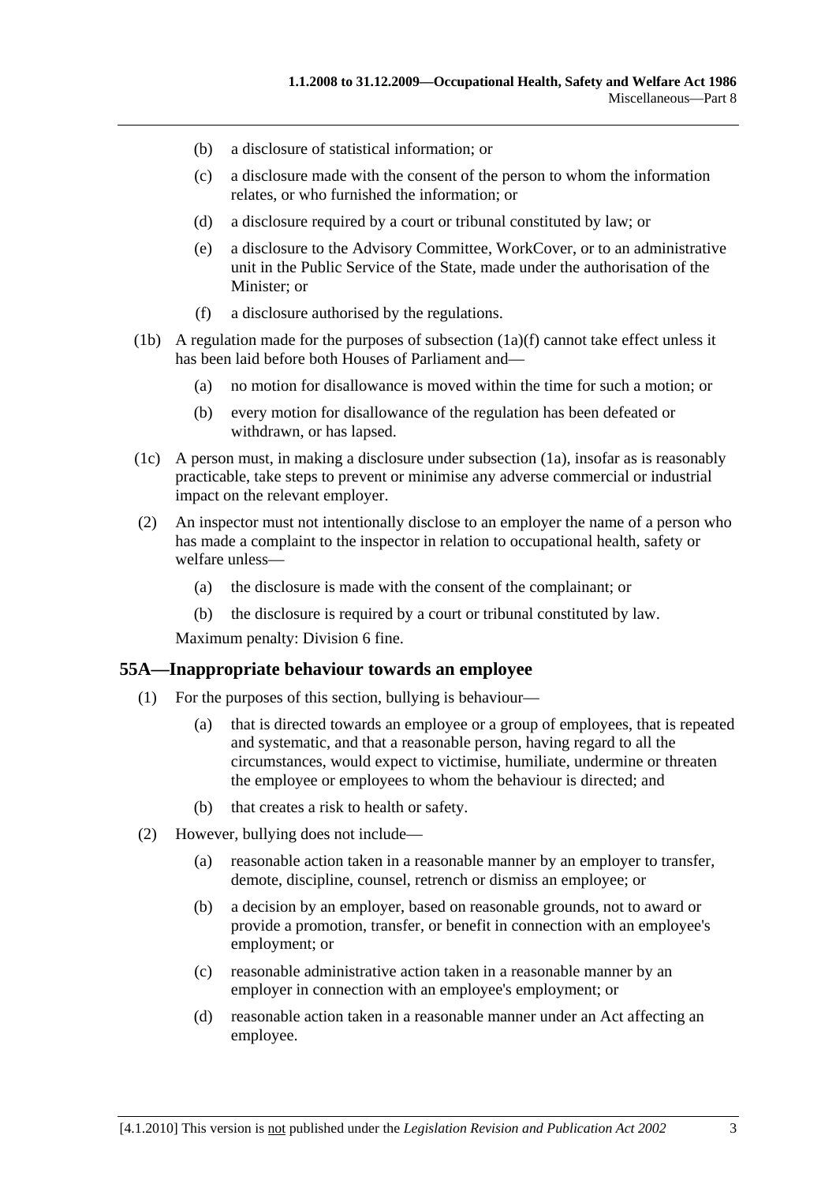(b) a disclosure of statistical information; or

(c) a disclosure made with the consent of the person to whom the information relates, or who furnished the information; or

(d) a disclosure required by a court or tribunal constituted by law; or

(e) a disclosure to the Advisory Committee, WorkCover, or to an administrative unit in the Public Service of the State, made under the authorisation of the Minister; or

(f) a disclosure authorised by the regulations.

(1b) A regulation made for the purposes of subsection (1a)(f) cannot take effect unless it has been laid before both Houses of Parliament and—

(a) no motion for disallowance is moved within the time for such a motion; or

(b) every motion for disallowance of the regulation has been defeated or withdrawn, or has lapsed.

(1c) A person must, in making a disclosure under subsection (1a), insofar as is reasonably practicable, take steps to prevent or minimise any adverse commercial or industrial impact on the relevant employer.

(2) An inspector must not intentionally disclose to an employer the name of a person who has made a complaint to the inspector in relation to occupational health, safety or welfare unless—

(a) the disclosure is made with the consent of the complainant; or

(b) the disclosure is required by a court or tribunal constituted by law.

Maximum penalty: Division 6 fine.

## 55A—Inappropriate behaviour towards an employee

(1) For the purposes of this section, bullying is behaviour—

(a) that is directed towards an employee or a group of employees, that is repeated and systematic, and that a reasonable person, having regard to all the circumstances, would expect to victimise, humiliate, undermine or threaten the employee or employees to whom the behaviour is directed; and

(b) that creates a risk to health or safety.

(2) However, bullying does not include—

(a) reasonable action taken in a reasonable manner by an employer to transfer, demote, discipline, counsel, retrench or dismiss an employee; or

(b) a decision by an employer, based on reasonable grounds, not to award or provide a promotion, transfer, or benefit in connection with an employee's employment; or

(c) reasonable administrative action taken in a reasonable manner by an employer in connection with an employee's employment; or

(d) reasonable action taken in a reasonable manner under an Act affecting an employee.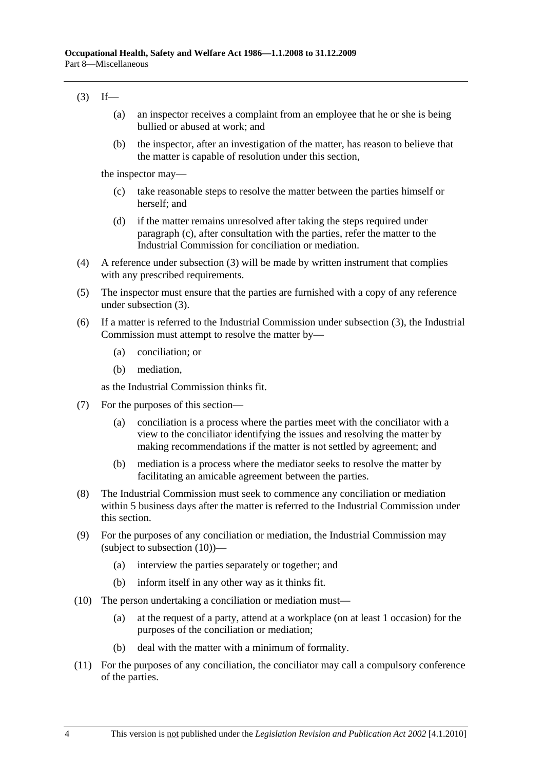(3) If—

(a) an inspector receives a complaint from an employee that he or she is being bullied or abused at work; and

(b) the inspector, after an investigation of the matter, has reason to believe that the matter is capable of resolution under this section,

the inspector may—

(c) take reasonable steps to resolve the matter between the parties himself or herself; and

(d) if the matter remains unresolved after taking the steps required under paragraph (c), after consultation with the parties, refer the matter to the Industrial Commission for conciliation or mediation.

(4) A reference under subsection (3) will be made by written instrument that complies with any prescribed requirements.

(5) The inspector must ensure that the parties are furnished with a copy of any reference under subsection (3).

(6) If a matter is referred to the Industrial Commission under subsection (3), the Industrial Commission must attempt to resolve the matter by—

(a) conciliation; or

(b) mediation,

as the Industrial Commission thinks fit.

(7) For the purposes of this section—

(a) conciliation is a process where the parties meet with the conciliator with a view to the conciliator identifying the issues and resolving the matter by making recommendations if the matter is not settled by agreement; and

(b) mediation is a process where the mediator seeks to resolve the matter by facilitating an amicable agreement between the parties.

(8) The Industrial Commission must seek to commence any conciliation or mediation within 5 business days after the matter is referred to the Industrial Commission under this section.

(9) For the purposes of any conciliation or mediation, the Industrial Commission may (subject to subsection (10))—

(a) interview the parties separately or together; and

(b) inform itself in any other way as it thinks fit.

(10) The person undertaking a conciliation or mediation must—

(a) at the request of a party, attend at a workplace (on at least 1 occasion) for the purposes of the conciliation or mediation;

(b) deal with the matter with a minimum of formality.

(11) For the purposes of any conciliation, the conciliator may call a compulsory conference of the parties.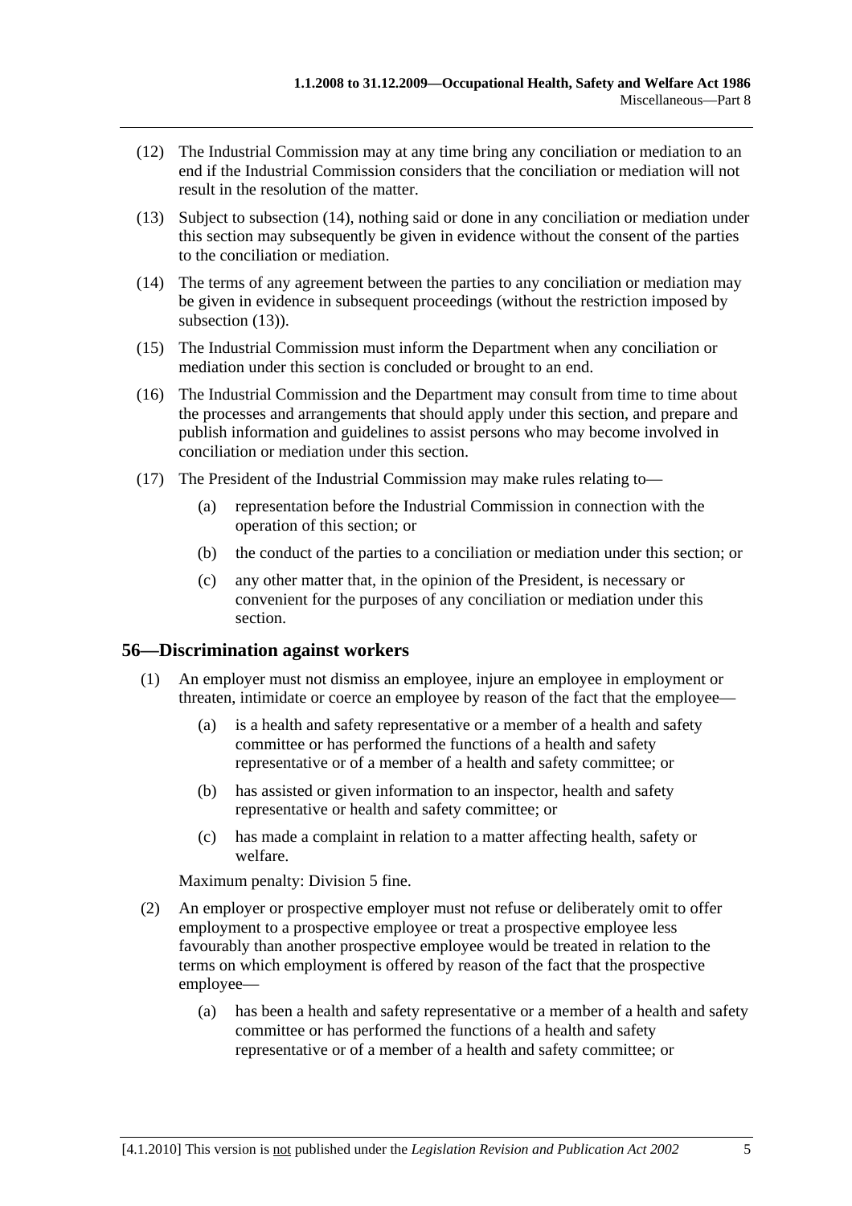(12) The Industrial Commission may at any time bring any conciliation or mediation to an end if the Industrial Commission considers that the conciliation or mediation will not result in the resolution of the matter.

(13) Subject to subsection (14), nothing said or done in any conciliation or mediation under this section may subsequently be given in evidence without the consent of the parties to the conciliation or mediation.

(14) The terms of any agreement between the parties to any conciliation or mediation may be given in evidence in subsequent proceedings (without the restriction imposed by subsection (13)).

(15) The Industrial Commission must inform the Department when any conciliation or mediation under this section is concluded or brought to an end.

(16) The Industrial Commission and the Department may consult from time to time about the processes and arrangements that should apply under this section, and prepare and publish information and guidelines to assist persons who may become involved in conciliation or mediation under this section.

(17) The President of the Industrial Commission may make rules relating to—

(a) representation before the Industrial Commission in connection with the operation of this section; or

(b) the conduct of the parties to a conciliation or mediation under this section; or

(c) any other matter that, in the opinion of the President, is necessary or convenient for the purposes of any conciliation or mediation under this section.

## 56—Discrimination against workers

(1) An employer must not dismiss an employee, injure an employee in employment or threaten, intimidate or coerce an employee by reason of the fact that the employee—

(a) is a health and safety representative or a member of a health and safety committee or has performed the functions of a health and safety representative or of a member of a health and safety committee; or

(b) has assisted or given information to an inspector, health and safety representative or health and safety committee; or

(c) has made a complaint in relation to a matter affecting health, safety or welfare.

Maximum penalty: Division 5 fine.

(2) An employer or prospective employer must not refuse or deliberately omit to offer employment to a prospective employee or treat a prospective employee less favourably than another prospective employee would be treated in relation to the terms on which employment is offered by reason of the fact that the prospective employee—

(a) has been a health and safety representative or a member of a health and safety committee or has performed the functions of a health and safety representative or of a member of a health and safety committee; or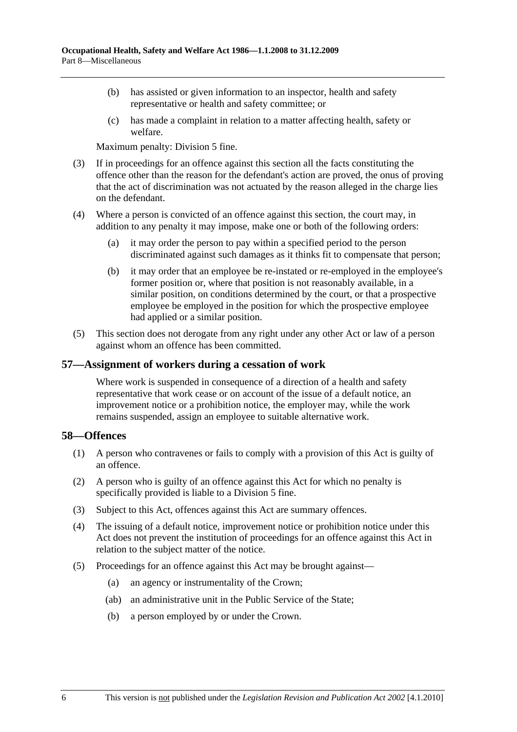(b) has assisted or given information to an inspector, health and safety representative or health and safety committee; or

(c) has made a complaint in relation to a matter affecting health, safety or welfare.

Maximum penalty: Division 5 fine.

(3) If in proceedings for an offence against this section all the facts constituting the offence other than the reason for the defendant's action are proved, the onus of proving that the act of discrimination was not actuated by the reason alleged in the charge lies on the defendant.

(4) Where a person is convicted of an offence against this section, the court may, in addition to any penalty it may impose, make one or both of the following orders:

(a) it may order the person to pay within a specified period to the person discriminated against such damages as it thinks fit to compensate that person;

(b) it may order that an employee be re-instated or re-employed in the employee's former position or, where that position is not reasonably available, in a similar position, on conditions determined by the court, or that a prospective employee be employed in the position for which the prospective employee had applied or a similar position.

(5) This section does not derogate from any right under any other Act or law of a person against whom an offence has been committed.

## 57—Assignment of workers during a cessation of work

Where work is suspended in consequence of a direction of a health and safety representative that work cease or on account of the issue of a default notice, an improvement notice or a prohibition notice, the employer may, while the work remains suspended, assign an employee to suitable alternative work.

## 58—Offences

(1) A person who contravenes or fails to comply with a provision of this Act is guilty of an offence.

(2) A person who is guilty of an offence against this Act for which no penalty is specifically provided is liable to a Division 5 fine.

(3) Subject to this Act, offences against this Act are summary offences.

(4) The issuing of a default notice, improvement notice or prohibition notice under this Act does not prevent the institution of proceedings for an offence against this Act in relation to the subject matter of the notice.

(5) Proceedings for an offence against this Act may be brought against—

(a) an agency or instrumentality of the Crown;

(ab) an administrative unit in the Public Service of the State;

(b) a person employed by or under the Crown.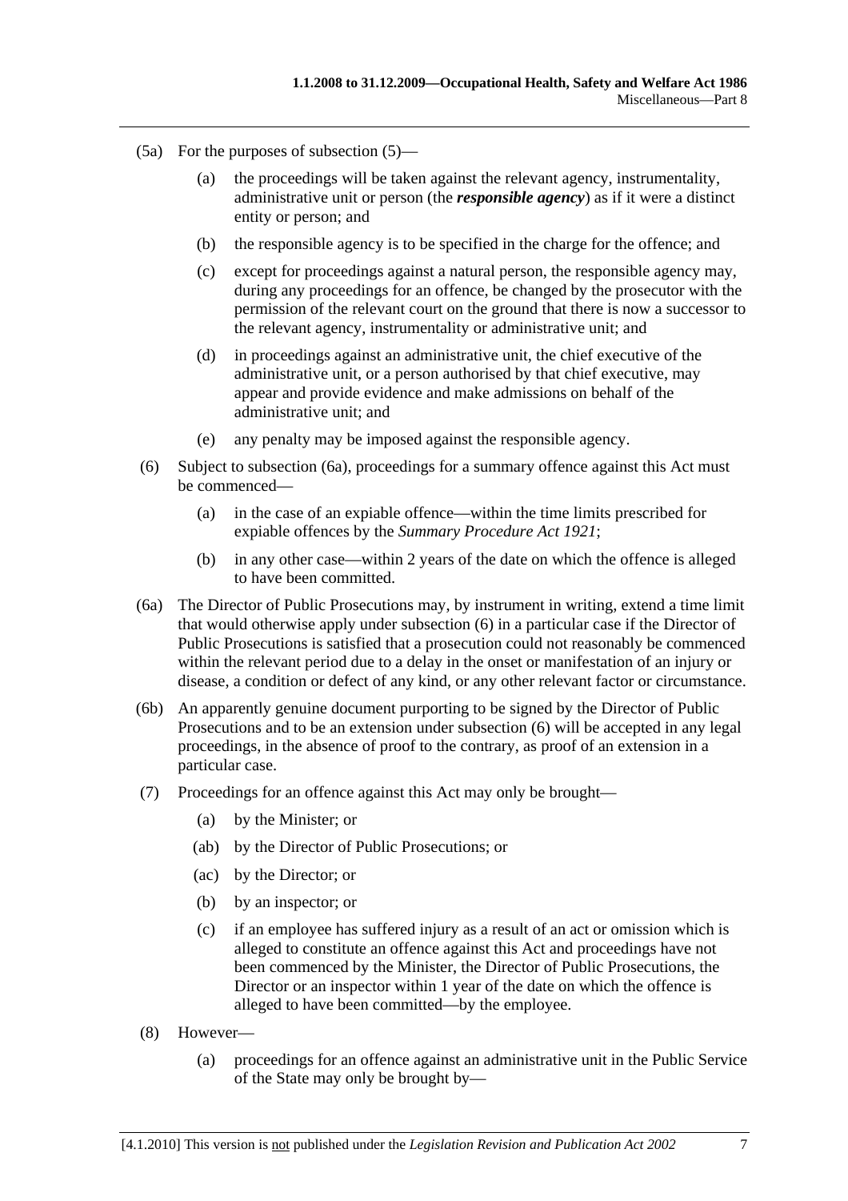(5a) For the purposes of subsection (5)—

(a) the proceedings will be taken against the relevant agency, instrumentality, administrative unit or person (the ***responsible agency***) as if it were a distinct entity or person; and

(b) the responsible agency is to be specified in the charge for the offence; and

(c) except for proceedings against a natural person, the responsible agency may, during any proceedings for an offence, be changed by the prosecutor with the permission of the relevant court on the ground that there is now a successor to the relevant agency, instrumentality or administrative unit; and

(d) in proceedings against an administrative unit, the chief executive of the administrative unit, or a person authorised by that chief executive, may appear and provide evidence and make admissions on behalf of the administrative unit; and

(e) any penalty may be imposed against the responsible agency.

(6) Subject to subsection (6a), proceedings for a summary offence against this Act must be commenced—

(a) in the case of an expiable offence—within the time limits prescribed for expiable offences by the *Summary Procedure Act 1921*;

(b) in any other case—within 2 years of the date on which the offence is alleged to have been committed.

(6a) The Director of Public Prosecutions may, by instrument in writing, extend a time limit that would otherwise apply under subsection (6) in a particular case if the Director of Public Prosecutions is satisfied that a prosecution could not reasonably be commenced within the relevant period due to a delay in the onset or manifestation of an injury or disease, a condition or defect of any kind, or any other relevant factor or circumstance.

(6b) An apparently genuine document purporting to be signed by the Director of Public Prosecutions and to be an extension under subsection (6) will be accepted in any legal proceedings, in the absence of proof to the contrary, as proof of an extension in a particular case.

(7) Proceedings for an offence against this Act may only be brought—

(a) by the Minister; or

(ab) by the Director of Public Prosecutions; or

(ac) by the Director; or

(b) by an inspector; or

(c) if an employee has suffered injury as a result of an act or omission which is alleged to constitute an offence against this Act and proceedings have not been commenced by the Minister, the Director of Public Prosecutions, the Director or an inspector within 1 year of the date on which the offence is alleged to have been committed—by the employee.

(8) However—

(a) proceedings for an offence against an administrative unit in the Public Service of the State may only be brought by—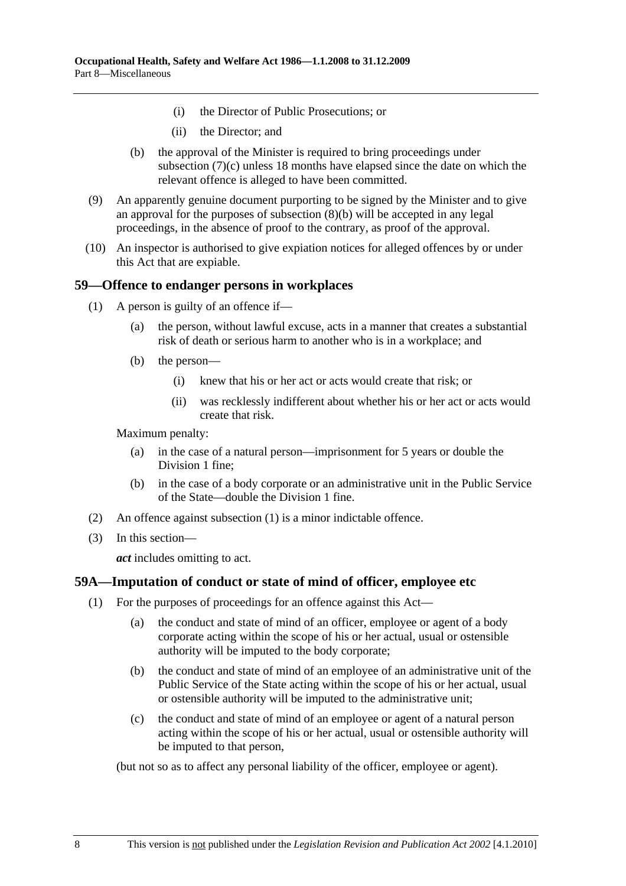(i) the Director of Public Prosecutions; or

(ii) the Director; and

(b) the approval of the Minister is required to bring proceedings under subsection (7)(c) unless 18 months have elapsed since the date on which the relevant offence is alleged to have been committed.

(9) An apparently genuine document purporting to be signed by the Minister and to give an approval for the purposes of subsection (8)(b) will be accepted in any legal proceedings, in the absence of proof to the contrary, as proof of the approval.

(10) An inspector is authorised to give expiation notices for alleged offences by or under this Act that are expiable.

## 59—Offence to endanger persons in workplaces

(1) A person is guilty of an offence if—

(a) the person, without lawful excuse, acts in a manner that creates a substantial risk of death or serious harm to another who is in a workplace; and

(b) the person—

(i) knew that his or her act or acts would create that risk; or

(ii) was recklessly indifferent about whether his or her act or acts would create that risk.

Maximum penalty:

(a) in the case of a natural person—imprisonment for 5 years or double the Division 1 fine;

(b) in the case of a body corporate or an administrative unit in the Public Service of the State—double the Division 1 fine.

(2) An offence against subsection (1) is a minor indictable offence.

(3) In this section—

***act*** includes omitting to act.

## 59A—Imputation of conduct or state of mind of officer, employee etc

(1) For the purposes of proceedings for an offence against this Act—

(a) the conduct and state of mind of an officer, employee or agent of a body corporate acting within the scope of his or her actual, usual or ostensible authority will be imputed to the body corporate;

(b) the conduct and state of mind of an employee of an administrative unit of the Public Service of the State acting within the scope of his or her actual, usual or ostensible authority will be imputed to the administrative unit;

(c) the conduct and state of mind of an employee or agent of a natural person acting within the scope of his or her actual, usual or ostensible authority will be imputed to that person,

(but not so as to affect any personal liability of the officer, employee or agent).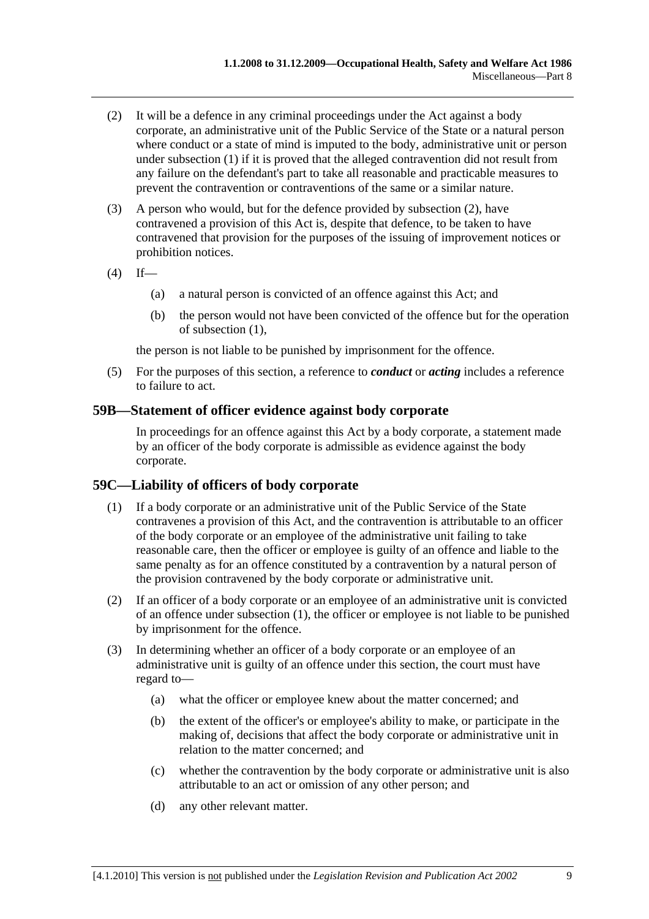(2) It will be a defence in any criminal proceedings under the Act against a body corporate, an administrative unit of the Public Service of the State or a natural person where conduct or a state of mind is imputed to the body, administrative unit or person under subsection (1) if it is proved that the alleged contravention did not result from any failure on the defendant's part to take all reasonable and practicable measures to prevent the contravention or contraventions of the same or a similar nature.

(3) A person who would, but for the defence provided by subsection (2), have contravened a provision of this Act is, despite that defence, to be taken to have contravened that provision for the purposes of the issuing of improvement notices or prohibition notices.

(4) If—

(a) a natural person is convicted of an offence against this Act; and

(b) the person would not have been convicted of the offence but for the operation of subsection (1),

the person is not liable to be punished by imprisonment for the offence.

(5) For the purposes of this section, a reference to ***conduct*** or ***acting*** includes a reference to failure to act.

## 59B—Statement of officer evidence against body corporate

In proceedings for an offence against this Act by a body corporate, a statement made by an officer of the body corporate is admissible as evidence against the body corporate.

## 59C—Liability of officers of body corporate

(1) If a body corporate or an administrative unit of the Public Service of the State contravenes a provision of this Act, and the contravention is attributable to an officer of the body corporate or an employee of the administrative unit failing to take reasonable care, then the officer or employee is guilty of an offence and liable to the same penalty as for an offence constituted by a contravention by a natural person of the provision contravened by the body corporate or administrative unit.

(2) If an officer of a body corporate or an employee of an administrative unit is convicted of an offence under subsection (1), the officer or employee is not liable to be punished by imprisonment for the offence.

(3) In determining whether an officer of a body corporate or an employee of an administrative unit is guilty of an offence under this section, the court must have regard to—

(a) what the officer or employee knew about the matter concerned; and

(b) the extent of the officer's or employee's ability to make, or participate in the making of, decisions that affect the body corporate or administrative unit in relation to the matter concerned; and

(c) whether the contravention by the body corporate or administrative unit is also attributable to an act or omission of any other person; and

(d) any other relevant matter.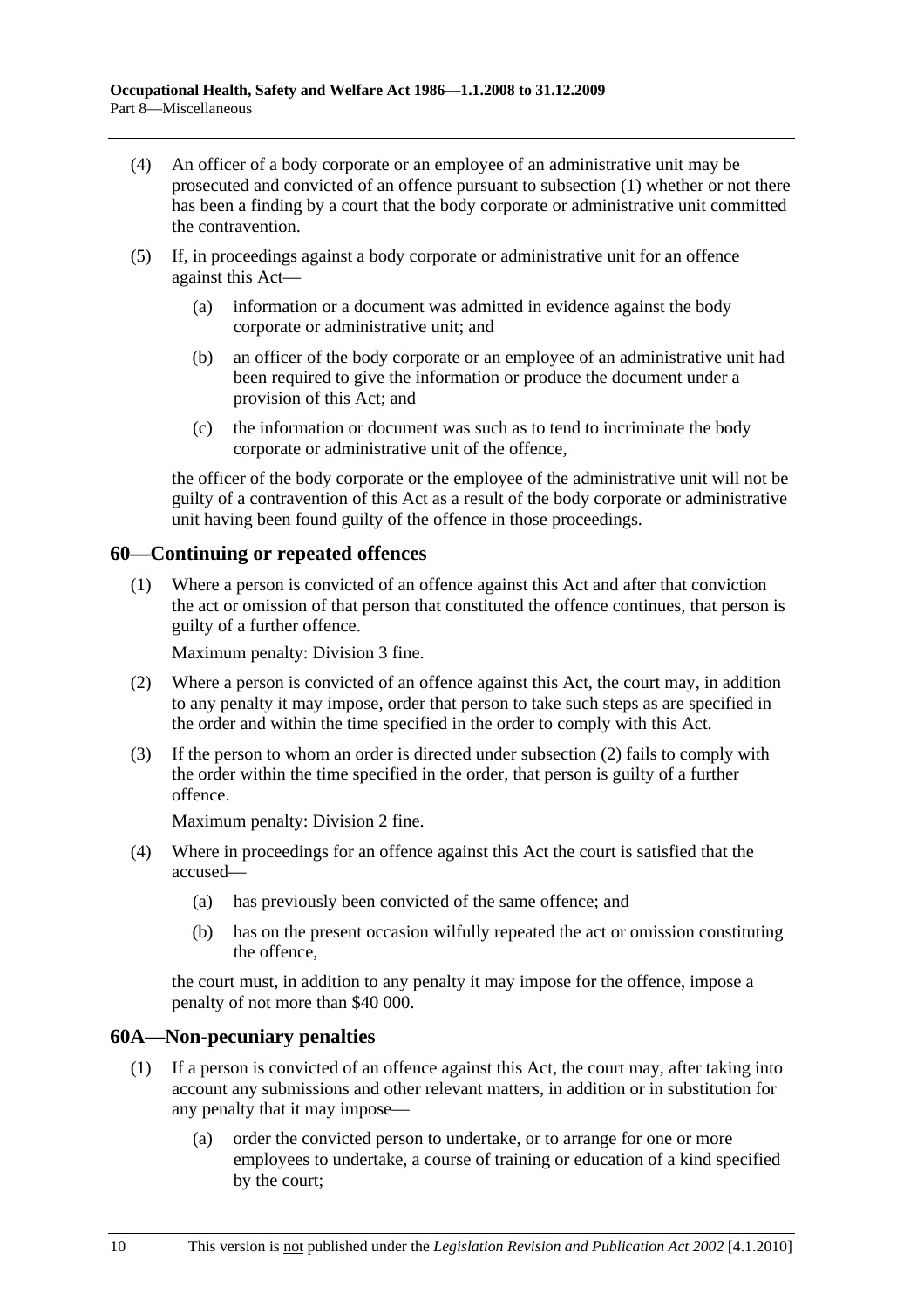(4) An officer of a body corporate or an employee of an administrative unit may be prosecuted and convicted of an offence pursuant to subsection (1) whether or not there has been a finding by a court that the body corporate or administrative unit committed the contravention.

(5) If, in proceedings against a body corporate or administrative unit for an offence against this Act—

(a) information or a document was admitted in evidence against the body corporate or administrative unit; and

(b) an officer of the body corporate or an employee of an administrative unit had been required to give the information or produce the document under a provision of this Act; and

(c) the information or document was such as to tend to incriminate the body corporate or administrative unit of the offence,

the officer of the body corporate or the employee of the administrative unit will not be guilty of a contravention of this Act as a result of the body corporate or administrative unit having been found guilty of the offence in those proceedings.

## 60—Continuing or repeated offences

(1) Where a person is convicted of an offence against this Act and after that conviction the act or omission of that person that constituted the offence continues, that person is guilty of a further offence.

Maximum penalty: Division 3 fine.

(2) Where a person is convicted of an offence against this Act, the court may, in addition to any penalty it may impose, order that person to take such steps as are specified in the order and within the time specified in the order to comply with this Act.

(3) If the person to whom an order is directed under subsection (2) fails to comply with the order within the time specified in the order, that person is guilty of a further offence.

Maximum penalty: Division 2 fine.

(4) Where in proceedings for an offence against this Act the court is satisfied that the accused—

(a) has previously been convicted of the same offence; and

(b) has on the present occasion wilfully repeated the act or omission constituting the offence,

the court must, in addition to any penalty it may impose for the offence, impose a penalty of not more than $40 000.

## 60A—Non-pecuniary penalties

(1) If a person is convicted of an offence against this Act, the court may, after taking into account any submissions and other relevant matters, in addition or in substitution for any penalty that it may impose—

(a) order the convicted person to undertake, or to arrange for one or more employees to undertake, a course of training or education of a kind specified by the court;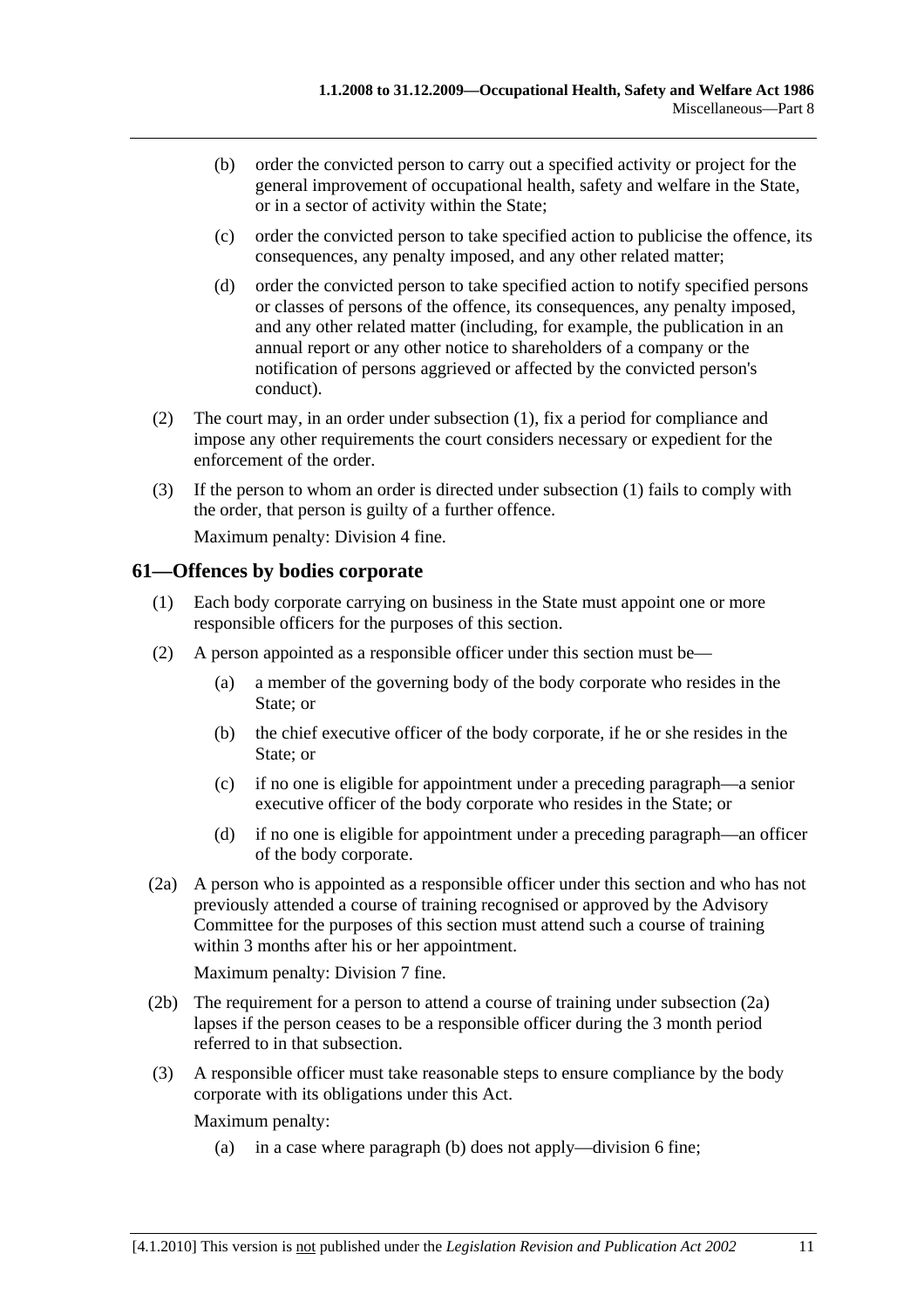(b) order the convicted person to carry out a specified activity or project for the general improvement of occupational health, safety and welfare in the State, or in a sector of activity within the State;

(c) order the convicted person to take specified action to publicise the offence, its consequences, any penalty imposed, and any other related matter;

(d) order the convicted person to take specified action to notify specified persons or classes of persons of the offence, its consequences, any penalty imposed, and any other related matter (including, for example, the publication in an annual report or any other notice to shareholders of a company or the notification of persons aggrieved or affected by the convicted person's conduct).

(2) The court may, in an order under subsection (1), fix a period for compliance and impose any other requirements the court considers necessary or expedient for the enforcement of the order.

(3) If the person to whom an order is directed under subsection (1) fails to comply with the order, that person is guilty of a further offence.

Maximum penalty: Division 4 fine.

## 61—Offences by bodies corporate

(1) Each body corporate carrying on business in the State must appoint one or more responsible officers for the purposes of this section.

(2) A person appointed as a responsible officer under this section must be—

(a) a member of the governing body of the body corporate who resides in the State; or

(b) the chief executive officer of the body corporate, if he or she resides in the State; or

(c) if no one is eligible for appointment under a preceding paragraph—a senior executive officer of the body corporate who resides in the State; or

(d) if no one is eligible for appointment under a preceding paragraph—an officer of the body corporate.

(2a) A person who is appointed as a responsible officer under this section and who has not previously attended a course of training recognised or approved by the Advisory Committee for the purposes of this section must attend such a course of training within 3 months after his or her appointment.

Maximum penalty: Division 7 fine.

(2b) The requirement for a person to attend a course of training under subsection (2a) lapses if the person ceases to be a responsible officer during the 3 month period referred to in that subsection.

(3) A responsible officer must take reasonable steps to ensure compliance by the body corporate with its obligations under this Act.

Maximum penalty:

(a) in a case where paragraph (b) does not apply—division 6 fine;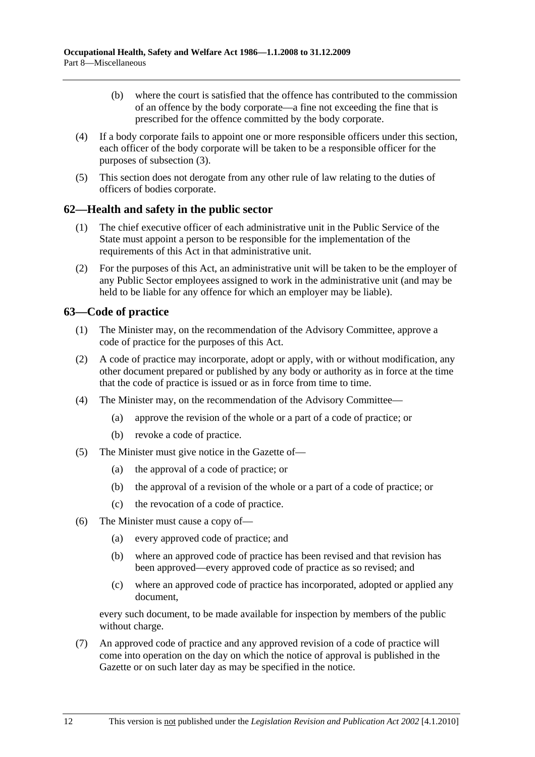(b) where the court is satisfied that the offence has contributed to the commission of an offence by the body corporate—a fine not exceeding the fine that is prescribed for the offence committed by the body corporate.

(4) If a body corporate fails to appoint one or more responsible officers under this section, each officer of the body corporate will be taken to be a responsible officer for the purposes of subsection (3).

(5) This section does not derogate from any other rule of law relating to the duties of officers of bodies corporate.

## 62—Health and safety in the public sector

(1) The chief executive officer of each administrative unit in the Public Service of the State must appoint a person to be responsible for the implementation of the requirements of this Act in that administrative unit.

(2) For the purposes of this Act, an administrative unit will be taken to be the employer of any Public Sector employees assigned to work in the administrative unit (and may be held to be liable for any offence for which an employer may be liable).

## 63—Code of practice

(1) The Minister may, on the recommendation of the Advisory Committee, approve a code of practice for the purposes of this Act.

(2) A code of practice may incorporate, adopt or apply, with or without modification, any other document prepared or published by any body or authority as in force at the time that the code of practice is issued or as in force from time to time.

(4) The Minister may, on the recommendation of the Advisory Committee—

(a) approve the revision of the whole or a part of a code of practice; or

(b) revoke a code of practice.

(5) The Minister must give notice in the Gazette of—

(a) the approval of a code of practice; or

(b) the approval of a revision of the whole or a part of a code of practice; or

(c) the revocation of a code of practice.

(6) The Minister must cause a copy of—

(a) every approved code of practice; and

(b) where an approved code of practice has been revised and that revision has been approved—every approved code of practice as so revised; and

(c) where an approved code of practice has incorporated, adopted or applied any document,

every such document, to be made available for inspection by members of the public without charge.

(7) An approved code of practice and any approved revision of a code of practice will come into operation on the day on which the notice of approval is published in the Gazette or on such later day as may be specified in the notice.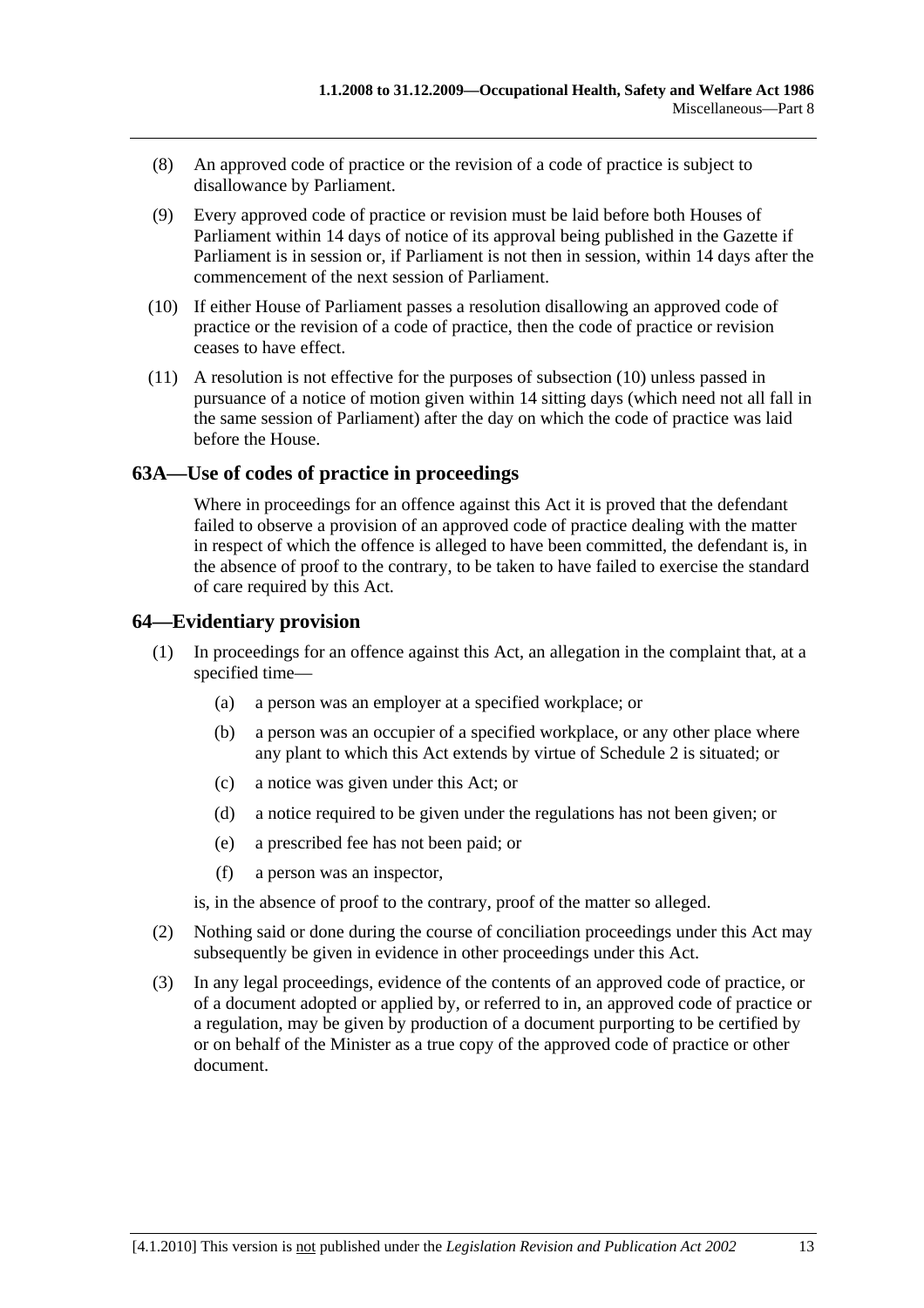(8) An approved code of practice or the revision of a code of practice is subject to disallowance by Parliament.

(9) Every approved code of practice or revision must be laid before both Houses of Parliament within 14 days of notice of its approval being published in the Gazette if Parliament is in session or, if Parliament is not then in session, within 14 days after the commencement of the next session of Parliament.

(10) If either House of Parliament passes a resolution disallowing an approved code of practice or the revision of a code of practice, then the code of practice or revision ceases to have effect.

(11) A resolution is not effective for the purposes of subsection (10) unless passed in pursuance of a notice of motion given within 14 sitting days (which need not all fall in the same session of Parliament) after the day on which the code of practice was laid before the House.

## 63A—Use of codes of practice in proceedings

Where in proceedings for an offence against this Act it is proved that the defendant failed to observe a provision of an approved code of practice dealing with the matter in respect of which the offence is alleged to have been committed, the defendant is, in the absence of proof to the contrary, to be taken to have failed to exercise the standard of care required by this Act.

## 64—Evidentiary provision

(1) In proceedings for an offence against this Act, an allegation in the complaint that, at a specified time—

- (a) a person was an employer at a specified workplace; or
- (b) a person was an occupier of a specified workplace, or any other place where any plant to which this Act extends by virtue of Schedule 2 is situated; or
- (c) a notice was given under this Act; or
- (d) a notice required to be given under the regulations has not been given; or
- (e) a prescribed fee has not been paid; or
- (f) a person was an inspector,

is, in the absence of proof to the contrary, proof of the matter so alleged.

(2) Nothing said or done during the course of conciliation proceedings under this Act may subsequently be given in evidence in other proceedings under this Act.

(3) In any legal proceedings, evidence of the contents of an approved code of practice, or of a document adopted or applied by, or referred to in, an approved code of practice or a regulation, may be given by production of a document purporting to be certified by or on behalf of the Minister as a true copy of the approved code of practice or other document.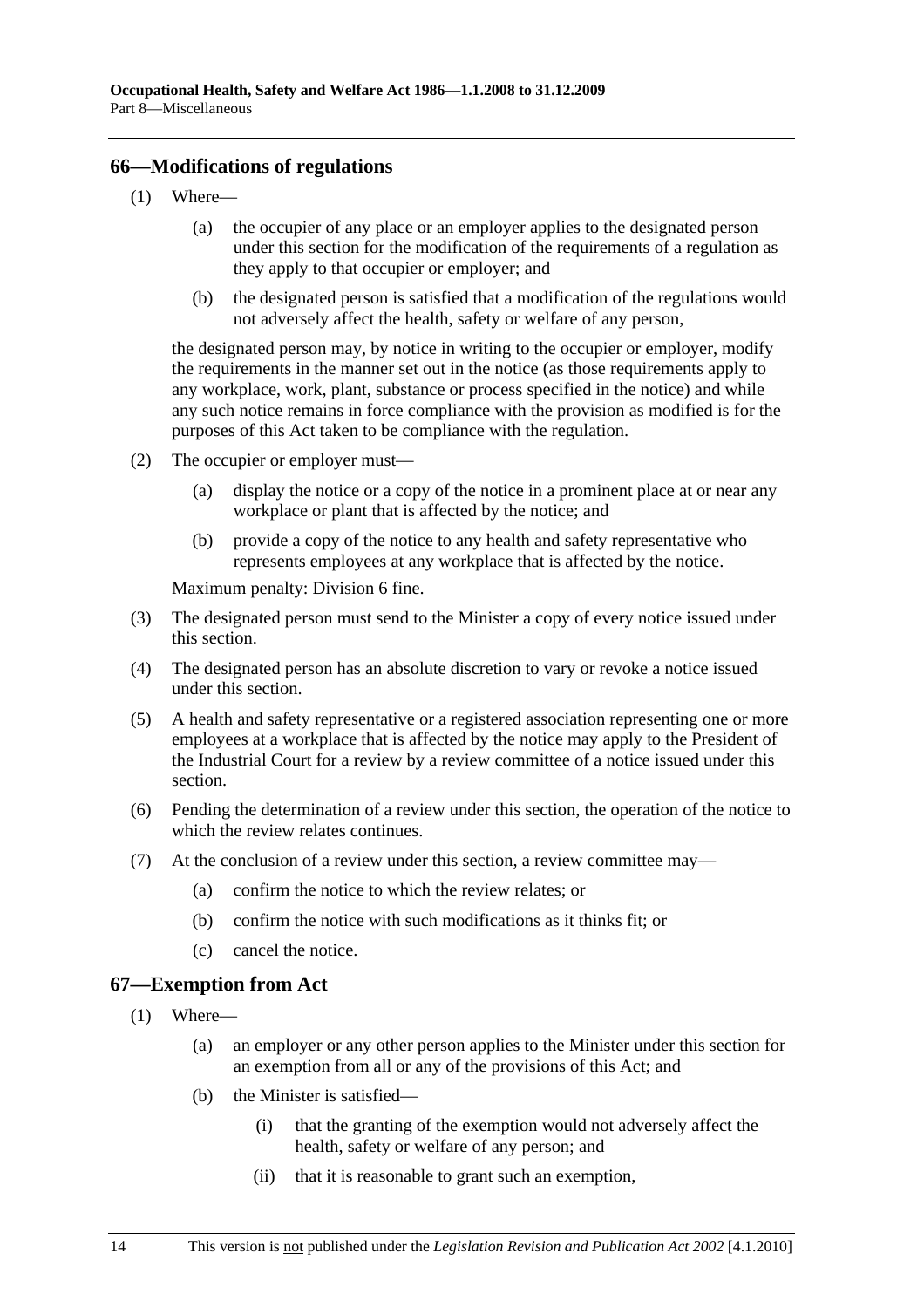## 66—Modifications of regulations

(1) Where—

(a) the occupier of any place or an employer applies to the designated person under this section for the modification of the requirements of a regulation as they apply to that occupier or employer; and

(b) the designated person is satisfied that a modification of the regulations would not adversely affect the health, safety or welfare of any person,

the designated person may, by notice in writing to the occupier or employer, modify the requirements in the manner set out in the notice (as those requirements apply to any workplace, work, plant, substance or process specified in the notice) and while any such notice remains in force compliance with the provision as modified is for the purposes of this Act taken to be compliance with the regulation.

(2) The occupier or employer must—

(a) display the notice or a copy of the notice in a prominent place at or near any workplace or plant that is affected by the notice; and

(b) provide a copy of the notice to any health and safety representative who represents employees at any workplace that is affected by the notice.

Maximum penalty: Division 6 fine.

(3) The designated person must send to the Minister a copy of every notice issued under this section.

(4) The designated person has an absolute discretion to vary or revoke a notice issued under this section.

(5) A health and safety representative or a registered association representing one or more employees at a workplace that is affected by the notice may apply to the President of the Industrial Court for a review by a review committee of a notice issued under this section.

(6) Pending the determination of a review under this section, the operation of the notice to which the review relates continues.

(7) At the conclusion of a review under this section, a review committee may—

(a) confirm the notice to which the review relates; or

(b) confirm the notice with such modifications as it thinks fit; or

(c) cancel the notice.

## 67—Exemption from Act

(1) Where—

(a) an employer or any other person applies to the Minister under this section for an exemption from all or any of the provisions of this Act; and

(b) the Minister is satisfied—

(i) that the granting of the exemption would not adversely affect the health, safety or welfare of any person; and

(ii) that it is reasonable to grant such an exemption,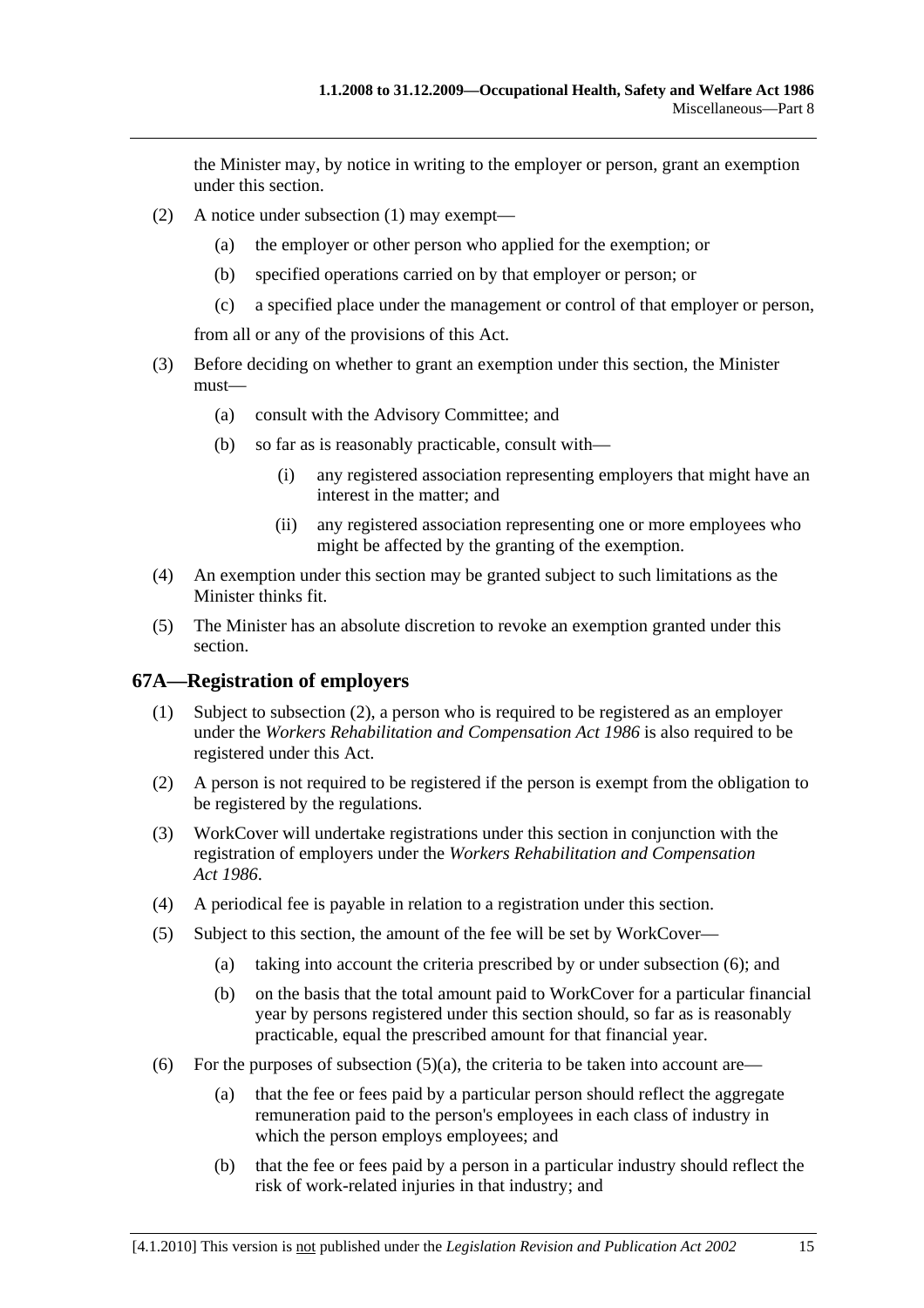the Minister may, by notice in writing to the employer or person, grant an exemption under this section.

(2) A notice under subsection (1) may exempt—

(a) the employer or other person who applied for the exemption; or

(b) specified operations carried on by that employer or person; or

(c) a specified place under the management or control of that employer or person,

from all or any of the provisions of this Act.

(3) Before deciding on whether to grant an exemption under this section, the Minister must—

(a) consult with the Advisory Committee; and

(b) so far as is reasonably practicable, consult with—

(i) any registered association representing employers that might have an interest in the matter; and

(ii) any registered association representing one or more employees who might be affected by the granting of the exemption.

(4) An exemption under this section may be granted subject to such limitations as the Minister thinks fit.

(5) The Minister has an absolute discretion to revoke an exemption granted under this section.

## 67A—Registration of employers

(1) Subject to subsection (2), a person who is required to be registered as an employer under the *Workers Rehabilitation and Compensation Act 1986* is also required to be registered under this Act.

(2) A person is not required to be registered if the person is exempt from the obligation to be registered by the regulations.

(3) WorkCover will undertake registrations under this section in conjunction with the registration of employers under the *Workers Rehabilitation and Compensation Act 1986*.

(4) A periodical fee is payable in relation to a registration under this section.

(5) Subject to this section, the amount of the fee will be set by WorkCover—

(a) taking into account the criteria prescribed by or under subsection (6); and

(b) on the basis that the total amount paid to WorkCover for a particular financial year by persons registered under this section should, so far as is reasonably practicable, equal the prescribed amount for that financial year.

(6) For the purposes of subsection (5)(a), the criteria to be taken into account are—

(a) that the fee or fees paid by a particular person should reflect the aggregate remuneration paid to the person's employees in each class of industry in which the person employs employees; and

(b) that the fee or fees paid by a person in a particular industry should reflect the risk of work-related injuries in that industry; and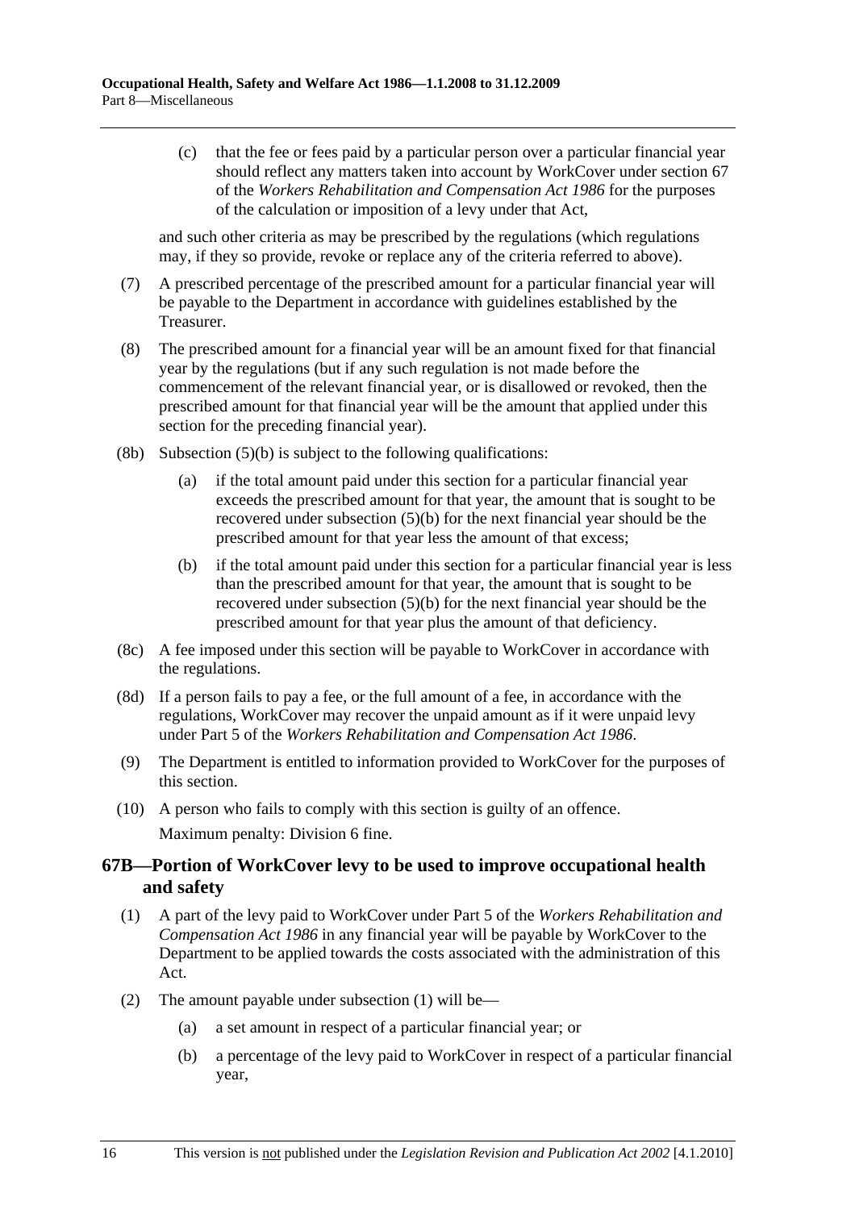(c) that the fee or fees paid by a particular person over a particular financial year should reflect any matters taken into account by WorkCover under section 67 of the *Workers Rehabilitation and Compensation Act 1986* for the purposes of the calculation or imposition of a levy under that Act,

and such other criteria as may be prescribed by the regulations (which regulations may, if they so provide, revoke or replace any of the criteria referred to above).

(7) A prescribed percentage of the prescribed amount for a particular financial year will be payable to the Department in accordance with guidelines established by the Treasurer.

(8) The prescribed amount for a financial year will be an amount fixed for that financial year by the regulations (but if any such regulation is not made before the commencement of the relevant financial year, or is disallowed or revoked, then the prescribed amount for that financial year will be the amount that applied under this section for the preceding financial year).

(8b) Subsection (5)(b) is subject to the following qualifications:

(a) if the total amount paid under this section for a particular financial year exceeds the prescribed amount for that year, the amount that is sought to be recovered under subsection (5)(b) for the next financial year should be the prescribed amount for that year less the amount of that excess;

(b) if the total amount paid under this section for a particular financial year is less than the prescribed amount for that year, the amount that is sought to be recovered under subsection (5)(b) for the next financial year should be the prescribed amount for that year plus the amount of that deficiency.

(8c) A fee imposed under this section will be payable to WorkCover in accordance with the regulations.

(8d) If a person fails to pay a fee, or the full amount of a fee, in accordance with the regulations, WorkCover may recover the unpaid amount as if it were unpaid levy under Part 5 of the *Workers Rehabilitation and Compensation Act 1986*.

(9) The Department is entitled to information provided to WorkCover for the purposes of this section.

(10) A person who fails to comply with this section is guilty of an offence.

Maximum penalty: Division 6 fine.

## 67B—Portion of WorkCover levy to be used to improve occupational health and safety

(1) A part of the levy paid to WorkCover under Part 5 of the *Workers Rehabilitation and Compensation Act 1986* in any financial year will be payable by WorkCover to the Department to be applied towards the costs associated with the administration of this Act.

(2) The amount payable under subsection (1) will be—

(a) a set amount in respect of a particular financial year; or

(b) a percentage of the levy paid to WorkCover in respect of a particular financial year,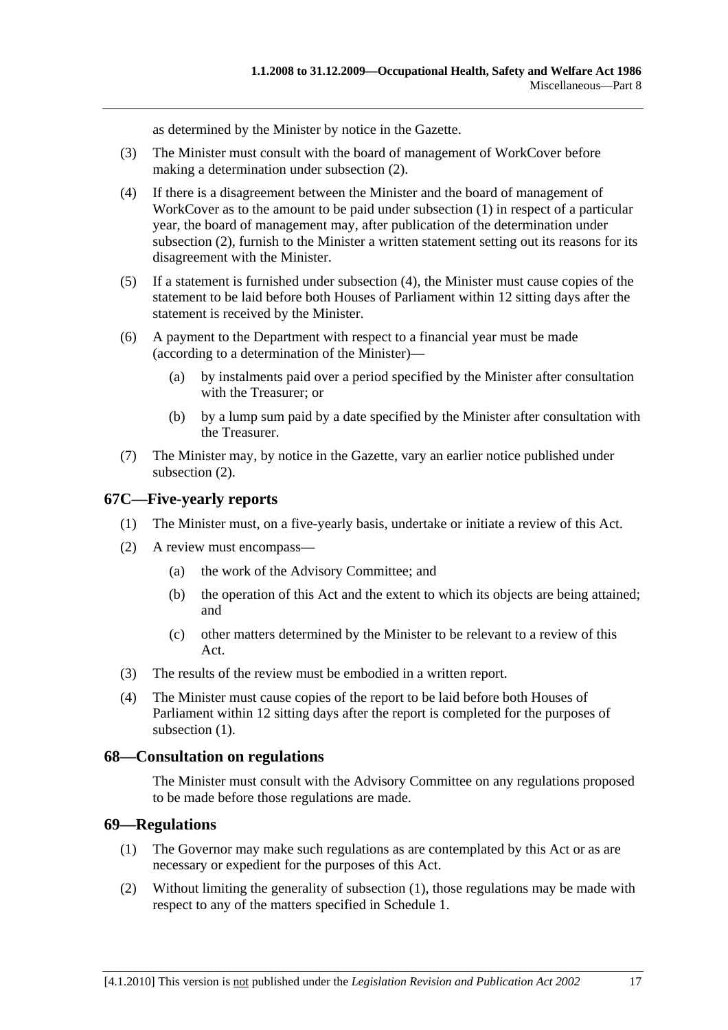as determined by the Minister by notice in the Gazette.

(3) The Minister must consult with the board of management of WorkCover before making a determination under subsection (2).

(4) If there is a disagreement between the Minister and the board of management of WorkCover as to the amount to be paid under subsection (1) in respect of a particular year, the board of management may, after publication of the determination under subsection (2), furnish to the Minister a written statement setting out its reasons for its disagreement with the Minister.

(5) If a statement is furnished under subsection (4), the Minister must cause copies of the statement to be laid before both Houses of Parliament within 12 sitting days after the statement is received by the Minister.

(6) A payment to the Department with respect to a financial year must be made (according to a determination of the Minister)—

(a) by instalments paid over a period specified by the Minister after consultation with the Treasurer; or

(b) by a lump sum paid by a date specified by the Minister after consultation with the Treasurer.

(7) The Minister may, by notice in the Gazette, vary an earlier notice published under subsection (2).

## 67C—Five-yearly reports

(1) The Minister must, on a five-yearly basis, undertake or initiate a review of this Act.

(2) A review must encompass—

(a) the work of the Advisory Committee; and

(b) the operation of this Act and the extent to which its objects are being attained; and

(c) other matters determined by the Minister to be relevant to a review of this Act.

(3) The results of the review must be embodied in a written report.

(4) The Minister must cause copies of the report to be laid before both Houses of Parliament within 12 sitting days after the report is completed for the purposes of subsection (1).

## 68—Consultation on regulations

The Minister must consult with the Advisory Committee on any regulations proposed to be made before those regulations are made.

## 69—Regulations

(1) The Governor may make such regulations as are contemplated by this Act or as are necessary or expedient for the purposes of this Act.

(2) Without limiting the generality of subsection (1), those regulations may be made with respect to any of the matters specified in Schedule 1.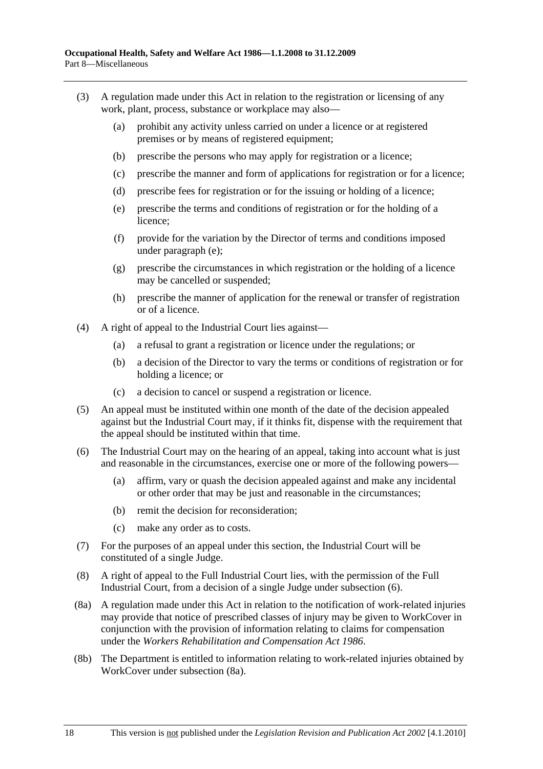(3) A regulation made under this Act in relation to the registration or licensing of any work, plant, process, substance or workplace may also—

(a) prohibit any activity unless carried on under a licence or at registered premises or by means of registered equipment;

(b) prescribe the persons who may apply for registration or a licence;

(c) prescribe the manner and form of applications for registration or for a licence;

(d) prescribe fees for registration or for the issuing or holding of a licence;

(e) prescribe the terms and conditions of registration or for the holding of a licence;

(f) provide for the variation by the Director of terms and conditions imposed under paragraph (e);

(g) prescribe the circumstances in which registration or the holding of a licence may be cancelled or suspended;

(h) prescribe the manner of application for the renewal or transfer of registration or of a licence.

(4) A right of appeal to the Industrial Court lies against—

(a) a refusal to grant a registration or licence under the regulations; or

(b) a decision of the Director to vary the terms or conditions of registration or for holding a licence; or

(c) a decision to cancel or suspend a registration or licence.

(5) An appeal must be instituted within one month of the date of the decision appealed against but the Industrial Court may, if it thinks fit, dispense with the requirement that the appeal should be instituted within that time.

(6) The Industrial Court may on the hearing of an appeal, taking into account what is just and reasonable in the circumstances, exercise one or more of the following powers—

(a) affirm, vary or quash the decision appealed against and make any incidental or other order that may be just and reasonable in the circumstances;

(b) remit the decision for reconsideration;

(c) make any order as to costs.

(7) For the purposes of an appeal under this section, the Industrial Court will be constituted of a single Judge.

(8) A right of appeal to the Full Industrial Court lies, with the permission of the Full Industrial Court, from a decision of a single Judge under subsection (6).

(8a) A regulation made under this Act in relation to the notification of work-related injuries may provide that notice of prescribed classes of injury may be given to WorkCover in conjunction with the provision of information relating to claims for compensation under the *Workers Rehabilitation and Compensation Act 1986*.

(8b) The Department is entitled to information relating to work-related injuries obtained by WorkCover under subsection (8a).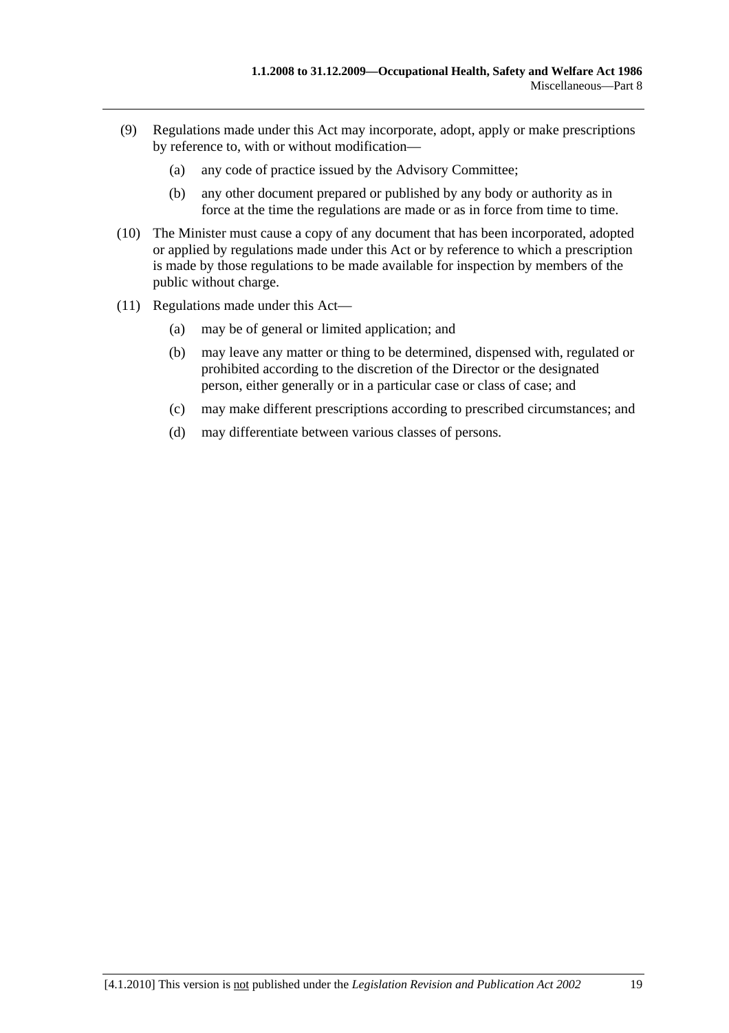(9) Regulations made under this Act may incorporate, adopt, apply or make prescriptions by reference to, with or without modification—

  (a) any code of practice issued by the Advisory Committee;

  (b) any other document prepared or published by any body or authority as in force at the time the regulations are made or as in force from time to time.

(10) The Minister must cause a copy of any document that has been incorporated, adopted or applied by regulations made under this Act or by reference to which a prescription is made by those regulations to be made available for inspection by members of the public without charge.

(11) Regulations made under this Act—

  (a) may be of general or limited application; and

  (b) may leave any matter or thing to be determined, dispensed with, regulated or prohibited according to the discretion of the Director or the designated person, either generally or in a particular case or class of case; and

  (c) may make different prescriptions according to prescribed circumstances; and

  (d) may differentiate between various classes of persons.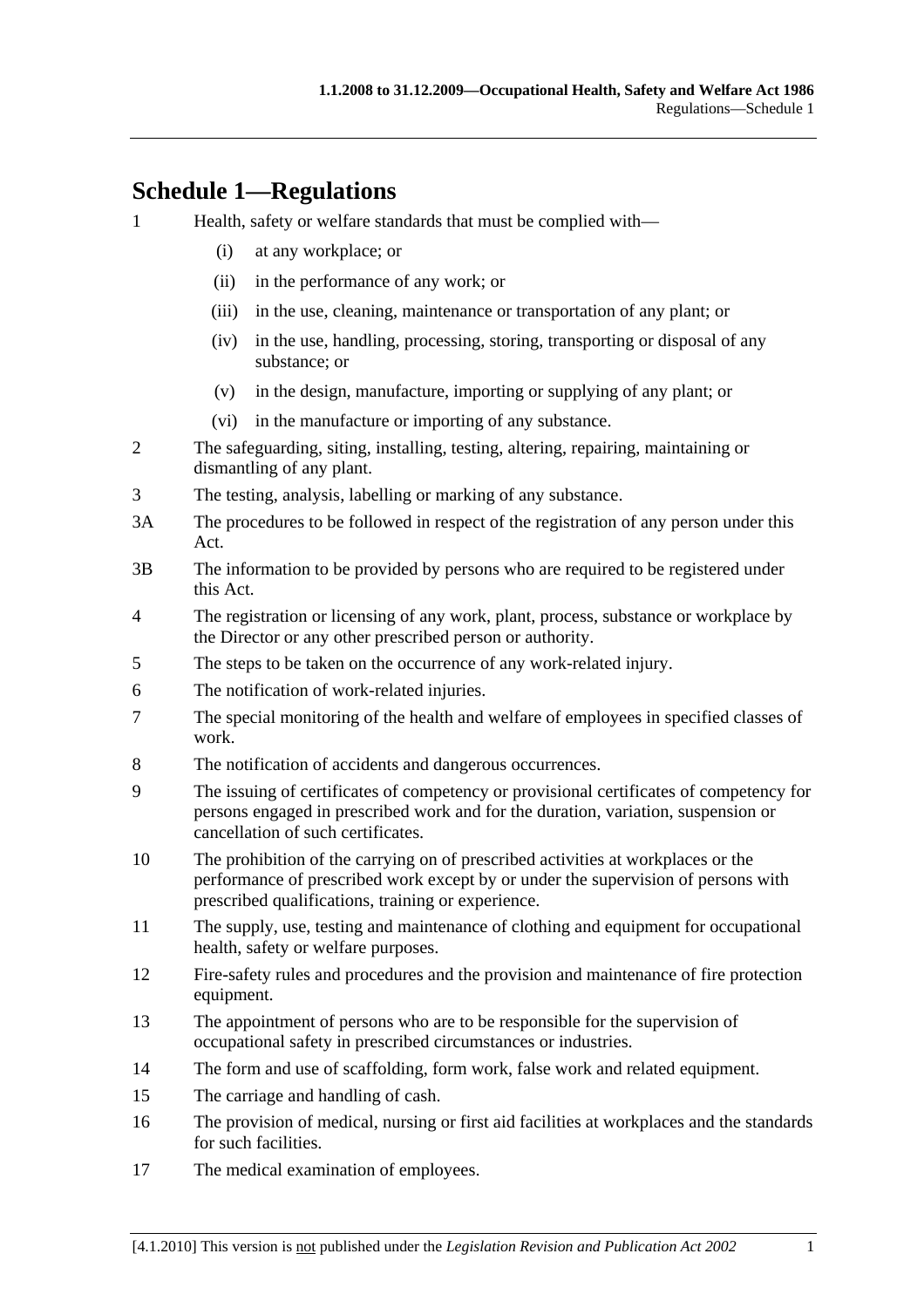## Schedule 1—Regulations

1 Health, safety or welfare standards that must be complied with—

- (i) at any workplace; or
- (ii) in the performance of any work; or
- (iii) in the use, cleaning, maintenance or transportation of any plant; or
- (iv) in the use, handling, processing, storing, transporting or disposal of any substance; or
- (v) in the design, manufacture, importing or supplying of any plant; or
- (vi) in the manufacture or importing of any substance.

2 The safeguarding, siting, installing, testing, altering, repairing, maintaining or dismantling of any plant.

3 The testing, analysis, labelling or marking of any substance.

3A The procedures to be followed in respect of the registration of any person under this Act.

3B The information to be provided by persons who are required to be registered under this Act.

4 The registration or licensing of any work, plant, process, substance or workplace by the Director or any other prescribed person or authority.

5 The steps to be taken on the occurrence of any work-related injury.

6 The notification of work-related injuries.

7 The special monitoring of the health and welfare of employees in specified classes of work.

8 The notification of accidents and dangerous occurrences.

9 The issuing of certificates of competency or provisional certificates of competency for persons engaged in prescribed work and for the duration, variation, suspension or cancellation of such certificates.

10 The prohibition of the carrying on of prescribed activities at workplaces or the performance of prescribed work except by or under the supervision of persons with prescribed qualifications, training or experience.

11 The supply, use, testing and maintenance of clothing and equipment for occupational health, safety or welfare purposes.

12 Fire-safety rules and procedures and the provision and maintenance of fire protection equipment.

13 The appointment of persons who are to be responsible for the supervision of occupational safety in prescribed circumstances or industries.

14 The form and use of scaffolding, form work, false work and related equipment.

15 The carriage and handling of cash.

16 The provision of medical, nursing or first aid facilities at workplaces and the standards for such facilities.

17 The medical examination of employees.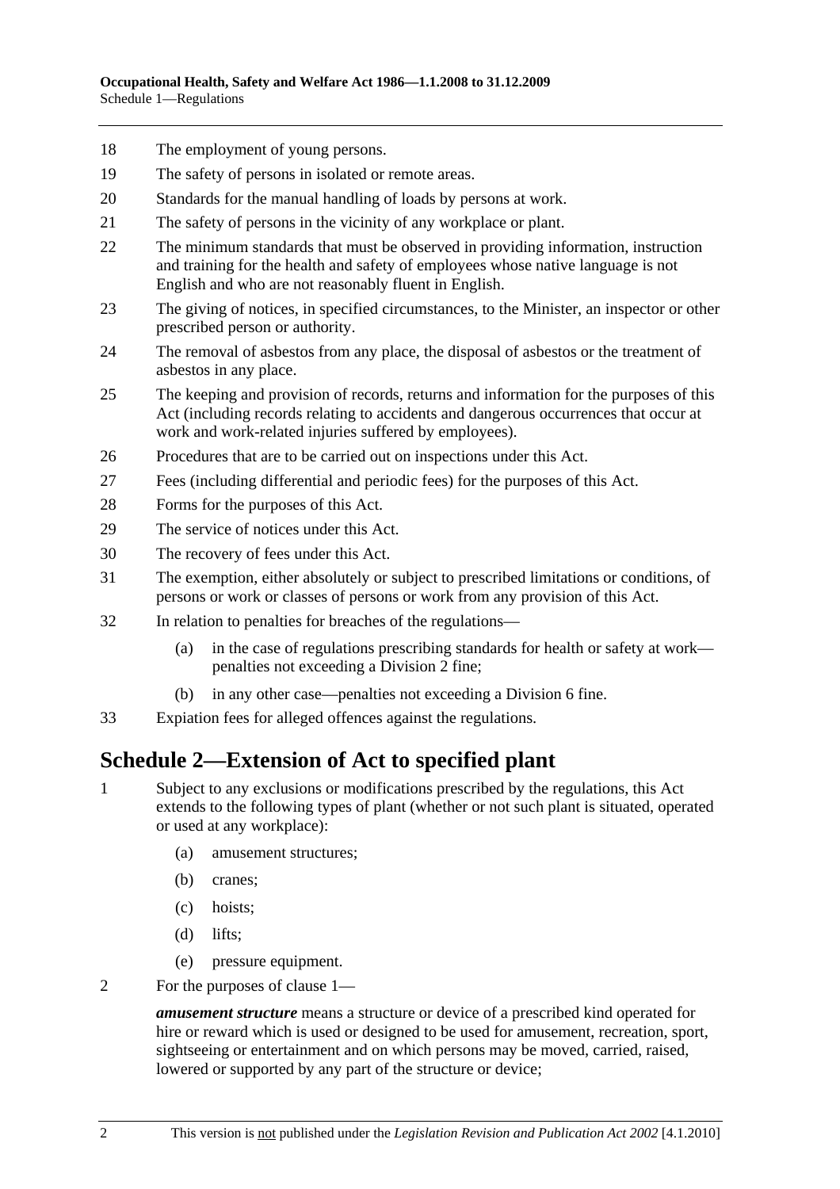18 The employment of young persons.

19 The safety of persons in isolated or remote areas.

20 Standards for the manual handling of loads by persons at work.

21 The safety of persons in the vicinity of any workplace or plant.

22 The minimum standards that must be observed in providing information, instruction and training for the health and safety of employees whose native language is not English and who are not reasonably fluent in English.

23 The giving of notices, in specified circumstances, to the Minister, an inspector or other prescribed person or authority.

24 The removal of asbestos from any place, the disposal of asbestos or the treatment of asbestos in any place.

25 The keeping and provision of records, returns and information for the purposes of this Act (including records relating to accidents and dangerous occurrences that occur at work and work-related injuries suffered by employees).

26 Procedures that are to be carried out on inspections under this Act.

27 Fees (including differential and periodic fees) for the purposes of this Act.

28 Forms for the purposes of this Act.

29 The service of notices under this Act.

30 The recovery of fees under this Act.

31 The exemption, either absolutely or subject to prescribed limitations or conditions, of persons or work or classes of persons or work from any provision of this Act.

32 In relation to penalties for breaches of the regulations—

(a) in the case of regulations prescribing standards for health or safety at work—penalties not exceeding a Division 2 fine;

(b) in any other case—penalties not exceeding a Division 6 fine.

33 Expiation fees for alleged offences against the regulations.

## Schedule 2—Extension of Act to specified plant

1 Subject to any exclusions or modifications prescribed by the regulations, this Act extends to the following types of plant (whether or not such plant is situated, operated or used at any workplace):

(a) amusement structures;

(b) cranes;

(c) hoists;

(d) lifts;

(e) pressure equipment.

2 For the purposes of clause 1—

***amusement structure*** means a structure or device of a prescribed kind operated for hire or reward which is used or designed to be used for amusement, recreation, sport, sightseeing or entertainment and on which persons may be moved, carried, raised, lowered or supported by any part of the structure or device;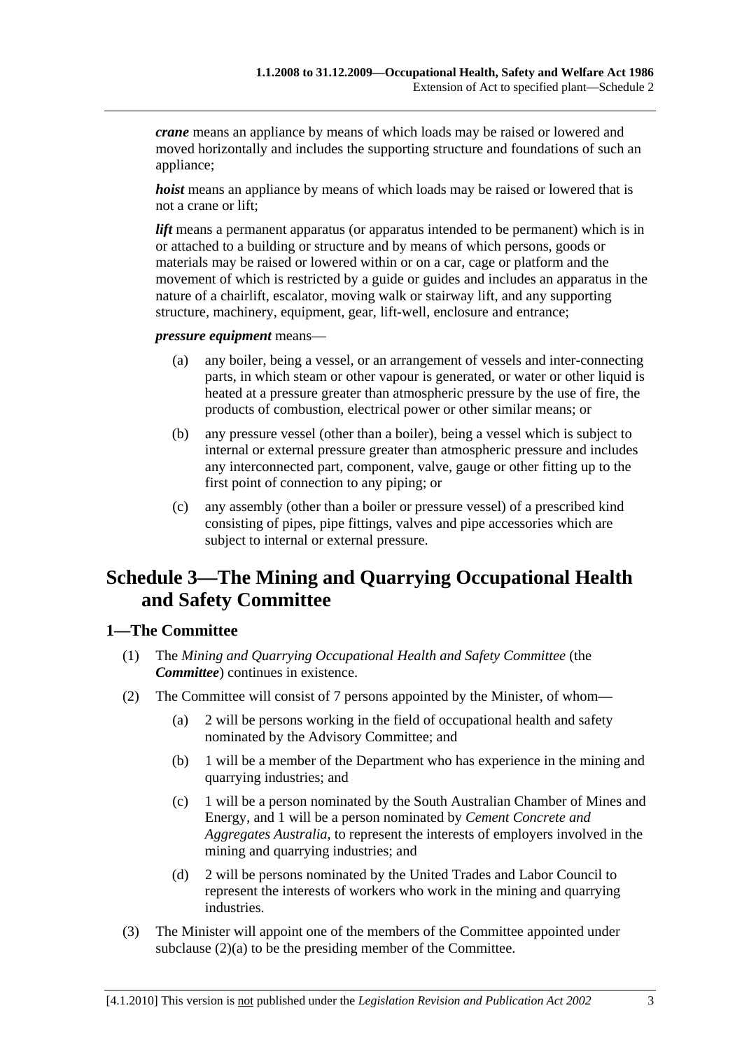***crane*** means an appliance by means of which loads may be raised or lowered and moved horizontally and includes the supporting structure and foundations of such an appliance;

***hoist*** means an appliance by means of which loads may be raised or lowered that is not a crane or lift;

***lift*** means a permanent apparatus (or apparatus intended to be permanent) which is in or attached to a building or structure and by means of which persons, goods or materials may be raised or lowered within or on a car, cage or platform and the movement of which is restricted by a guide or guides and includes an apparatus in the nature of a chairlift, escalator, moving walk or stairway lift, and any supporting structure, machinery, equipment, gear, lift-well, enclosure and entrance;

***pressure equipment*** means—

(a) any boiler, being a vessel, or an arrangement of vessels and inter-connecting parts, in which steam or other vapour is generated, or water or other liquid is heated at a pressure greater than atmospheric pressure by the use of fire, the products of combustion, electrical power or other similar means; or

(b) any pressure vessel (other than a boiler), being a vessel which is subject to internal or external pressure greater than atmospheric pressure and includes any interconnected part, component, valve, gauge or other fitting up to the first point of connection to any piping; or

(c) any assembly (other than a boiler or pressure vessel) of a prescribed kind consisting of pipes, pipe fittings, valves and pipe accessories which are subject to internal or external pressure.

# Schedule 3—The Mining and Quarrying Occupational Health and Safety Committee

## 1—The Committee

(1) The *Mining and Quarrying Occupational Health and Safety Committee* (the ***Committee***) continues in existence.

(2) The Committee will consist of 7 persons appointed by the Minister, of whom—

(a) 2 will be persons working in the field of occupational health and safety nominated by the Advisory Committee; and

(b) 1 will be a member of the Department who has experience in the mining and quarrying industries; and

(c) 1 will be a person nominated by the South Australian Chamber of Mines and Energy, and 1 will be a person nominated by *Cement Concrete and Aggregates Australia*, to represent the interests of employers involved in the mining and quarrying industries; and

(d) 2 will be persons nominated by the United Trades and Labor Council to represent the interests of workers who work in the mining and quarrying industries.

(3) The Minister will appoint one of the members of the Committee appointed under subclause (2)(a) to be the presiding member of the Committee.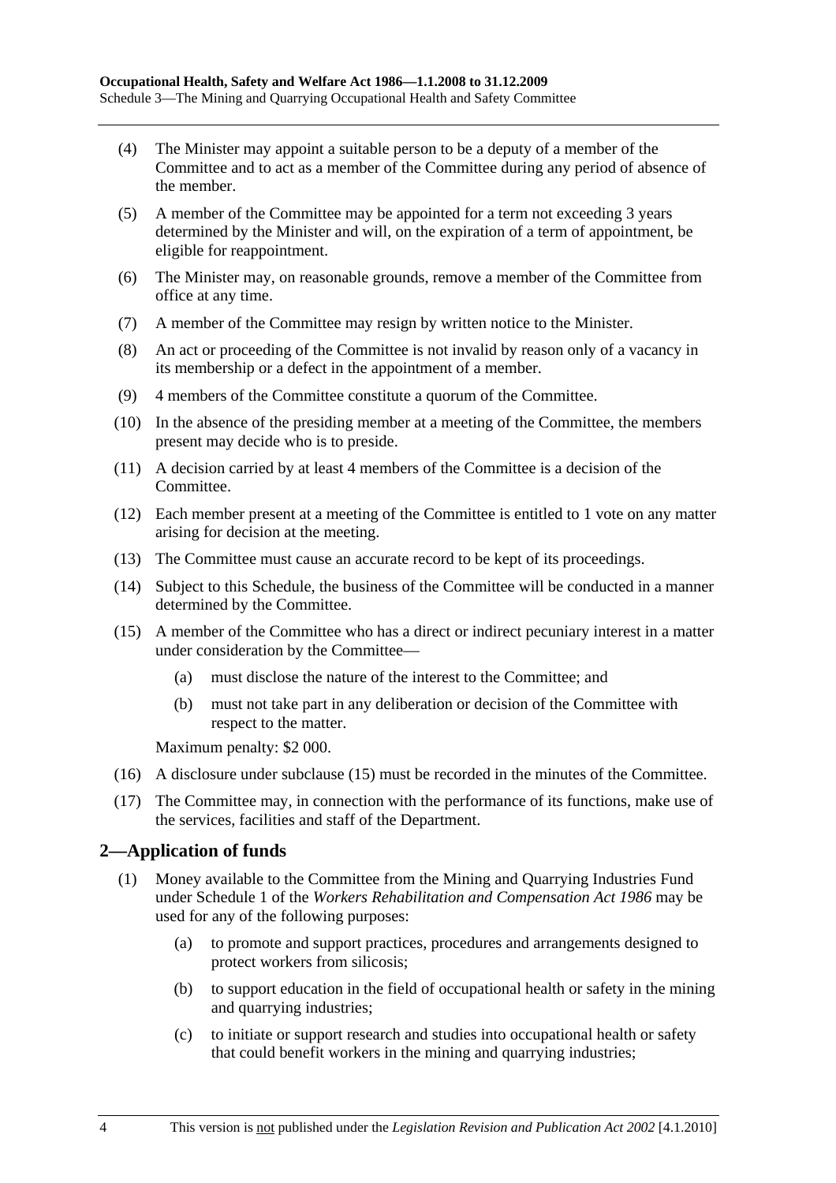(4) The Minister may appoint a suitable person to be a deputy of a member of the Committee and to act as a member of the Committee during any period of absence of the member.

(5) A member of the Committee may be appointed for a term not exceeding 3 years determined by the Minister and will, on the expiration of a term of appointment, be eligible for reappointment.

(6) The Minister may, on reasonable grounds, remove a member of the Committee from office at any time.

(7) A member of the Committee may resign by written notice to the Minister.

(8) An act or proceeding of the Committee is not invalid by reason only of a vacancy in its membership or a defect in the appointment of a member.

(9) 4 members of the Committee constitute a quorum of the Committee.

(10) In the absence of the presiding member at a meeting of the Committee, the members present may decide who is to preside.

(11) A decision carried by at least 4 members of the Committee is a decision of the Committee.

(12) Each member present at a meeting of the Committee is entitled to 1 vote on any matter arising for decision at the meeting.

(13) The Committee must cause an accurate record to be kept of its proceedings.

(14) Subject to this Schedule, the business of the Committee will be conducted in a manner determined by the Committee.

(15) A member of the Committee who has a direct or indirect pecuniary interest in a matter under consideration by the Committee—

(a) must disclose the nature of the interest to the Committee; and

(b) must not take part in any deliberation or decision of the Committee with respect to the matter.

Maximum penalty: $2 000.

(16) A disclosure under subclause (15) must be recorded in the minutes of the Committee.

(17) The Committee may, in connection with the performance of its functions, make use of the services, facilities and staff of the Department.

## 2—Application of funds

(1) Money available to the Committee from the Mining and Quarrying Industries Fund under Schedule 1 of the *Workers Rehabilitation and Compensation Act 1986* may be used for any of the following purposes:

(a) to promote and support practices, procedures and arrangements designed to protect workers from silicosis;

(b) to support education in the field of occupational health or safety in the mining and quarrying industries;

(c) to initiate or support research and studies into occupational health or safety that could benefit workers in the mining and quarrying industries;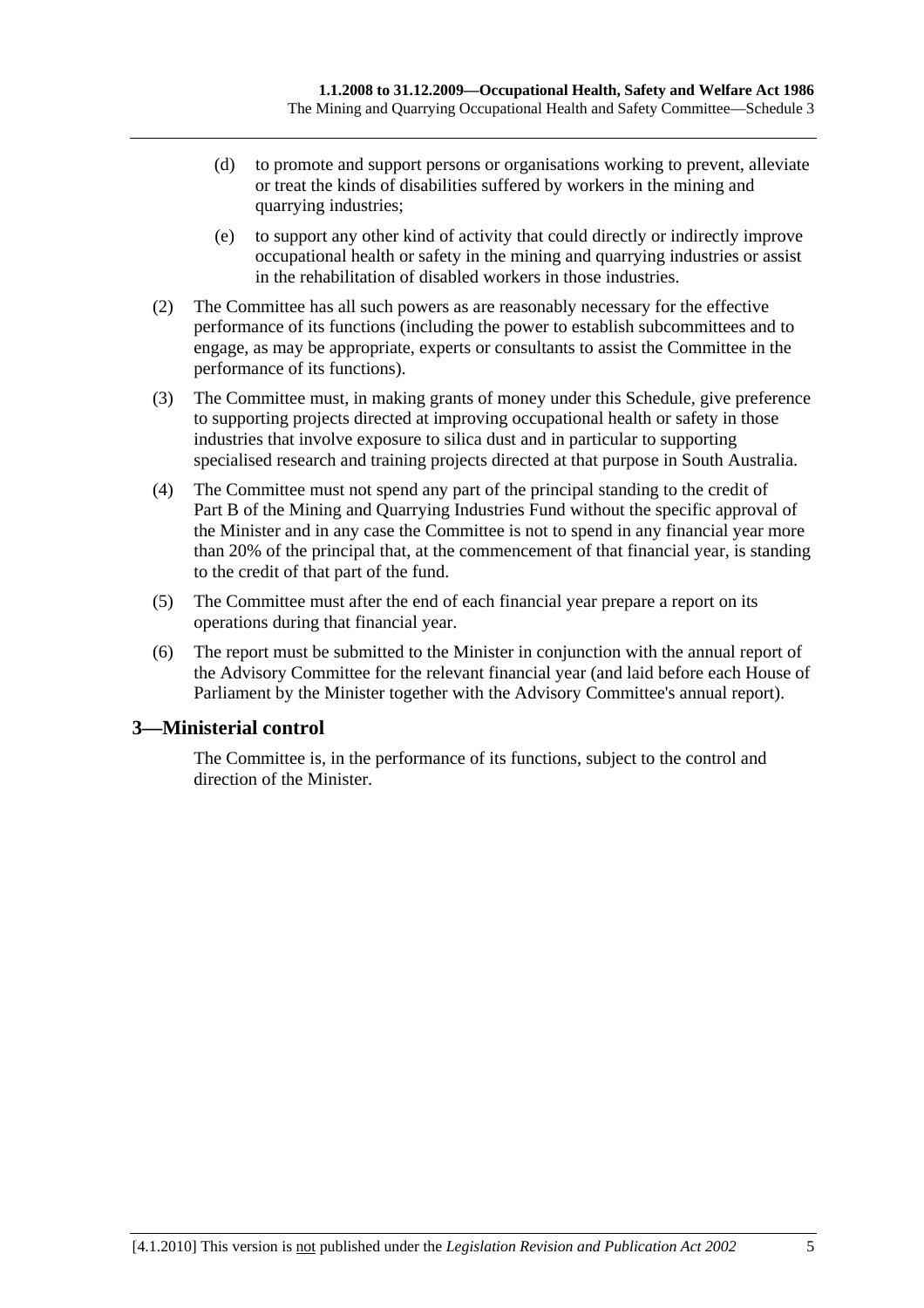(d) to promote and support persons or organisations working to prevent, alleviate or treat the kinds of disabilities suffered by workers in the mining and quarrying industries;

(e) to support any other kind of activity that could directly or indirectly improve occupational health or safety in the mining and quarrying industries or assist in the rehabilitation of disabled workers in those industries.

(2) The Committee has all such powers as are reasonably necessary for the effective performance of its functions (including the power to establish subcommittees and to engage, as may be appropriate, experts or consultants to assist the Committee in the performance of its functions).

(3) The Committee must, in making grants of money under this Schedule, give preference to supporting projects directed at improving occupational health or safety in those industries that involve exposure to silica dust and in particular to supporting specialised research and training projects directed at that purpose in South Australia.

(4) The Committee must not spend any part of the principal standing to the credit of Part B of the Mining and Quarrying Industries Fund without the specific approval of the Minister and in any case the Committee is not to spend in any financial year more than 20% of the principal that, at the commencement of that financial year, is standing to the credit of that part of the fund.

(5) The Committee must after the end of each financial year prepare a report on its operations during that financial year.

(6) The report must be submitted to the Minister in conjunction with the annual report of the Advisory Committee for the relevant financial year (and laid before each House of Parliament by the Minister together with the Advisory Committee's annual report).

## 3—Ministerial control

The Committee is, in the performance of its functions, subject to the control and direction of the Minister.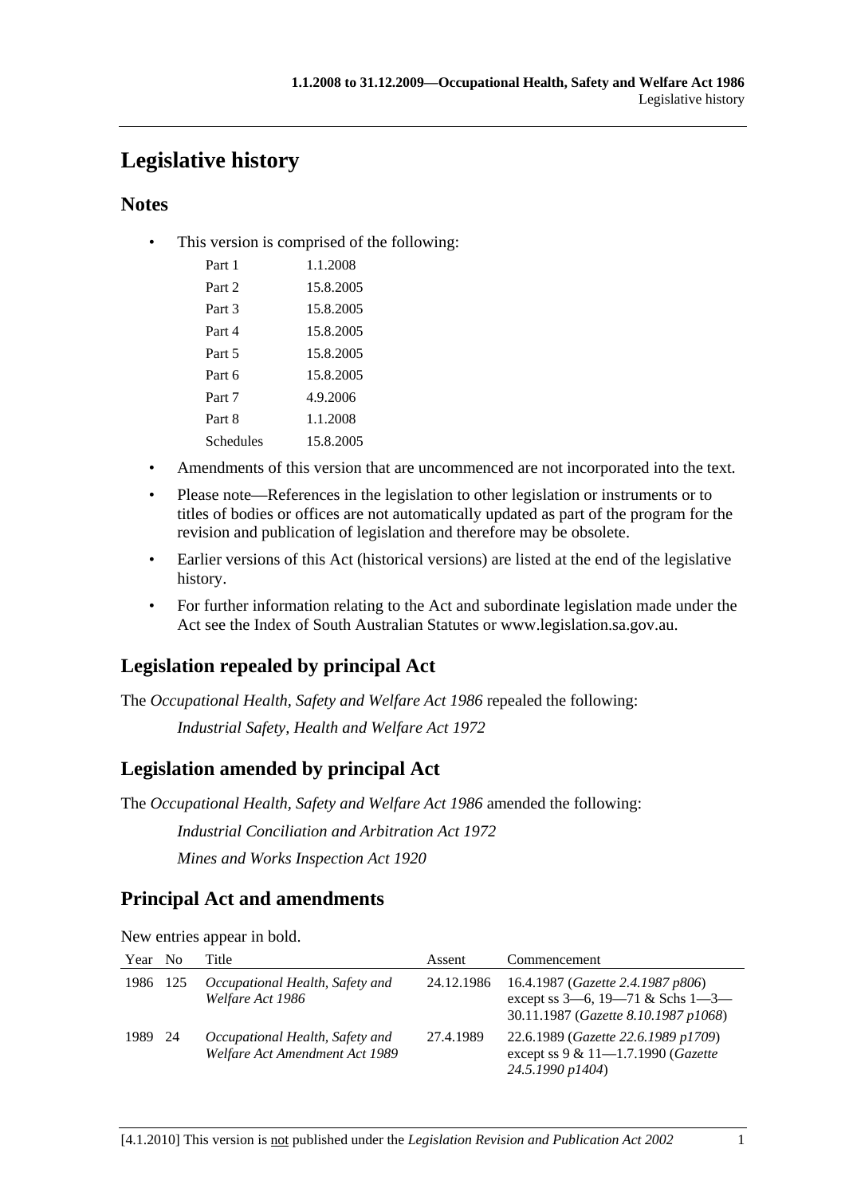# Legislative history

## Notes

- This version is comprised of the following:

| | |
|---|---|
| Part 1 | 1.1.2008 |
| Part 2 | 15.8.2005 |
| Part 3 | 15.8.2005 |
| Part 4 | 15.8.2005 |
| Part 5 | 15.8.2005 |
| Part 6 | 15.8.2005 |
| Part 7 | 4.9.2006 |
| Part 8 | 1.1.2008 |
| Schedules | 15.8.2005 |

- Amendments of this version that are uncommenced are not incorporated into the text.
- Please note—References in the legislation to other legislation or instruments or to titles of bodies or offices are not automatically updated as part of the program for the revision and publication of legislation and therefore may be obsolete.
- Earlier versions of this Act (historical versions) are listed at the end of the legislative history.
- For further information relating to the Act and subordinate legislation made under the Act see the Index of South Australian Statutes or www.legislation.sa.gov.au.

## Legislation repealed by principal Act

The *Occupational Health, Safety and Welfare Act 1986* repealed the following:

*Industrial Safety, Health and Welfare Act 1972*

## Legislation amended by principal Act

The *Occupational Health, Safety and Welfare Act 1986* amended the following:

*Industrial Conciliation and Arbitration Act 1972*

*Mines and Works Inspection Act 1920*

## Principal Act and amendments

New entries appear in bold.

| Year | No | Title | Assent | Commencement |
|---|---|---|---|---|
| 1986 | 125 | *Occupational Health, Safety and Welfare Act 1986* | 24.12.1986 | 16.4.1987 (*Gazette 2.4.1987 p806*) except ss 3—6, 19—71 & Schs 1—3—30.11.1987 (*Gazette 8.10.1987 p1068*) |
| 1989 | 24 | *Occupational Health, Safety and Welfare Act Amendment Act 1989* | 27.4.1989 | 22.6.1989 (*Gazette 22.6.1989 p1709*) except ss 9 & 11—1.7.1990 (*Gazette 24.5.1990 p1404*) |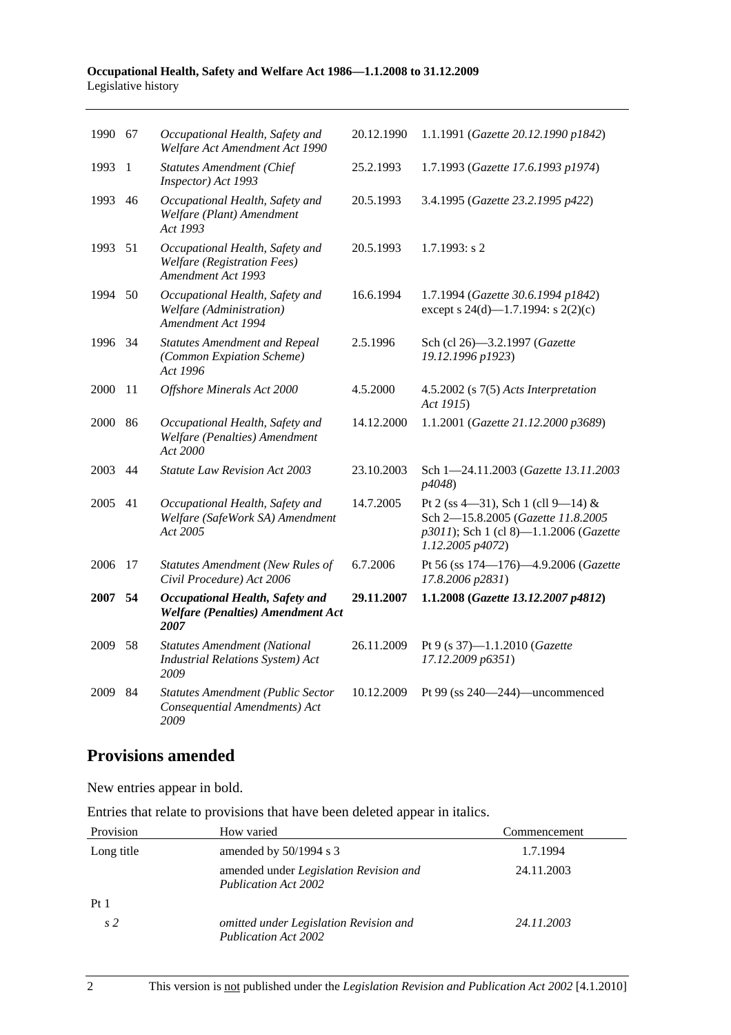| | | | | |
|---|---|---|---|---|
| 1990 | 67 | *Occupational Health, Safety and Welfare Act Amendment Act 1990* | 20.12.1990 | 1.1.1991 (*Gazette 20.12.1990 p1842*) |
| 1993 | 1 | *Statutes Amendment (Chief Inspector) Act 1993* | 25.2.1993 | 1.7.1993 (*Gazette 17.6.1993 p1974*) |
| 1993 | 46 | *Occupational Health, Safety and Welfare (Plant) Amendment Act 1993* | 20.5.1993 | 3.4.1995 (*Gazette 23.2.1995 p422*) |
| 1993 | 51 | *Occupational Health, Safety and Welfare (Registration Fees) Amendment Act 1993* | 20.5.1993 | 1.7.1993: s 2 |
| 1994 | 50 | *Occupational Health, Safety and Welfare (Administration) Amendment Act 1994* | 16.6.1994 | 1.7.1994 (*Gazette 30.6.1994 p1842*) except s 24(d)—1.7.1994: s 2(2)(c) |
| 1996 | 34 | *Statutes Amendment and Repeal (Common Expiation Scheme) Act 1996* | 2.5.1996 | Sch (cl 26)—3.2.1997 (*Gazette 19.12.1996 p1923*) |
| 2000 | 11 | *Offshore Minerals Act 2000* | 4.5.2000 | 4.5.2002 (s 7(5) *Acts Interpretation Act 1915*) |
| 2000 | 86 | *Occupational Health, Safety and Welfare (Penalties) Amendment Act 2000* | 14.12.2000 | 1.1.2001 (*Gazette 21.12.2000 p3689*) |
| 2003 | 44 | *Statute Law Revision Act 2003* | 23.10.2003 | Sch 1—24.11.2003 (*Gazette 13.11.2003 p4048*) |
| 2005 | 41 | *Occupational Health, Safety and Welfare (SafeWork SA) Amendment Act 2005* | 14.7.2005 | Pt 2 (ss 4—31), Sch 1 (cll 9—14) & Sch 2—15.8.2005 (*Gazette 11.8.2005 p3011*); Sch 1 (cl 8)—1.1.2006 (*Gazette 1.12.2005 p4072*) |
| 2006 | 17 | *Statutes Amendment (New Rules of Civil Procedure) Act 2006* | 6.7.2006 | Pt 56 (ss 174—176)—4.9.2006 (*Gazette 17.8.2006 p2831*) |
| **2007** | **54** | ***Occupational Health, Safety and Welfare (Penalties) Amendment Act 2007*** | **29.11.2007** | **1.1.2008 (*Gazette 13.12.2007 p4812*)** |
| 2009 | 58 | *Statutes Amendment (National Industrial Relations System) Act 2009* | 26.11.2009 | Pt 9 (s 37)—1.1.2010 (*Gazette 17.12.2009 p6351*) |
| 2009 | 84 | *Statutes Amendment (Public Sector Consequential Amendments) Act 2009* | 10.12.2009 | Pt 99 (ss 240—244)—uncommenced |

## Provisions amended

New entries appear in bold.

Entries that relate to provisions that have been deleted appear in italics.

| Provision | How varied | Commencement |
|---|---|---|
| Long title | amended by 50/1994 s 3 | 1.7.1994 |
| | amended under *Legislation Revision and Publication Act 2002* | 24.11.2003 |
| Pt 1 | | |
| *s 2* | *omitted under Legislation Revision and Publication Act 2002* | *24.11.2003* |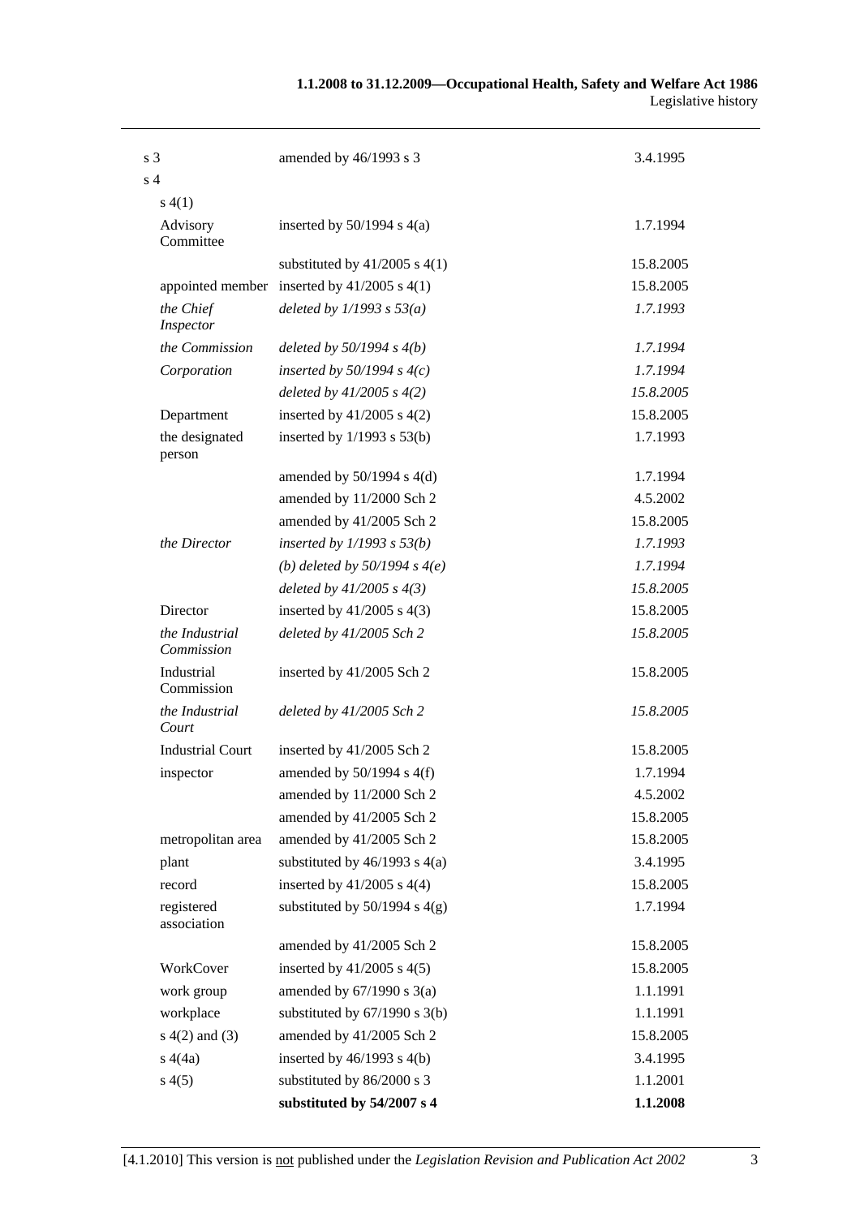| | | |
|---|---|---|
| s 3 | amended by 46/1993 s 3 | 3.4.1995 |
| s 4 | | |
| s 4(1) | | |
| Advisory Committee | inserted by 50/1994 s 4(a) | 1.7.1994 |
| | substituted by 41/2005 s 4(1) | 15.8.2005 |
| appointed member | inserted by 41/2005 s 4(1) | 15.8.2005 |
| *the Chief Inspector* | *deleted by 1/1993 s 53(a)* | *1.7.1993* |
| *the Commission* | *deleted by 50/1994 s 4(b)* | *1.7.1994* |
| *Corporation* | *inserted by 50/1994 s 4(c)* | *1.7.1994* |
| | *deleted by 41/2005 s 4(2)* | *15.8.2005* |
| Department | inserted by 41/2005 s 4(2) | 15.8.2005 |
| the designated person | inserted by 1/1993 s 53(b) | 1.7.1993 |
| | amended by 50/1994 s 4(d) | 1.7.1994 |
| | amended by 11/2000 Sch 2 | 4.5.2002 |
| | amended by 41/2005 Sch 2 | 15.8.2005 |
| *the Director* | *inserted by 1/1993 s 53(b)* | *1.7.1993* |
| | *(b) deleted by 50/1994 s 4(e)* | *1.7.1994* |
| | *deleted by 41/2005 s 4(3)* | *15.8.2005* |
| Director | inserted by 41/2005 s 4(3) | 15.8.2005 |
| *the Industrial Commission* | *deleted by 41/2005 Sch 2* | *15.8.2005* |
| Industrial Commission | inserted by 41/2005 Sch 2 | 15.8.2005 |
| *the Industrial Court* | *deleted by 41/2005 Sch 2* | *15.8.2005* |
| Industrial Court | inserted by 41/2005 Sch 2 | 15.8.2005 |
| inspector | amended by 50/1994 s 4(f) | 1.7.1994 |
| | amended by 11/2000 Sch 2 | 4.5.2002 |
| | amended by 41/2005 Sch 2 | 15.8.2005 |
| metropolitan area | amended by 41/2005 Sch 2 | 15.8.2005 |
| plant | substituted by 46/1993 s 4(a) | 3.4.1995 |
| record | inserted by 41/2005 s 4(4) | 15.8.2005 |
| registered association | substituted by 50/1994 s 4(g) | 1.7.1994 |
| | amended by 41/2005 Sch 2 | 15.8.2005 |
| WorkCover | inserted by 41/2005 s 4(5) | 15.8.2005 |
| work group | amended by 67/1990 s 3(a) | 1.1.1991 |
| workplace | substituted by 67/1990 s 3(b) | 1.1.1991 |
| s 4(2) and (3) | amended by 41/2005 Sch 2 | 15.8.2005 |
| s 4(4a) | inserted by 46/1993 s 4(b) | 3.4.1995 |
| s 4(5) | substituted by 86/2000 s 3 | 1.1.2001 |
| | **substituted by 54/2007 s 4** | **1.1.2008** |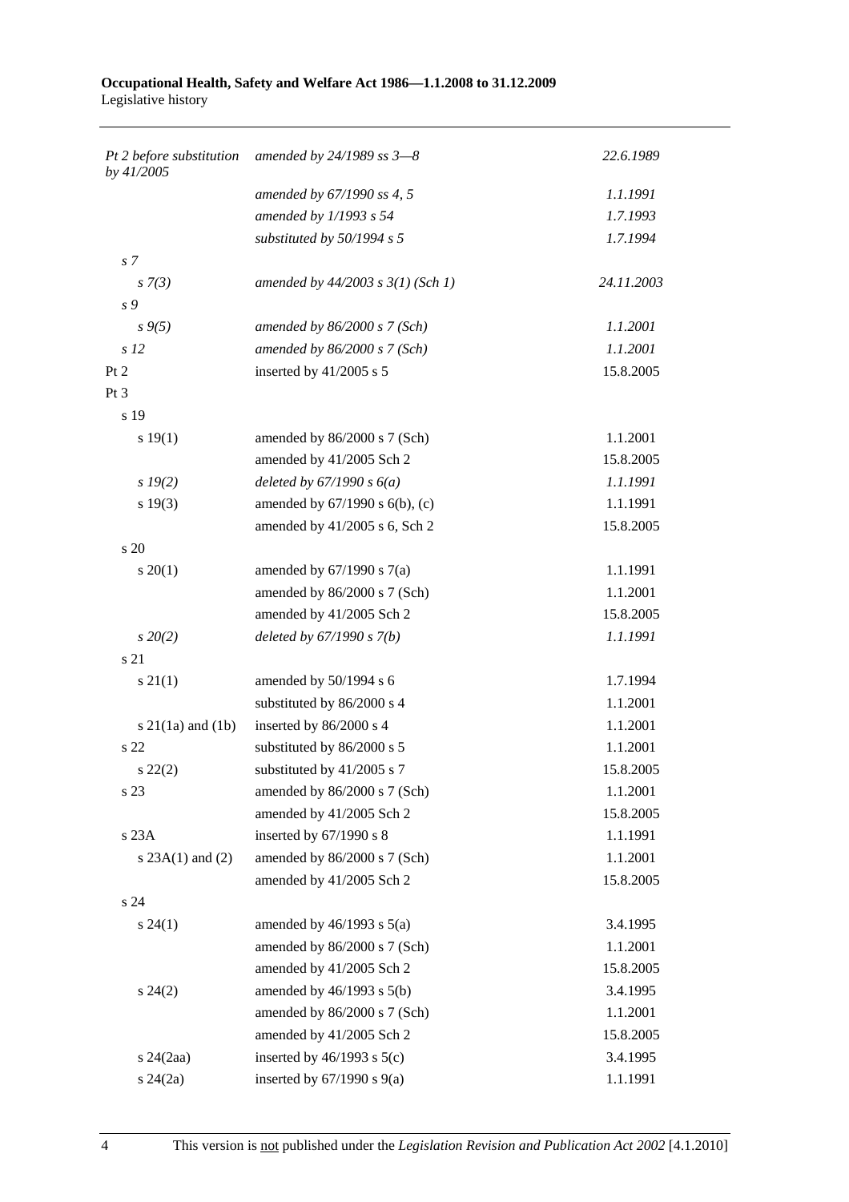| | | |
|---|---|---|
| *Pt 2 before substitution by 41/2005* | *amended by 24/1989 ss 3—8* | *22.6.1989* |
| | *amended by 67/1990 ss 4, 5* | *1.1.1991* |
| | *amended by 1/1993 s 54* | *1.7.1993* |
| | *substituted by 50/1994 s 5* | *1.7.1994* |
| *s 7* | | |
| *s 7(3)* | *amended by 44/2003 s 3(1) (Sch 1)* | *24.11.2003* |
| *s 9* | | |
| *s 9(5)* | *amended by 86/2000 s 7 (Sch)* | *1.1.2001* |
| *s 12* | *amended by 86/2000 s 7 (Sch)* | *1.1.2001* |
| Pt 2 | inserted by 41/2005 s 5 | 15.8.2005 |
| Pt 3 | | |
| s 19 | | |
| s 19(1) | amended by 86/2000 s 7 (Sch) | 1.1.2001 |
| | amended by 41/2005 Sch 2 | 15.8.2005 |
| *s 19(2)* | *deleted by 67/1990 s 6(a)* | *1.1.1991* |
| s 19(3) | amended by 67/1990 s 6(b), (c) | 1.1.1991 |
| | amended by 41/2005 s 6, Sch 2 | 15.8.2005 |
| s 20 | | |
| s 20(1) | amended by 67/1990 s 7(a) | 1.1.1991 |
| | amended by 86/2000 s 7 (Sch) | 1.1.2001 |
| | amended by 41/2005 Sch 2 | 15.8.2005 |
| *s 20(2)* | *deleted by 67/1990 s 7(b)* | *1.1.1991* |
| s 21 | | |
| s 21(1) | amended by 50/1994 s 6 | 1.7.1994 |
| | substituted by 86/2000 s 4 | 1.1.2001 |
| s 21(1a) and (1b) | inserted by 86/2000 s 4 | 1.1.2001 |
| s 22 | substituted by 86/2000 s 5 | 1.1.2001 |
| s 22(2) | substituted by 41/2005 s 7 | 15.8.2005 |
| s 23 | amended by 86/2000 s 7 (Sch) | 1.1.2001 |
| | amended by 41/2005 Sch 2 | 15.8.2005 |
| s 23A | inserted by 67/1990 s 8 | 1.1.1991 |
| s 23A(1) and (2) | amended by 86/2000 s 7 (Sch) | 1.1.2001 |
| | amended by 41/2005 Sch 2 | 15.8.2005 |
| s 24 | | |
| s 24(1) | amended by 46/1993 s 5(a) | 3.4.1995 |
| | amended by 86/2000 s 7 (Sch) | 1.1.2001 |
| | amended by 41/2005 Sch 2 | 15.8.2005 |
| s 24(2) | amended by 46/1993 s 5(b) | 3.4.1995 |
| | amended by 86/2000 s 7 (Sch) | 1.1.2001 |
| | amended by 41/2005 Sch 2 | 15.8.2005 |
| s 24(2aa) | inserted by 46/1993 s 5(c) | 3.4.1995 |
| s 24(2a) | inserted by 67/1990 s 9(a) | 1.1.1991 |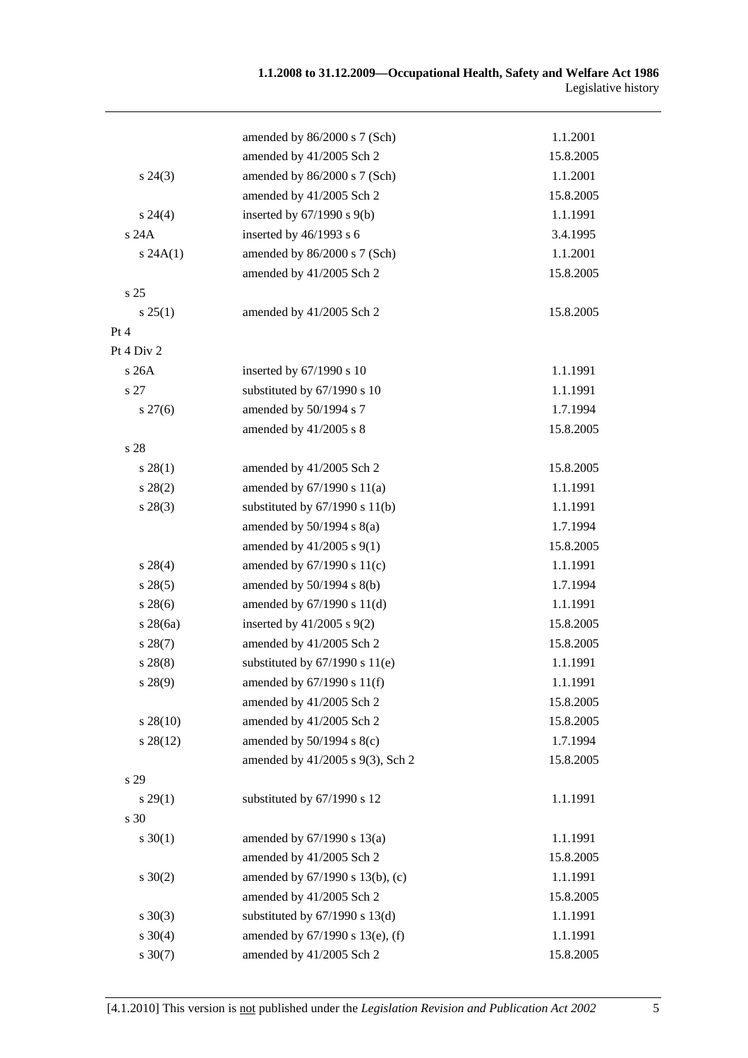| | | |
|---|---|---|
| | amended by 86/2000 s 7 (Sch) | 1.1.2001 |
| | amended by 41/2005 Sch 2 | 15.8.2005 |
| s 24(3) | amended by 86/2000 s 7 (Sch) | 1.1.2001 |
| | amended by 41/2005 Sch 2 | 15.8.2005 |
| s 24(4) | inserted by 67/1990 s 9(b) | 1.1.1991 |
| s 24A | inserted by 46/1993 s 6 | 3.4.1995 |
| s 24A(1) | amended by 86/2000 s 7 (Sch) | 1.1.2001 |
| | amended by 41/2005 Sch 2 | 15.8.2005 |
| s 25 | | |
| s 25(1) | amended by 41/2005 Sch 2 | 15.8.2005 |
| Pt 4 | | |
| Pt 4 Div 2 | | |
| s 26A | inserted by 67/1990 s 10 | 1.1.1991 |
| s 27 | substituted by 67/1990 s 10 | 1.1.1991 |
| s 27(6) | amended by 50/1994 s 7 | 1.7.1994 |
| | amended by 41/2005 s 8 | 15.8.2005 |
| s 28 | | |
| s 28(1) | amended by 41/2005 Sch 2 | 15.8.2005 |
| s 28(2) | amended by 67/1990 s 11(a) | 1.1.1991 |
| s 28(3) | substituted by 67/1990 s 11(b) | 1.1.1991 |
| | amended by 50/1994 s 8(a) | 1.7.1994 |
| | amended by 41/2005 s 9(1) | 15.8.2005 |
| s 28(4) | amended by 67/1990 s 11(c) | 1.1.1991 |
| s 28(5) | amended by 50/1994 s 8(b) | 1.7.1994 |
| s 28(6) | amended by 67/1990 s 11(d) | 1.1.1991 |
| s 28(6a) | inserted by 41/2005 s 9(2) | 15.8.2005 |
| s 28(7) | amended by 41/2005 Sch 2 | 15.8.2005 |
| s 28(8) | substituted by 67/1990 s 11(e) | 1.1.1991 |
| s 28(9) | amended by 67/1990 s 11(f) | 1.1.1991 |
| | amended by 41/2005 Sch 2 | 15.8.2005 |
| s 28(10) | amended by 41/2005 Sch 2 | 15.8.2005 |
| s 28(12) | amended by 50/1994 s 8(c) | 1.7.1994 |
| | amended by 41/2005 s 9(3), Sch 2 | 15.8.2005 |
| s 29 | | |
| s 29(1) | substituted by 67/1990 s 12 | 1.1.1991 |
| s 30 | | |
| s 30(1) | amended by 67/1990 s 13(a) | 1.1.1991 |
| | amended by 41/2005 Sch 2 | 15.8.2005 |
| s 30(2) | amended by 67/1990 s 13(b), (c) | 1.1.1991 |
| | amended by 41/2005 Sch 2 | 15.8.2005 |
| s 30(3) | substituted by 67/1990 s 13(d) | 1.1.1991 |
| s 30(4) | amended by 67/1990 s 13(e), (f) | 1.1.1991 |
| s 30(7) | amended by 41/2005 Sch 2 | 15.8.2005 |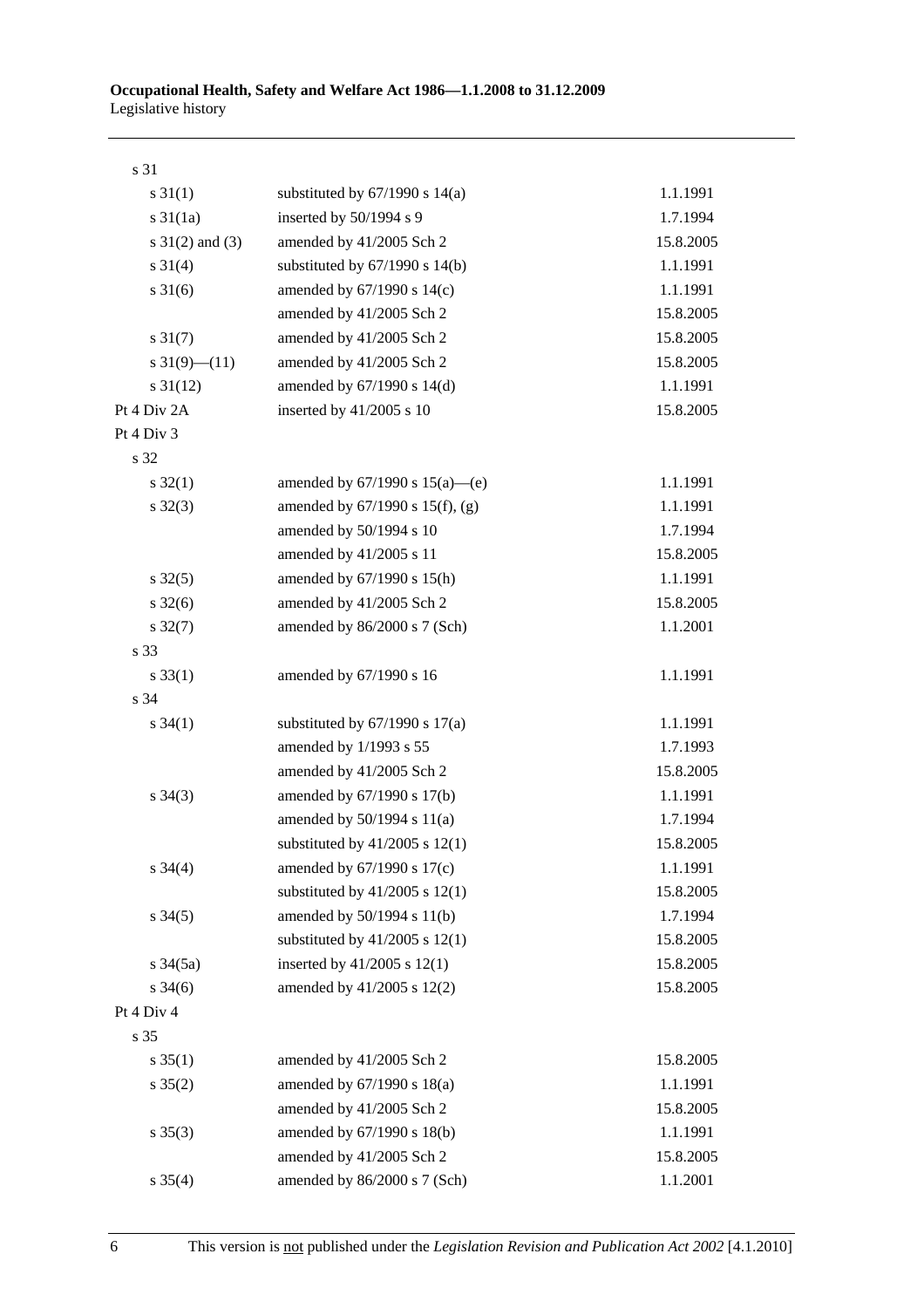| | | |
|---|---|---|
| s 31 | | |
| s 31(1) | substituted by 67/1990 s 14(a) | 1.1.1991 |
| s 31(1a) | inserted by 50/1994 s 9 | 1.7.1994 |
| s 31(2) and (3) | amended by 41/2005 Sch 2 | 15.8.2005 |
| s 31(4) | substituted by 67/1990 s 14(b) | 1.1.1991 |
| s 31(6) | amended by 67/1990 s 14(c) | 1.1.1991 |
| | amended by 41/2005 Sch 2 | 15.8.2005 |
| s 31(7) | amended by 41/2005 Sch 2 | 15.8.2005 |
| s 31(9)—(11) | amended by 41/2005 Sch 2 | 15.8.2005 |
| s 31(12) | amended by 67/1990 s 14(d) | 1.1.1991 |
| Pt 4 Div 2A | inserted by 41/2005 s 10 | 15.8.2005 |
| Pt 4 Div 3 | | |
| s 32 | | |
| s 32(1) | amended by 67/1990 s 15(a)—(e) | 1.1.1991 |
| s 32(3) | amended by 67/1990 s 15(f), (g) | 1.1.1991 |
| | amended by 50/1994 s 10 | 1.7.1994 |
| | amended by 41/2005 s 11 | 15.8.2005 |
| s 32(5) | amended by 67/1990 s 15(h) | 1.1.1991 |
| s 32(6) | amended by 41/2005 Sch 2 | 15.8.2005 |
| s 32(7) | amended by 86/2000 s 7 (Sch) | 1.1.2001 |
| s 33 | | |
| s 33(1) | amended by 67/1990 s 16 | 1.1.1991 |
| s 34 | | |
| s 34(1) | substituted by 67/1990 s 17(a) | 1.1.1991 |
| | amended by 1/1993 s 55 | 1.7.1993 |
| | amended by 41/2005 Sch 2 | 15.8.2005 |
| s 34(3) | amended by 67/1990 s 17(b) | 1.1.1991 |
| | amended by 50/1994 s 11(a) | 1.7.1994 |
| | substituted by 41/2005 s 12(1) | 15.8.2005 |
| s 34(4) | amended by 67/1990 s 17(c) | 1.1.1991 |
| | substituted by 41/2005 s 12(1) | 15.8.2005 |
| s 34(5) | amended by 50/1994 s 11(b) | 1.7.1994 |
| | substituted by 41/2005 s 12(1) | 15.8.2005 |
| s 34(5a) | inserted by 41/2005 s 12(1) | 15.8.2005 |
| s 34(6) | amended by 41/2005 s 12(2) | 15.8.2005 |
| Pt 4 Div 4 | | |
| s 35 | | |
| s 35(1) | amended by 41/2005 Sch 2 | 15.8.2005 |
| s 35(2) | amended by 67/1990 s 18(a) | 1.1.1991 |
| | amended by 41/2005 Sch 2 | 15.8.2005 |
| s 35(3) | amended by 67/1990 s 18(b) | 1.1.1991 |
| | amended by 41/2005 Sch 2 | 15.8.2005 |
| s 35(4) | amended by 86/2000 s 7 (Sch) | 1.1.2001 |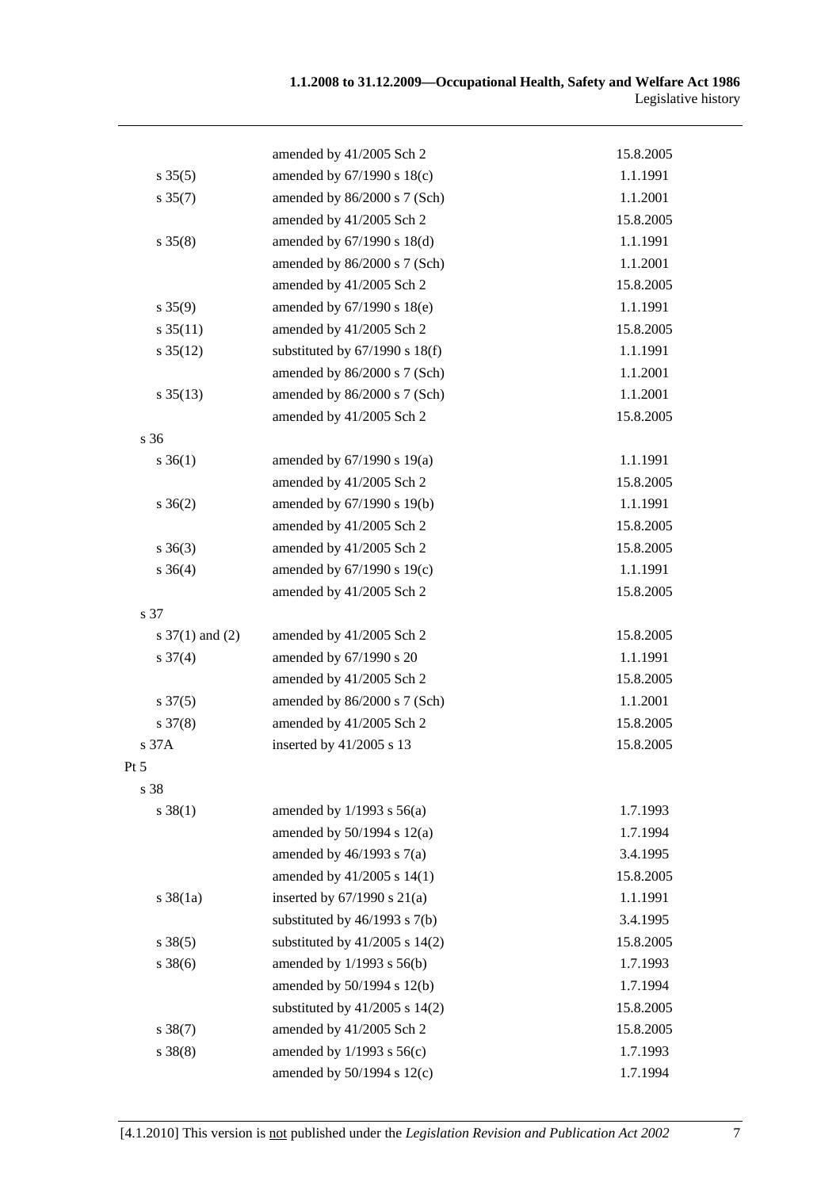| | | |
|---|---|---|
| | amended by 41/2005 Sch 2 | 15.8.2005 |
| s 35(5) | amended by 67/1990 s 18(c) | 1.1.1991 |
| s 35(7) | amended by 86/2000 s 7 (Sch) | 1.1.2001 |
| | amended by 41/2005 Sch 2 | 15.8.2005 |
| s 35(8) | amended by 67/1990 s 18(d) | 1.1.1991 |
| | amended by 86/2000 s 7 (Sch) | 1.1.2001 |
| | amended by 41/2005 Sch 2 | 15.8.2005 |
| s 35(9) | amended by 67/1990 s 18(e) | 1.1.1991 |
| s 35(11) | amended by 41/2005 Sch 2 | 15.8.2005 |
| s 35(12) | substituted by 67/1990 s 18(f) | 1.1.1991 |
| | amended by 86/2000 s 7 (Sch) | 1.1.2001 |
| s 35(13) | amended by 86/2000 s 7 (Sch) | 1.1.2001 |
| | amended by 41/2005 Sch 2 | 15.8.2005 |
| s 36 | | |
| s 36(1) | amended by 67/1990 s 19(a) | 1.1.1991 |
| | amended by 41/2005 Sch 2 | 15.8.2005 |
| s 36(2) | amended by 67/1990 s 19(b) | 1.1.1991 |
| | amended by 41/2005 Sch 2 | 15.8.2005 |
| s 36(3) | amended by 41/2005 Sch 2 | 15.8.2005 |
| s 36(4) | amended by 67/1990 s 19(c) | 1.1.1991 |
| | amended by 41/2005 Sch 2 | 15.8.2005 |
| s 37 | | |
| s 37(1) and (2) | amended by 41/2005 Sch 2 | 15.8.2005 |
| s 37(4) | amended by 67/1990 s 20 | 1.1.1991 |
| | amended by 41/2005 Sch 2 | 15.8.2005 |
| s 37(5) | amended by 86/2000 s 7 (Sch) | 1.1.2001 |
| s 37(8) | amended by 41/2005 Sch 2 | 15.8.2005 |
| s 37A | inserted by 41/2005 s 13 | 15.8.2005 |
| Pt 5 | | |
| s 38 | | |
| s 38(1) | amended by 1/1993 s 56(a) | 1.7.1993 |
| | amended by 50/1994 s 12(a) | 1.7.1994 |
| | amended by 46/1993 s 7(a) | 3.4.1995 |
| | amended by 41/2005 s 14(1) | 15.8.2005 |
| s 38(1a) | inserted by 67/1990 s 21(a) | 1.1.1991 |
| | substituted by 46/1993 s 7(b) | 3.4.1995 |
| s 38(5) | substituted by 41/2005 s 14(2) | 15.8.2005 |
| s 38(6) | amended by 1/1993 s 56(b) | 1.7.1993 |
| | amended by 50/1994 s 12(b) | 1.7.1994 |
| | substituted by 41/2005 s 14(2) | 15.8.2005 |
| s 38(7) | amended by 41/2005 Sch 2 | 15.8.2005 |
| s 38(8) | amended by 1/1993 s 56(c) | 1.7.1993 |
| | amended by 50/1994 s 12(c) | 1.7.1994 |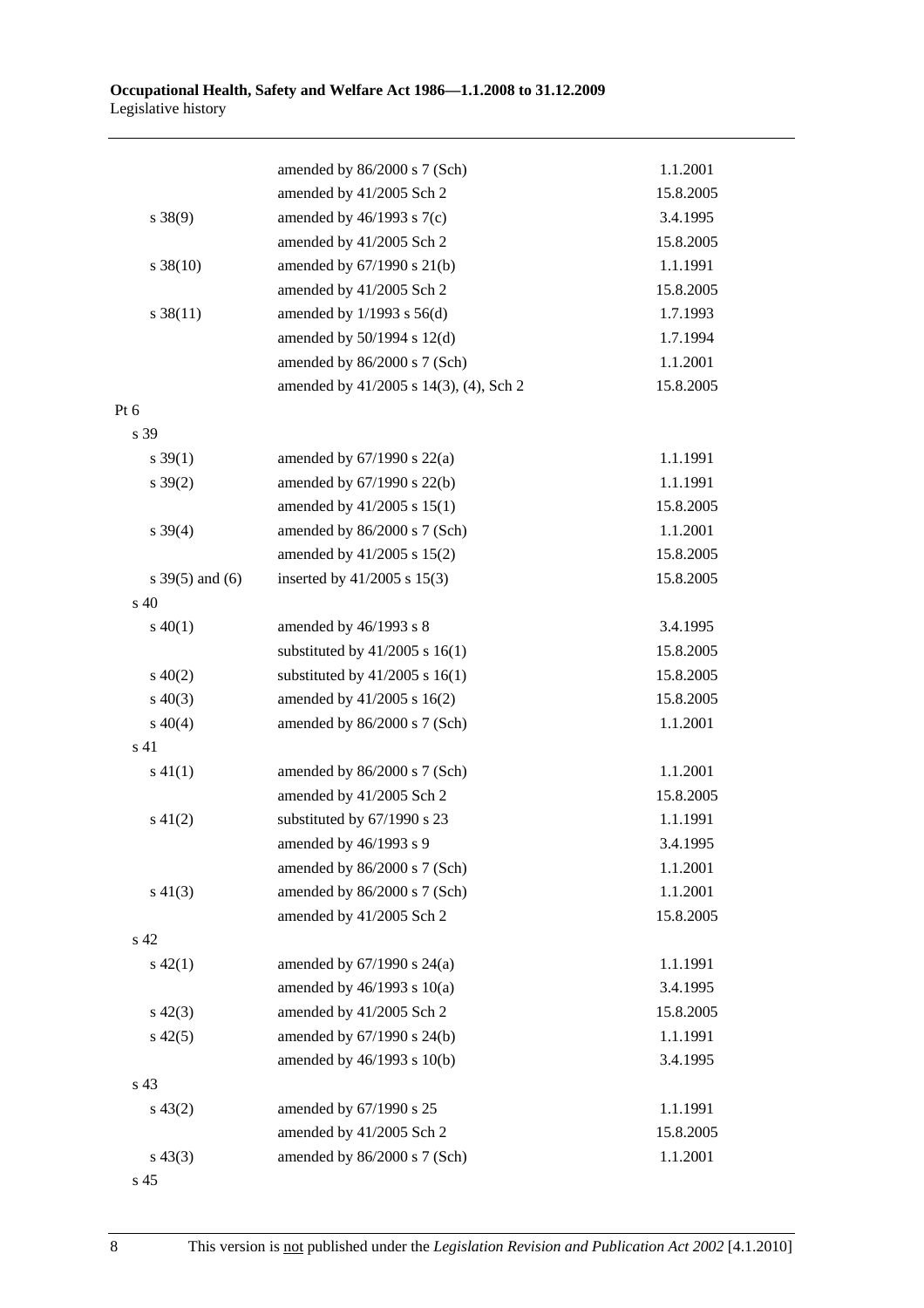| | | |
|---|---|---|
| | amended by 86/2000 s 7 (Sch) | 1.1.2001 |
| | amended by 41/2005 Sch 2 | 15.8.2005 |
| s 38(9) | amended by 46/1993 s 7(c) | 3.4.1995 |
| | amended by 41/2005 Sch 2 | 15.8.2005 |
| s 38(10) | amended by 67/1990 s 21(b) | 1.1.1991 |
| | amended by 41/2005 Sch 2 | 15.8.2005 |
| s 38(11) | amended by 1/1993 s 56(d) | 1.7.1993 |
| | amended by 50/1994 s 12(d) | 1.7.1994 |
| | amended by 86/2000 s 7 (Sch) | 1.1.2001 |
| | amended by 41/2005 s 14(3), (4), Sch 2 | 15.8.2005 |
| Pt 6 | | |
| s 39 | | |
| s 39(1) | amended by 67/1990 s 22(a) | 1.1.1991 |
| s 39(2) | amended by 67/1990 s 22(b) | 1.1.1991 |
| | amended by 41/2005 s 15(1) | 15.8.2005 |
| s 39(4) | amended by 86/2000 s 7 (Sch) | 1.1.2001 |
| | amended by 41/2005 s 15(2) | 15.8.2005 |
| s 39(5) and (6) | inserted by 41/2005 s 15(3) | 15.8.2005 |
| s 40 | | |
| s 40(1) | amended by 46/1993 s 8 | 3.4.1995 |
| | substituted by 41/2005 s 16(1) | 15.8.2005 |
| s 40(2) | substituted by 41/2005 s 16(1) | 15.8.2005 |
| s 40(3) | amended by 41/2005 s 16(2) | 15.8.2005 |
| s 40(4) | amended by 86/2000 s 7 (Sch) | 1.1.2001 |
| s 41 | | |
| s 41(1) | amended by 86/2000 s 7 (Sch) | 1.1.2001 |
| | amended by 41/2005 Sch 2 | 15.8.2005 |
| s 41(2) | substituted by 67/1990 s 23 | 1.1.1991 |
| | amended by 46/1993 s 9 | 3.4.1995 |
| | amended by 86/2000 s 7 (Sch) | 1.1.2001 |
| s 41(3) | amended by 86/2000 s 7 (Sch) | 1.1.2001 |
| | amended by 41/2005 Sch 2 | 15.8.2005 |
| s 42 | | |
| s 42(1) | amended by 67/1990 s 24(a) | 1.1.1991 |
| | amended by 46/1993 s 10(a) | 3.4.1995 |
| s 42(3) | amended by 41/2005 Sch 2 | 15.8.2005 |
| s 42(5) | amended by 67/1990 s 24(b) | 1.1.1991 |
| | amended by 46/1993 s 10(b) | 3.4.1995 |
| s 43 | | |
| s 43(2) | amended by 67/1990 s 25 | 1.1.1991 |
| | amended by 41/2005 Sch 2 | 15.8.2005 |
| s 43(3) | amended by 86/2000 s 7 (Sch) | 1.1.2001 |
| s 45 | | |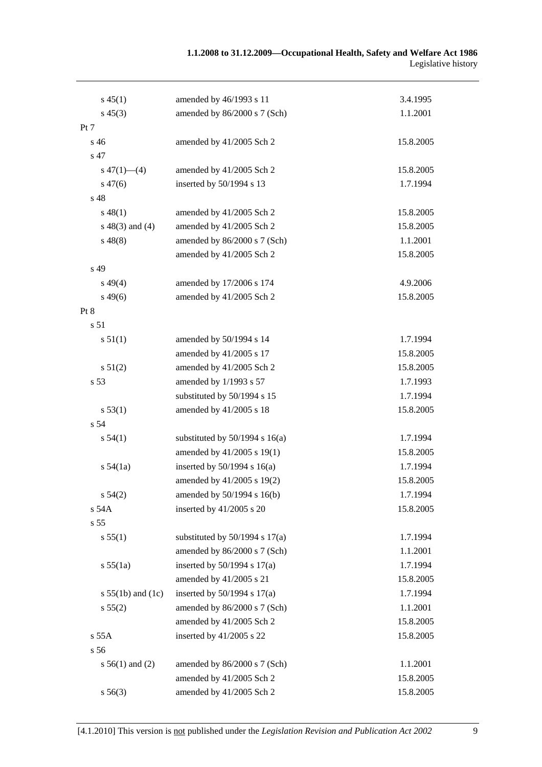| | | |
|---|---|---|
| s 45(1) | amended by 46/1993 s 11 | 3.4.1995 |
| s 45(3) | amended by 86/2000 s 7 (Sch) | 1.1.2001 |
| Pt 7 | | |
| s 46 | amended by 41/2005 Sch 2 | 15.8.2005 |
| s 47 | | |
| s 47(1)—(4) | amended by 41/2005 Sch 2 | 15.8.2005 |
| s 47(6) | inserted by 50/1994 s 13 | 1.7.1994 |
| s 48 | | |
| s 48(1) | amended by 41/2005 Sch 2 | 15.8.2005 |
| s 48(3) and (4) | amended by 41/2005 Sch 2 | 15.8.2005 |
| s 48(8) | amended by 86/2000 s 7 (Sch) | 1.1.2001 |
| | amended by 41/2005 Sch 2 | 15.8.2005 |
| s 49 | | |
| s 49(4) | amended by 17/2006 s 174 | 4.9.2006 |
| s 49(6) | amended by 41/2005 Sch 2 | 15.8.2005 |
| Pt 8 | | |
| s 51 | | |
| s 51(1) | amended by 50/1994 s 14 | 1.7.1994 |
| | amended by 41/2005 s 17 | 15.8.2005 |
| s 51(2) | amended by 41/2005 Sch 2 | 15.8.2005 |
| s 53 | amended by 1/1993 s 57 | 1.7.1993 |
| | substituted by 50/1994 s 15 | 1.7.1994 |
| s 53(1) | amended by 41/2005 s 18 | 15.8.2005 |
| s 54 | | |
| s 54(1) | substituted by 50/1994 s 16(a) | 1.7.1994 |
| | amended by 41/2005 s 19(1) | 15.8.2005 |
| s 54(1a) | inserted by 50/1994 s 16(a) | 1.7.1994 |
| | amended by 41/2005 s 19(2) | 15.8.2005 |
| s 54(2) | amended by 50/1994 s 16(b) | 1.7.1994 |
| s 54A | inserted by 41/2005 s 20 | 15.8.2005 |
| s 55 | | |
| s 55(1) | substituted by 50/1994 s 17(a) | 1.7.1994 |
| | amended by 86/2000 s 7 (Sch) | 1.1.2001 |
| s 55(1a) | inserted by 50/1994 s 17(a) | 1.7.1994 |
| | amended by 41/2005 s 21 | 15.8.2005 |
| s 55(1b) and (1c) | inserted by 50/1994 s 17(a) | 1.7.1994 |
| s 55(2) | amended by 86/2000 s 7 (Sch) | 1.1.2001 |
| | amended by 41/2005 Sch 2 | 15.8.2005 |
| s 55A | inserted by 41/2005 s 22 | 15.8.2005 |
| s 56 | | |
| s 56(1) and (2) | amended by 86/2000 s 7 (Sch) | 1.1.2001 |
| | amended by 41/2005 Sch 2 | 15.8.2005 |
| s 56(3) | amended by 41/2005 Sch 2 | 15.8.2005 |

[4.1.2010] This version is not published under the *Legislation Revision and Publication Act 2002*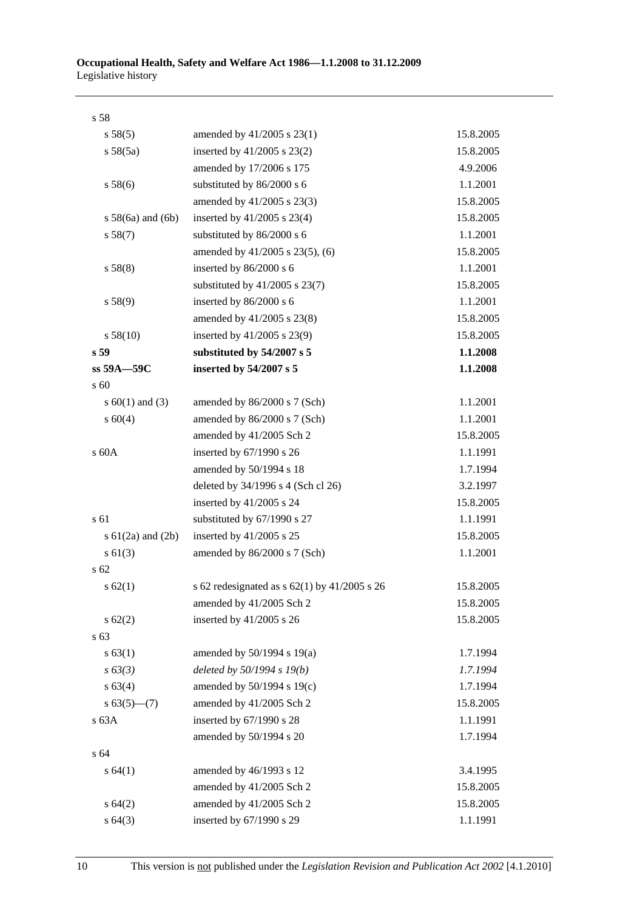| | | |
|---|---|---|
| s 58 | | |
| s 58(5) | amended by 41/2005 s 23(1) | 15.8.2005 |
| s 58(5a) | inserted by 41/2005 s 23(2) | 15.8.2005 |
| | amended by 17/2006 s 175 | 4.9.2006 |
| s 58(6) | substituted by 86/2000 s 6 | 1.1.2001 |
| | amended by 41/2005 s 23(3) | 15.8.2005 |
| s 58(6a) and (6b) | inserted by 41/2005 s 23(4) | 15.8.2005 |
| s 58(7) | substituted by 86/2000 s 6 | 1.1.2001 |
| | amended by 41/2005 s 23(5), (6) | 15.8.2005 |
| s 58(8) | inserted by 86/2000 s 6 | 1.1.2001 |
| | substituted by 41/2005 s 23(7) | 15.8.2005 |
| s 58(9) | inserted by 86/2000 s 6 | 1.1.2001 |
| | amended by 41/2005 s 23(8) | 15.8.2005 |
| s 58(10) | inserted by 41/2005 s 23(9) | 15.8.2005 |
| **s 59** | **substituted by 54/2007 s 5** | **1.1.2008** |
| **ss 59A—59C** | **inserted by 54/2007 s 5** | **1.1.2008** |
| s 60 | | |
| s 60(1) and (3) | amended by 86/2000 s 7 (Sch) | 1.1.2001 |
| s 60(4) | amended by 86/2000 s 7 (Sch) | 1.1.2001 |
| | amended by 41/2005 Sch 2 | 15.8.2005 |
| s 60A | inserted by 67/1990 s 26 | 1.1.1991 |
| | amended by 50/1994 s 18 | 1.7.1994 |
| | deleted by 34/1996 s 4 (Sch cl 26) | 3.2.1997 |
| | inserted by 41/2005 s 24 | 15.8.2005 |
| s 61 | substituted by 67/1990 s 27 | 1.1.1991 |
| s 61(2a) and (2b) | inserted by 41/2005 s 25 | 15.8.2005 |
| s 61(3) | amended by 86/2000 s 7 (Sch) | 1.1.2001 |
| s 62 | | |
| s 62(1) | s 62 redesignated as s 62(1) by 41/2005 s 26 | 15.8.2005 |
| | amended by 41/2005 Sch 2 | 15.8.2005 |
| s 62(2) | inserted by 41/2005 s 26 | 15.8.2005 |
| s 63 | | |
| s 63(1) | amended by 50/1994 s 19(a) | 1.7.1994 |
| *s 63(3)* | *deleted by 50/1994 s 19(b)* | *1.7.1994* |
| s 63(4) | amended by 50/1994 s 19(c) | 1.7.1994 |
| s 63(5)—(7) | amended by 41/2005 Sch 2 | 15.8.2005 |
| s 63A | inserted by 67/1990 s 28 | 1.1.1991 |
| | amended by 50/1994 s 20 | 1.7.1994 |
| s 64 | | |
| s 64(1) | amended by 46/1993 s 12 | 3.4.1995 |
| | amended by 41/2005 Sch 2 | 15.8.2005 |
| s 64(2) | amended by 41/2005 Sch 2 | 15.8.2005 |
| s 64(3) | inserted by 67/1990 s 29 | 1.1.1991 |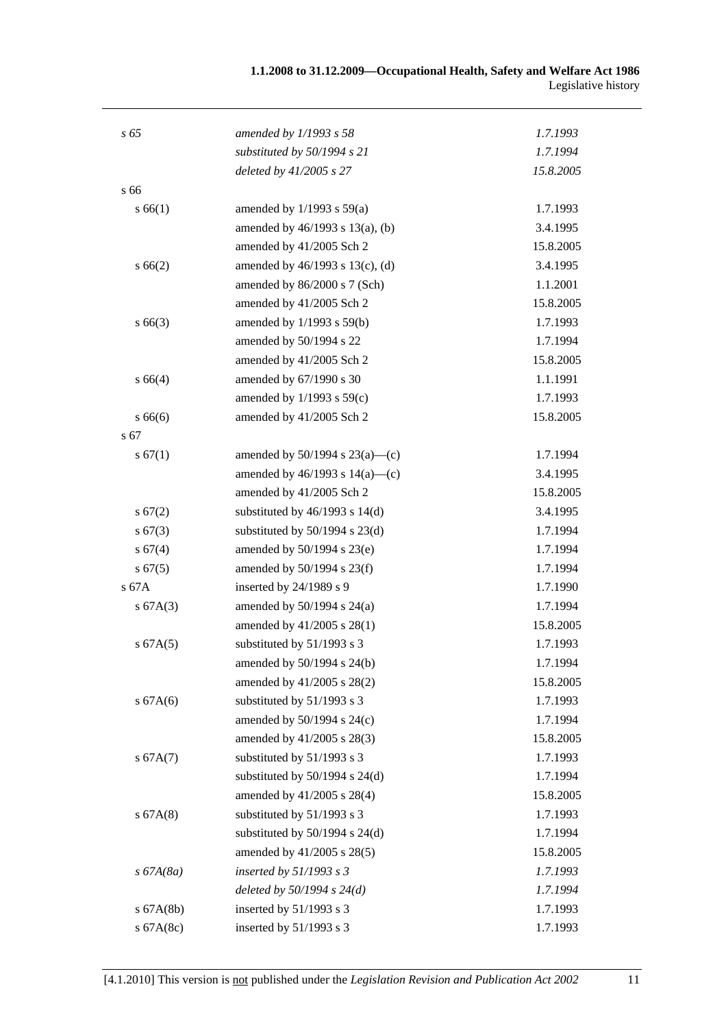| | | |
|---|---|---|
| *s 65* | *amended by 1/1993 s 58* | *1.7.1993* |
| | *substituted by 50/1994 s 21* | *1.7.1994* |
| | *deleted by 41/2005 s 27* | *15.8.2005* |
| s 66 | | |
| s 66(1) | amended by 1/1993 s 59(a) | 1.7.1993 |
| | amended by 46/1993 s 13(a), (b) | 3.4.1995 |
| | amended by 41/2005 Sch 2 | 15.8.2005 |
| s 66(2) | amended by 46/1993 s 13(c), (d) | 3.4.1995 |
| | amended by 86/2000 s 7 (Sch) | 1.1.2001 |
| | amended by 41/2005 Sch 2 | 15.8.2005 |
| s 66(3) | amended by 1/1993 s 59(b) | 1.7.1993 |
| | amended by 50/1994 s 22 | 1.7.1994 |
| | amended by 41/2005 Sch 2 | 15.8.2005 |
| s 66(4) | amended by 67/1990 s 30 | 1.1.1991 |
| | amended by 1/1993 s 59(c) | 1.7.1993 |
| s 66(6) | amended by 41/2005 Sch 2 | 15.8.2005 |
| s 67 | | |
| s 67(1) | amended by 50/1994 s 23(a)—(c) | 1.7.1994 |
| | amended by 46/1993 s 14(a)—(c) | 3.4.1995 |
| | amended by 41/2005 Sch 2 | 15.8.2005 |
| s 67(2) | substituted by 46/1993 s 14(d) | 3.4.1995 |
| s 67(3) | substituted by 50/1994 s 23(d) | 1.7.1994 |
| s 67(4) | amended by 50/1994 s 23(e) | 1.7.1994 |
| s 67(5) | amended by 50/1994 s 23(f) | 1.7.1994 |
| s 67A | inserted by 24/1989 s 9 | 1.7.1990 |
| s 67A(3) | amended by 50/1994 s 24(a) | 1.7.1994 |
| | amended by 41/2005 s 28(1) | 15.8.2005 |
| s 67A(5) | substituted by 51/1993 s 3 | 1.7.1993 |
| | amended by 50/1994 s 24(b) | 1.7.1994 |
| | amended by 41/2005 s 28(2) | 15.8.2005 |
| s 67A(6) | substituted by 51/1993 s 3 | 1.7.1993 |
| | amended by 50/1994 s 24(c) | 1.7.1994 |
| | amended by 41/2005 s 28(3) | 15.8.2005 |
| s 67A(7) | substituted by 51/1993 s 3 | 1.7.1993 |
| | substituted by 50/1994 s 24(d) | 1.7.1994 |
| | amended by 41/2005 s 28(4) | 15.8.2005 |
| s 67A(8) | substituted by 51/1993 s 3 | 1.7.1993 |
| | substituted by 50/1994 s 24(d) | 1.7.1994 |
| | amended by 41/2005 s 28(5) | 15.8.2005 |
| *s 67A(8a)* | *inserted by 51/1993 s 3* | *1.7.1993* |
| | *deleted by 50/1994 s 24(d)* | *1.7.1994* |
| s 67A(8b) | inserted by 51/1993 s 3 | 1.7.1993 |
| s 67A(8c) | inserted by 51/1993 s 3 | 1.7.1993 |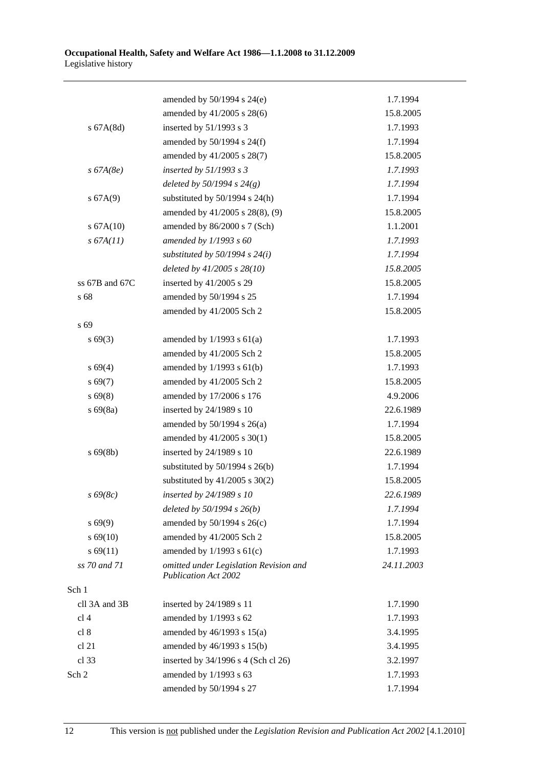| | | |
|---|---|---|
| | amended by 50/1994 s 24(e) | 1.7.1994 |
| | amended by 41/2005 s 28(6) | 15.8.2005 |
| s 67A(8d) | inserted by 51/1993 s 3 | 1.7.1993 |
| | amended by 50/1994 s 24(f) | 1.7.1994 |
| | amended by 41/2005 s 28(7) | 15.8.2005 |
| *s 67A(8e)* | *inserted by 51/1993 s 3* | *1.7.1993* |
| | *deleted by 50/1994 s 24(g)* | *1.7.1994* |
| s 67A(9) | substituted by 50/1994 s 24(h) | 1.7.1994 |
| | amended by 41/2005 s 28(8), (9) | 15.8.2005 |
| s 67A(10) | amended by 86/2000 s 7 (Sch) | 1.1.2001 |
| *s 67A(11)* | *amended by 1/1993 s 60* | *1.7.1993* |
| | *substituted by 50/1994 s 24(i)* | *1.7.1994* |
| | *deleted by 41/2005 s 28(10)* | *15.8.2005* |
| ss 67B and 67C | inserted by 41/2005 s 29 | 15.8.2005 |
| s 68 | amended by 50/1994 s 25 | 1.7.1994 |
| | amended by 41/2005 Sch 2 | 15.8.2005 |
| s 69 | | |
| s 69(3) | amended by 1/1993 s 61(a) | 1.7.1993 |
| | amended by 41/2005 Sch 2 | 15.8.2005 |
| s 69(4) | amended by 1/1993 s 61(b) | 1.7.1993 |
| s 69(7) | amended by 41/2005 Sch 2 | 15.8.2005 |
| s 69(8) | amended by 17/2006 s 176 | 4.9.2006 |
| s 69(8a) | inserted by 24/1989 s 10 | 22.6.1989 |
| | amended by 50/1994 s 26(a) | 1.7.1994 |
| | amended by 41/2005 s 30(1) | 15.8.2005 |
| s 69(8b) | inserted by 24/1989 s 10 | 22.6.1989 |
| | substituted by 50/1994 s 26(b) | 1.7.1994 |
| | substituted by 41/2005 s 30(2) | 15.8.2005 |
| *s 69(8c)* | *inserted by 24/1989 s 10* | *22.6.1989* |
| | *deleted by 50/1994 s 26(b)* | *1.7.1994* |
| s 69(9) | amended by 50/1994 s 26(c) | 1.7.1994 |
| s 69(10) | amended by 41/2005 Sch 2 | 15.8.2005 |
| s 69(11) | amended by 1/1993 s 61(c) | 1.7.1993 |
| *ss 70 and 71* | *omitted under Legislation Revision and Publication Act 2002* | *24.11.2003* |
| Sch 1 | | |
| cll 3A and 3B | inserted by 24/1989 s 11 | 1.7.1990 |
| cl 4 | amended by 1/1993 s 62 | 1.7.1993 |
| cl 8 | amended by 46/1993 s 15(a) | 3.4.1995 |
| cl 21 | amended by 46/1993 s 15(b) | 3.4.1995 |
| cl 33 | inserted by 34/1996 s 4 (Sch cl 26) | 3.2.1997 |
| Sch 2 | amended by 1/1993 s 63 | 1.7.1993 |
| | amended by 50/1994 s 27 | 1.7.1994 |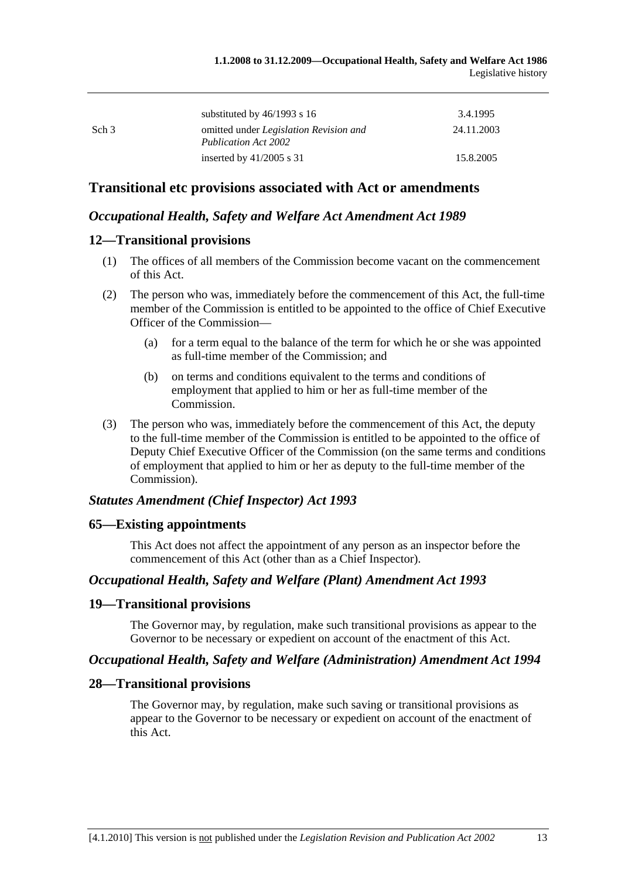| | | |
|---|---|---|
| | substituted by 46/1993 s 16 | 3.4.1995 |
| Sch 3 | omitted under *Legislation Revision and Publication Act 2002* | 24.11.2003 |
| | inserted by 41/2005 s 31 | 15.8.2005 |

## Transitional etc provisions associated with Act or amendments

### *Occupational Health, Safety and Welfare Act Amendment Act 1989*

### 12—Transitional provisions

(1) The offices of all members of the Commission become vacant on the commencement of this Act.

(2) The person who was, immediately before the commencement of this Act, the full-time member of the Commission is entitled to be appointed to the office of Chief Executive Officer of the Commission—

(a) for a term equal to the balance of the term for which he or she was appointed as full-time member of the Commission; and

(b) on terms and conditions equivalent to the terms and conditions of employment that applied to him or her as full-time member of the Commission.

(3) The person who was, immediately before the commencement of this Act, the deputy to the full-time member of the Commission is entitled to be appointed to the office of Deputy Chief Executive Officer of the Commission (on the same terms and conditions of employment that applied to him or her as deputy to the full-time member of the Commission).

### *Statutes Amendment (Chief Inspector) Act 1993*

### 65—Existing appointments

This Act does not affect the appointment of any person as an inspector before the commencement of this Act (other than as a Chief Inspector).

### *Occupational Health, Safety and Welfare (Plant) Amendment Act 1993*

### 19—Transitional provisions

The Governor may, by regulation, make such transitional provisions as appear to the Governor to be necessary or expedient on account of the enactment of this Act.

### *Occupational Health, Safety and Welfare (Administration) Amendment Act 1994*

### 28—Transitional provisions

The Governor may, by regulation, make such saving or transitional provisions as appear to the Governor to be necessary or expedient on account of the enactment of this Act.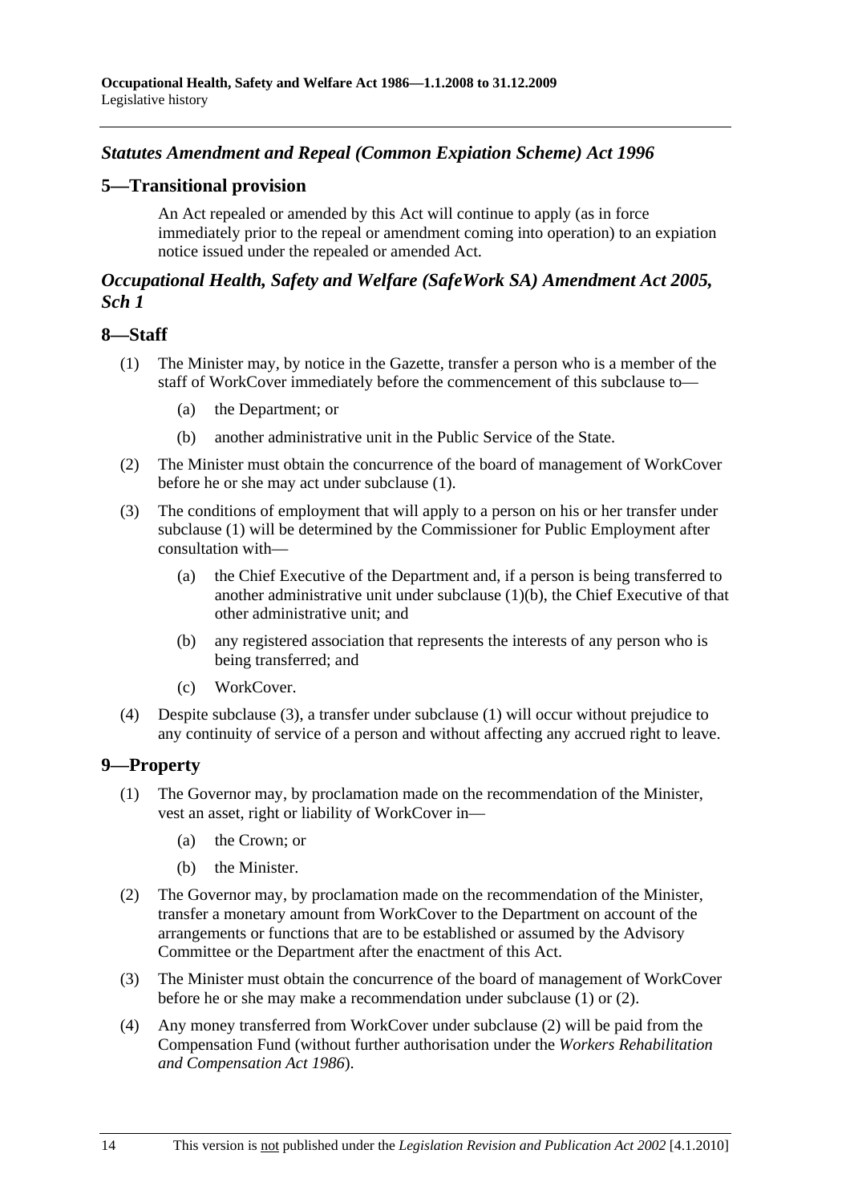## *Statutes Amendment and Repeal (Common Expiation Scheme) Act 1996*

### 5—Transitional provision

An Act repealed or amended by this Act will continue to apply (as in force immediately prior to the repeal or amendment coming into operation) to an expiation notice issued under the repealed or amended Act.

## *Occupational Health, Safety and Welfare (SafeWork SA) Amendment Act 2005, Sch 1*

### 8—Staff

(1) The Minister may, by notice in the Gazette, transfer a person who is a member of the staff of WorkCover immediately before the commencement of this subclause to—

  (a) the Department; or

  (b) another administrative unit in the Public Service of the State.

(2) The Minister must obtain the concurrence of the board of management of WorkCover before he or she may act under subclause (1).

(3) The conditions of employment that will apply to a person on his or her transfer under subclause (1) will be determined by the Commissioner for Public Employment after consultation with—

  (a) the Chief Executive of the Department and, if a person is being transferred to another administrative unit under subclause (1)(b), the Chief Executive of that other administrative unit; and

  (b) any registered association that represents the interests of any person who is being transferred; and

  (c) WorkCover.

(4) Despite subclause (3), a transfer under subclause (1) will occur without prejudice to any continuity of service of a person and without affecting any accrued right to leave.

### 9—Property

(1) The Governor may, by proclamation made on the recommendation of the Minister, vest an asset, right or liability of WorkCover in—

  (a) the Crown; or

  (b) the Minister.

(2) The Governor may, by proclamation made on the recommendation of the Minister, transfer a monetary amount from WorkCover to the Department on account of the arrangements or functions that are to be established or assumed by the Advisory Committee or the Department after the enactment of this Act.

(3) The Minister must obtain the concurrence of the board of management of WorkCover before he or she may make a recommendation under subclause (1) or (2).

(4) Any money transferred from WorkCover under subclause (2) will be paid from the Compensation Fund (without further authorisation under the *Workers Rehabilitation and Compensation Act 1986*).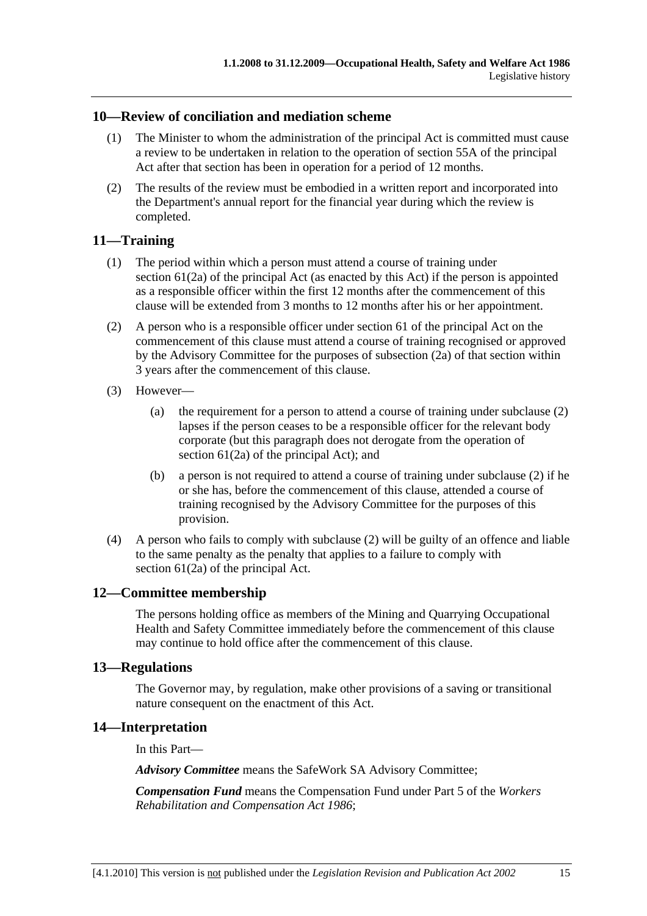## 10—Review of conciliation and mediation scheme

(1) The Minister to whom the administration of the principal Act is committed must cause a review to be undertaken in relation to the operation of section 55A of the principal Act after that section has been in operation for a period of 12 months.

(2) The results of the review must be embodied in a written report and incorporated into the Department's annual report for the financial year during which the review is completed.

## 11—Training

(1) The period within which a person must attend a course of training under section 61(2a) of the principal Act (as enacted by this Act) if the person is appointed as a responsible officer within the first 12 months after the commencement of this clause will be extended from 3 months to 12 months after his or her appointment.

(2) A person who is a responsible officer under section 61 of the principal Act on the commencement of this clause must attend a course of training recognised or approved by the Advisory Committee for the purposes of subsection (2a) of that section within 3 years after the commencement of this clause.

(3) However—

- (a) the requirement for a person to attend a course of training under subclause (2) lapses if the person ceases to be a responsible officer for the relevant body corporate (but this paragraph does not derogate from the operation of section 61(2a) of the principal Act); and
- (b) a person is not required to attend a course of training under subclause (2) if he or she has, before the commencement of this clause, attended a course of training recognised by the Advisory Committee for the purposes of this provision.

(4) A person who fails to comply with subclause (2) will be guilty of an offence and liable to the same penalty as the penalty that applies to a failure to comply with section 61(2a) of the principal Act.

## 12—Committee membership

The persons holding office as members of the Mining and Quarrying Occupational Health and Safety Committee immediately before the commencement of this clause may continue to hold office after the commencement of this clause.

## 13—Regulations

The Governor may, by regulation, make other provisions of a saving or transitional nature consequent on the enactment of this Act.

## 14—Interpretation

In this Part—

***Advisory Committee*** means the SafeWork SA Advisory Committee;

***Compensation Fund*** means the Compensation Fund under Part 5 of the *Workers Rehabilitation and Compensation Act 1986*;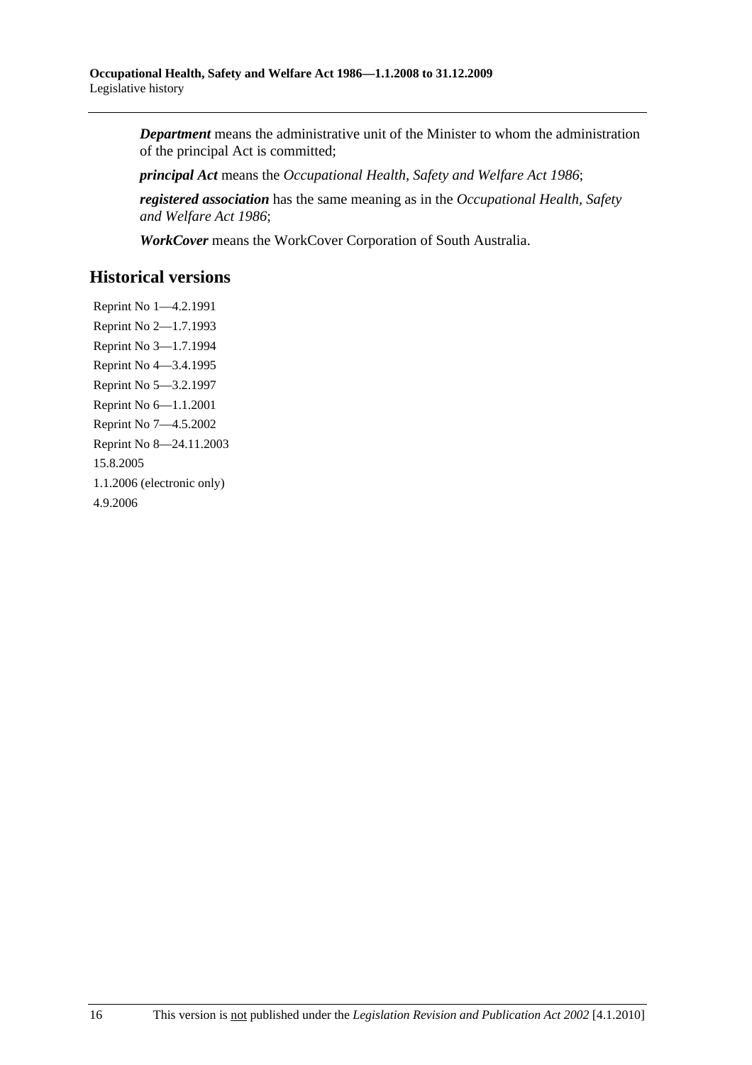***Department*** means the administrative unit of the Minister to whom the administration of the principal Act is committed;

***principal Act*** means the *Occupational Health, Safety and Welfare Act 1986*;

***registered association*** has the same meaning as in the *Occupational Health, Safety and Welfare Act 1986*;

***WorkCover*** means the WorkCover Corporation of South Australia.

## Historical versions

Reprint No 1—4.2.1991

Reprint No 2—1.7.1993

Reprint No 3—1.7.1994

Reprint No 4—3.4.1995

Reprint No 5—3.2.1997

Reprint No 6—1.1.2001

Reprint No 7—4.5.2002

Reprint No 8—24.11.2003

15.8.2005

1.1.2006 (electronic only)

4.9.2006